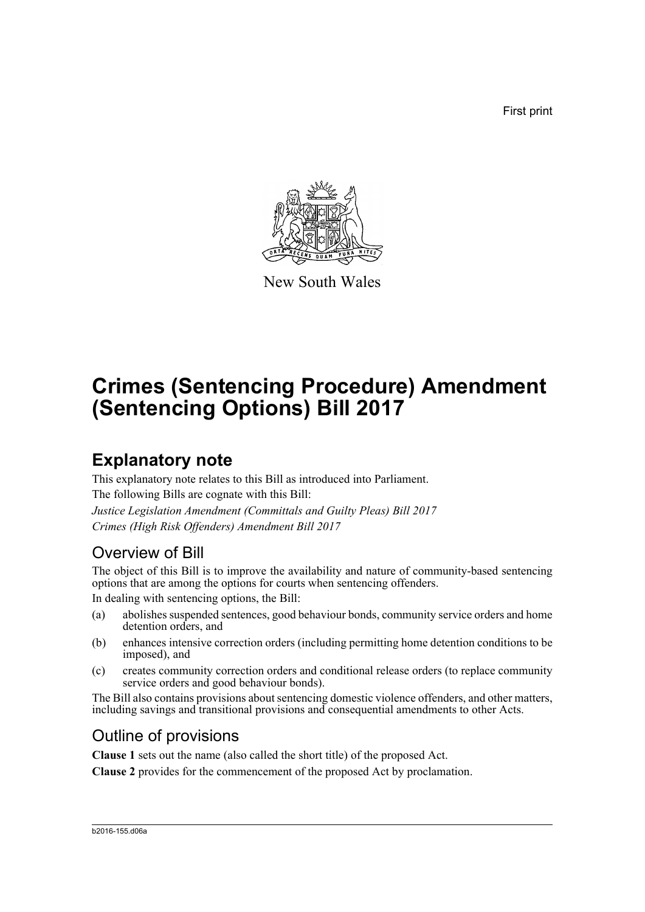First print

New South Wales

# Crimes (Sentencing Procedure) Amendment (Sentencing Options) Bill 2017

## Explanatory note

This explanatory note relates to this Bill as introduced into Parliament.

The following Bills are cognate with this Bill:

*Justice Legislation Amendment (Committals and Guilty Pleas) Bill 2017*

*Crimes (High Risk Offenders) Amendment Bill 2017*

### Overview of Bill

The object of this Bill is to improve the availability and nature of community-based sentencing options that are among the options for courts when sentencing offenders.

In dealing with sentencing options, the Bill:

(a) abolishes suspended sentences, good behaviour bonds, community service orders and home detention orders, and

(b) enhances intensive correction orders (including permitting home detention conditions to be imposed), and

(c) creates community correction orders and conditional release orders (to replace community service orders and good behaviour bonds).

The Bill also contains provisions about sentencing domestic violence offenders, and other matters, including savings and transitional provisions and consequential amendments to other Acts.

### Outline of provisions

**Clause 1** sets out the name (also called the short title) of the proposed Act.

**Clause 2** provides for the commencement of the proposed Act by proclamation.

b2016-155.d06a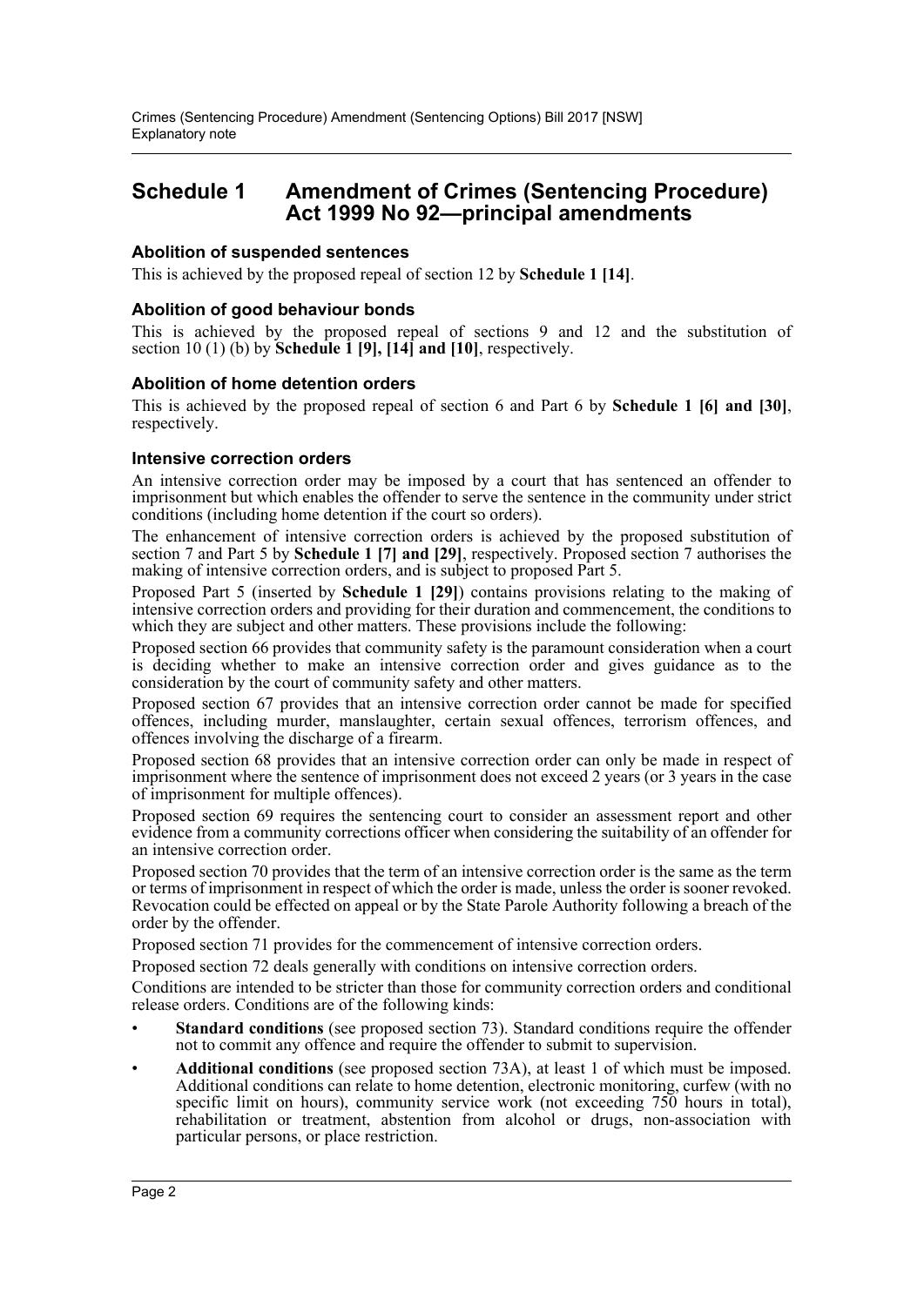## Schedule 1 Amendment of Crimes (Sentencing Procedure) Act 1999 No 92—principal amendments

### Abolition of suspended sentences

This is achieved by the proposed repeal of section 12 by **Schedule 1 [14]**.

### Abolition of good behaviour bonds

This is achieved by the proposed repeal of sections 9 and 12 and the substitution of section 10 (1) (b) by **Schedule 1 [9], [14] and [10]**, respectively.

### Abolition of home detention orders

This is achieved by the proposed repeal of section 6 and Part 6 by **Schedule 1 [6] and [30]**, respectively.

### Intensive correction orders

An intensive correction order may be imposed by a court that has sentenced an offender to imprisonment but which enables the offender to serve the sentence in the community under strict conditions (including home detention if the court so orders).

The enhancement of intensive correction orders is achieved by the proposed substitution of section 7 and Part 5 by **Schedule 1 [7] and [29]**, respectively. Proposed section 7 authorises the making of intensive correction orders, and is subject to proposed Part 5.

Proposed Part 5 (inserted by **Schedule 1 [29]**) contains provisions relating to the making of intensive correction orders and providing for their duration and commencement, the conditions to which they are subject and other matters. These provisions include the following:

Proposed section 66 provides that community safety is the paramount consideration when a court is deciding whether to make an intensive correction order and gives guidance as to the consideration by the court of community safety and other matters.

Proposed section 67 provides that an intensive correction order cannot be made for specified offences, including murder, manslaughter, certain sexual offences, terrorism offences, and offences involving the discharge of a firearm.

Proposed section 68 provides that an intensive correction order can only be made in respect of imprisonment where the sentence of imprisonment does not exceed 2 years (or 3 years in the case of imprisonment for multiple offences).

Proposed section 69 requires the sentencing court to consider an assessment report and other evidence from a community corrections officer when considering the suitability of an offender for an intensive correction order.

Proposed section 70 provides that the term of an intensive correction order is the same as the term or terms of imprisonment in respect of which the order is made, unless the order is sooner revoked. Revocation could be effected on appeal or by the State Parole Authority following a breach of the order by the offender.

Proposed section 71 provides for the commencement of intensive correction orders.

Proposed section 72 deals generally with conditions on intensive correction orders.

Conditions are intended to be stricter than those for community correction orders and conditional release orders. Conditions are of the following kinds:

- **Standard conditions** (see proposed section 73). Standard conditions require the offender not to commit any offence and require the offender to submit to supervision.
- **Additional conditions** (see proposed section 73A), at least 1 of which must be imposed. Additional conditions can relate to home detention, electronic monitoring, curfew (with no specific limit on hours), community service work (not exceeding 750 hours in total), rehabilitation or treatment, abstention from alcohol or drugs, non-association with particular persons, or place restriction.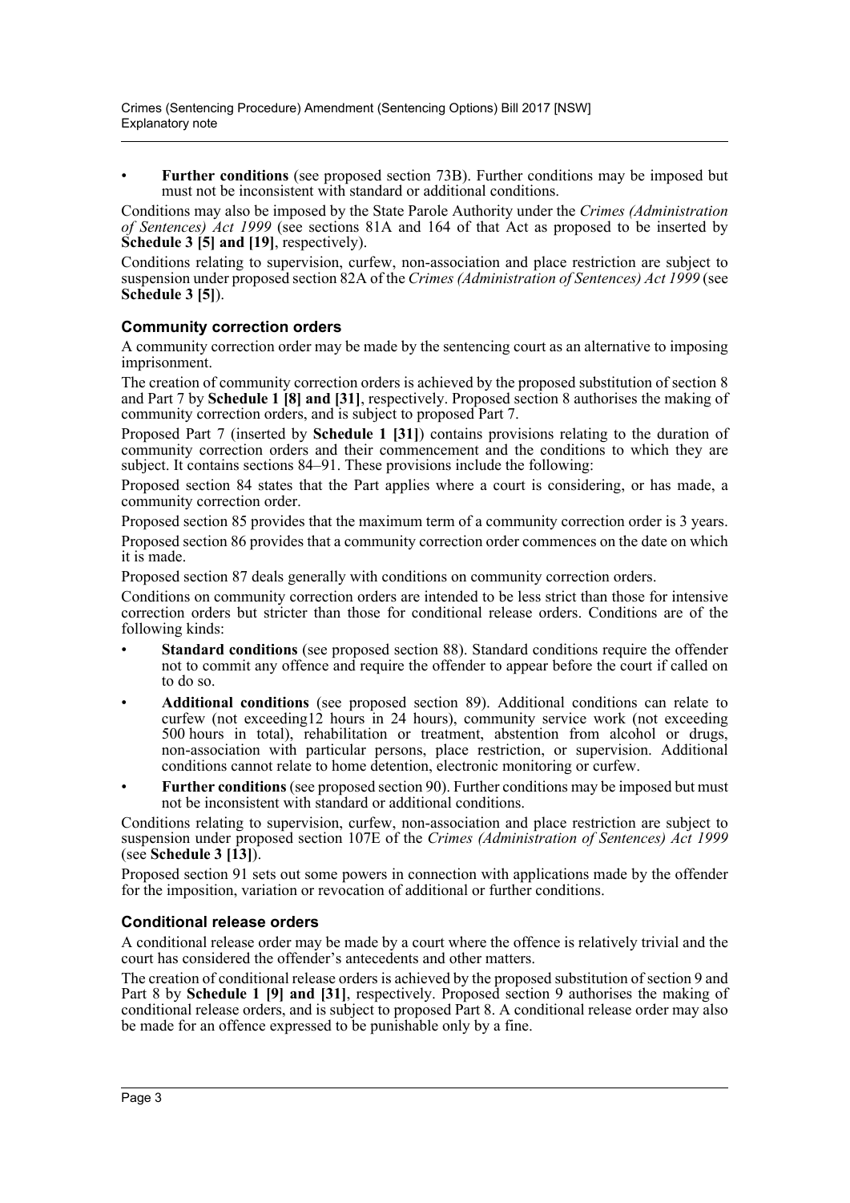- **Further conditions** (see proposed section 73B). Further conditions may be imposed but must not be inconsistent with standard or additional conditions.

Conditions may also be imposed by the State Parole Authority under the *Crimes (Administration of Sentences) Act 1999* (see sections 81A and 164 of that Act as proposed to be inserted by **Schedule 3 [5] and [19]**, respectively).

Conditions relating to supervision, curfew, non-association and place restriction are subject to suspension under proposed section 82A of the *Crimes (Administration of Sentences) Act 1999* (see **Schedule 3 [5]**).

### Community correction orders

A community correction order may be made by the sentencing court as an alternative to imposing imprisonment.

The creation of community correction orders is achieved by the proposed substitution of section 8 and Part 7 by **Schedule 1 [8] and [31]**, respectively. Proposed section 8 authorises the making of community correction orders, and is subject to proposed Part 7.

Proposed Part 7 (inserted by **Schedule 1 [31]**) contains provisions relating to the duration of community correction orders and their commencement and the conditions to which they are subject. It contains sections 84–91. These provisions include the following:

Proposed section 84 states that the Part applies where a court is considering, or has made, a community correction order.

Proposed section 85 provides that the maximum term of a community correction order is 3 years.

Proposed section 86 provides that a community correction order commences on the date on which it is made.

Proposed section 87 deals generally with conditions on community correction orders.

Conditions on community correction orders are intended to be less strict than those for intensive correction orders but stricter than those for conditional release orders. Conditions are of the following kinds:

- **Standard conditions** (see proposed section 88). Standard conditions require the offender not to commit any offence and require the offender to appear before the court if called on to do so.
- **Additional conditions** (see proposed section 89). Additional conditions can relate to curfew (not exceeding12 hours in 24 hours), community service work (not exceeding 500 hours in total), rehabilitation or treatment, abstention from alcohol or drugs, non-association with particular persons, place restriction, or supervision. Additional conditions cannot relate to home detention, electronic monitoring or curfew.
- **Further conditions** (see proposed section 90). Further conditions may be imposed but must not be inconsistent with standard or additional conditions.

Conditions relating to supervision, curfew, non-association and place restriction are subject to suspension under proposed section 107E of the *Crimes (Administration of Sentences) Act 1999* (see **Schedule 3 [13]**).

Proposed section 91 sets out some powers in connection with applications made by the offender for the imposition, variation or revocation of additional or further conditions.

### Conditional release orders

A conditional release order may be made by a court where the offence is relatively trivial and the court has considered the offender's antecedents and other matters.

The creation of conditional release orders is achieved by the proposed substitution of section 9 and Part 8 by **Schedule 1 [9] and [31]**, respectively. Proposed section 9 authorises the making of conditional release orders, and is subject to proposed Part 8. A conditional release order may also be made for an offence expressed to be punishable only by a fine.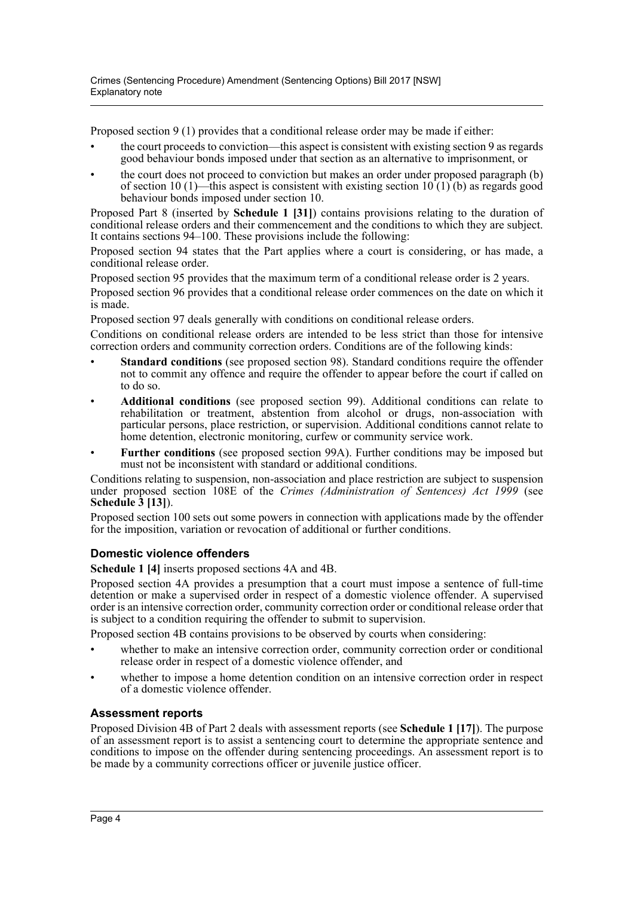Proposed section 9 (1) provides that a conditional release order may be made if either:

- the court proceeds to conviction—this aspect is consistent with existing section 9 as regards good behaviour bonds imposed under that section as an alternative to imprisonment, or
- the court does not proceed to conviction but makes an order under proposed paragraph (b) of section 10 (1)—this aspect is consistent with existing section 10 (1) (b) as regards good behaviour bonds imposed under section 10.

Proposed Part 8 (inserted by **Schedule 1 [31]**) contains provisions relating to the duration of conditional release orders and their commencement and the conditions to which they are subject. It contains sections 94–100. These provisions include the following:

Proposed section 94 states that the Part applies where a court is considering, or has made, a conditional release order.

Proposed section 95 provides that the maximum term of a conditional release order is 2 years.

Proposed section 96 provides that a conditional release order commences on the date on which it is made.

Proposed section 97 deals generally with conditions on conditional release orders.

Conditions on conditional release orders are intended to be less strict than those for intensive correction orders and community correction orders. Conditions are of the following kinds:

- **Standard conditions** (see proposed section 98). Standard conditions require the offender not to commit any offence and require the offender to appear before the court if called on to do so.
- **Additional conditions** (see proposed section 99). Additional conditions can relate to rehabilitation or treatment, abstention from alcohol or drugs, non-association with particular persons, place restriction, or supervision. Additional conditions cannot relate to home detention, electronic monitoring, curfew or community service work.
- **Further conditions** (see proposed section 99A). Further conditions may be imposed but must not be inconsistent with standard or additional conditions.

Conditions relating to suspension, non-association and place restriction are subject to suspension under proposed section 108E of the *Crimes (Administration of Sentences) Act 1999* (see **Schedule 3 [13]**).

Proposed section 100 sets out some powers in connection with applications made by the offender for the imposition, variation or revocation of additional or further conditions.

### Domestic violence offenders

**Schedule 1 [4]** inserts proposed sections 4A and 4B.

Proposed section 4A provides a presumption that a court must impose a sentence of full-time detention or make a supervised order in respect of a domestic violence offender. A supervised order is an intensive correction order, community correction order or conditional release order that is subject to a condition requiring the offender to submit to supervision.

Proposed section 4B contains provisions to be observed by courts when considering:

- whether to make an intensive correction order, community correction order or conditional release order in respect of a domestic violence offender, and
- whether to impose a home detention condition on an intensive correction order in respect of a domestic violence offender.

### Assessment reports

Proposed Division 4B of Part 2 deals with assessment reports (see **Schedule 1 [17]**). The purpose of an assessment report is to assist a sentencing court to determine the appropriate sentence and conditions to impose on the offender during sentencing proceedings. An assessment report is to be made by a community corrections officer or juvenile justice officer.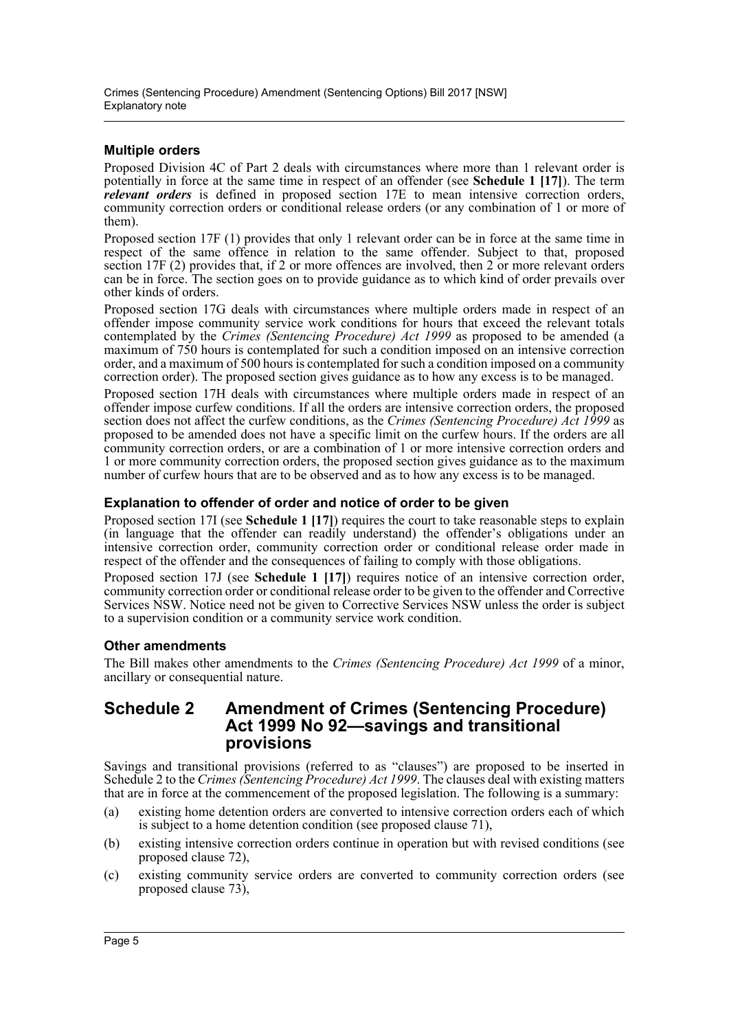### Multiple orders

Proposed Division 4C of Part 2 deals with circumstances where more than 1 relevant order is potentially in force at the same time in respect of an offender (see **Schedule 1 [17]**). The term ***relevant orders*** is defined in proposed section 17E to mean intensive correction orders, community correction orders or conditional release orders (or any combination of 1 or more of them).

Proposed section 17F (1) provides that only 1 relevant order can be in force at the same time in respect of the same offence in relation to the same offender. Subject to that, proposed section 17F (2) provides that, if 2 or more offences are involved, then 2 or more relevant orders can be in force. The section goes on to provide guidance as to which kind of order prevails over other kinds of orders.

Proposed section 17G deals with circumstances where multiple orders made in respect of an offender impose community service work conditions for hours that exceed the relevant totals contemplated by the *Crimes (Sentencing Procedure) Act 1999* as proposed to be amended (a maximum of 750 hours is contemplated for such a condition imposed on an intensive correction order, and a maximum of 500 hours is contemplated for such a condition imposed on a community correction order). The proposed section gives guidance as to how any excess is to be managed.

Proposed section 17H deals with circumstances where multiple orders made in respect of an offender impose curfew conditions. If all the orders are intensive correction orders, the proposed section does not affect the curfew conditions, as the *Crimes (Sentencing Procedure) Act 1999* as proposed to be amended does not have a specific limit on the curfew hours. If the orders are all community correction orders, or are a combination of 1 or more intensive correction orders and 1 or more community correction orders, the proposed section gives guidance as to the maximum number of curfew hours that are to be observed and as to how any excess is to be managed.

### Explanation to offender of order and notice of order to be given

Proposed section 17I (see **Schedule 1 [17]**) requires the court to take reasonable steps to explain (in language that the offender can readily understand) the offender's obligations under an intensive correction order, community correction order or conditional release order made in respect of the offender and the consequences of failing to comply with those obligations.

Proposed section 17J (see **Schedule 1 [17]**) requires notice of an intensive correction order, community correction order or conditional release order to be given to the offender and Corrective Services NSW. Notice need not be given to Corrective Services NSW unless the order is subject to a supervision condition or a community service work condition.

### Other amendments

The Bill makes other amendments to the *Crimes (Sentencing Procedure) Act 1999* of a minor, ancillary or consequential nature.

## Schedule 2 Amendment of Crimes (Sentencing Procedure) Act 1999 No 92—savings and transitional provisions

Savings and transitional provisions (referred to as "clauses") are proposed to be inserted in Schedule 2 to the *Crimes (Sentencing Procedure) Act 1999*. The clauses deal with existing matters that are in force at the commencement of the proposed legislation. The following is a summary:

(a) existing home detention orders are converted to intensive correction orders each of which is subject to a home detention condition (see proposed clause 71),

(b) existing intensive correction orders continue in operation but with revised conditions (see proposed clause 72),

(c) existing community service orders are converted to community correction orders (see proposed clause 73),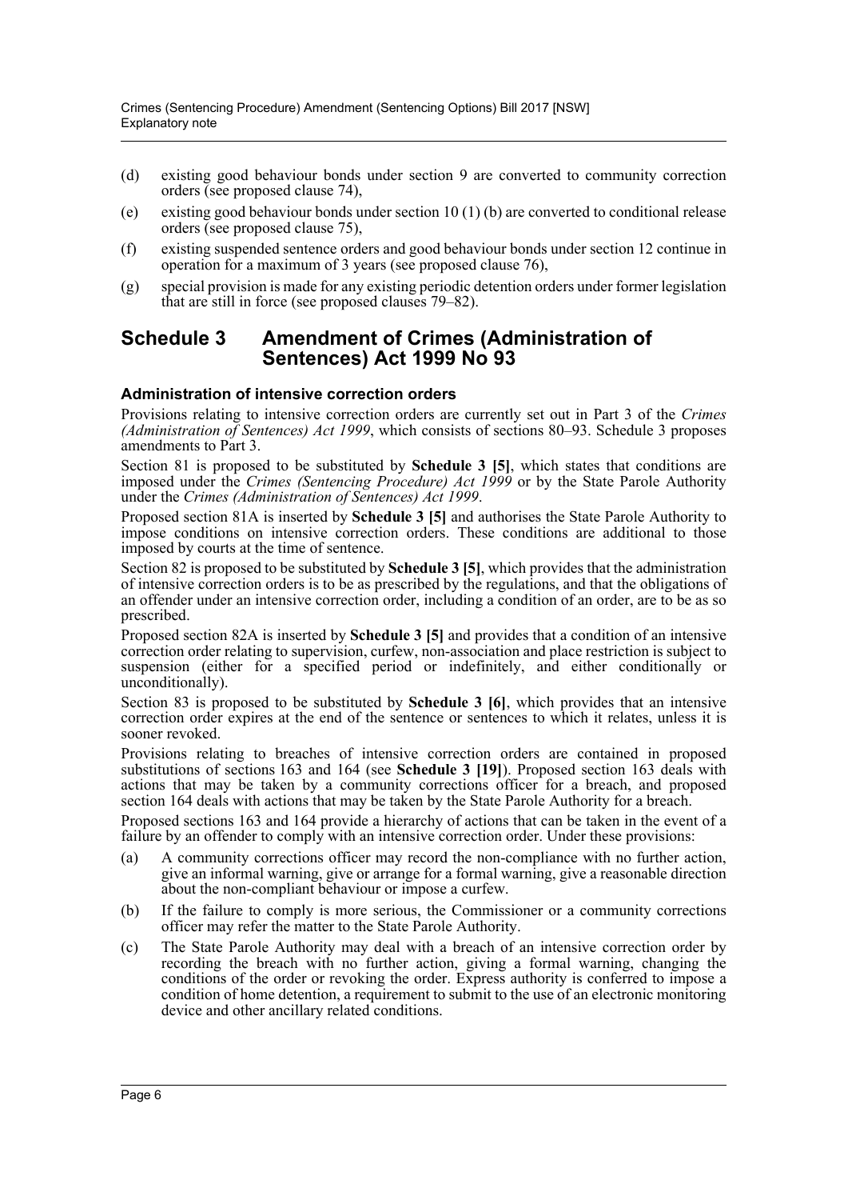(d) existing good behaviour bonds under section 9 are converted to community correction orders (see proposed clause 74),

(e) existing good behaviour bonds under section 10 (1) (b) are converted to conditional release orders (see proposed clause 75),

(f) existing suspended sentence orders and good behaviour bonds under section 12 continue in operation for a maximum of 3 years (see proposed clause 76),

(g) special provision is made for any existing periodic detention orders under former legislation that are still in force (see proposed clauses 79–82).

## Schedule 3 Amendment of Crimes (Administration of Sentences) Act 1999 No 93

### Administration of intensive correction orders

Provisions relating to intensive correction orders are currently set out in Part 3 of the *Crimes (Administration of Sentences) Act 1999*, which consists of sections 80–93. Schedule 3 proposes amendments to Part 3.

Section 81 is proposed to be substituted by **Schedule 3 [5]**, which states that conditions are imposed under the *Crimes (Sentencing Procedure) Act 1999* or by the State Parole Authority under the *Crimes (Administration of Sentences) Act 1999*.

Proposed section 81A is inserted by **Schedule 3 [5]** and authorises the State Parole Authority to impose conditions on intensive correction orders. These conditions are additional to those imposed by courts at the time of sentence.

Section 82 is proposed to be substituted by **Schedule 3 [5]**, which provides that the administration of intensive correction orders is to be as prescribed by the regulations, and that the obligations of an offender under an intensive correction order, including a condition of an order, are to be as so prescribed.

Proposed section 82A is inserted by **Schedule 3 [5]** and provides that a condition of an intensive correction order relating to supervision, curfew, non-association and place restriction is subject to suspension (either for a specified period or indefinitely, and either conditionally or unconditionally).

Section 83 is proposed to be substituted by **Schedule 3 [6]**, which provides that an intensive correction order expires at the end of the sentence or sentences to which it relates, unless it is sooner revoked.

Provisions relating to breaches of intensive correction orders are contained in proposed substitutions of sections 163 and 164 (see **Schedule 3 [19]**). Proposed section 163 deals with actions that may be taken by a community corrections officer for a breach, and proposed section 164 deals with actions that may be taken by the State Parole Authority for a breach.

Proposed sections 163 and 164 provide a hierarchy of actions that can be taken in the event of a failure by an offender to comply with an intensive correction order. Under these provisions:

(a) A community corrections officer may record the non-compliance with no further action, give an informal warning, give or arrange for a formal warning, give a reasonable direction about the non-compliant behaviour or impose a curfew.

(b) If the failure to comply is more serious, the Commissioner or a community corrections officer may refer the matter to the State Parole Authority.

(c) The State Parole Authority may deal with a breach of an intensive correction order by recording the breach with no further action, giving a formal warning, changing the conditions of the order or revoking the order. Express authority is conferred to impose a condition of home detention, a requirement to submit to the use of an electronic monitoring device and other ancillary related conditions.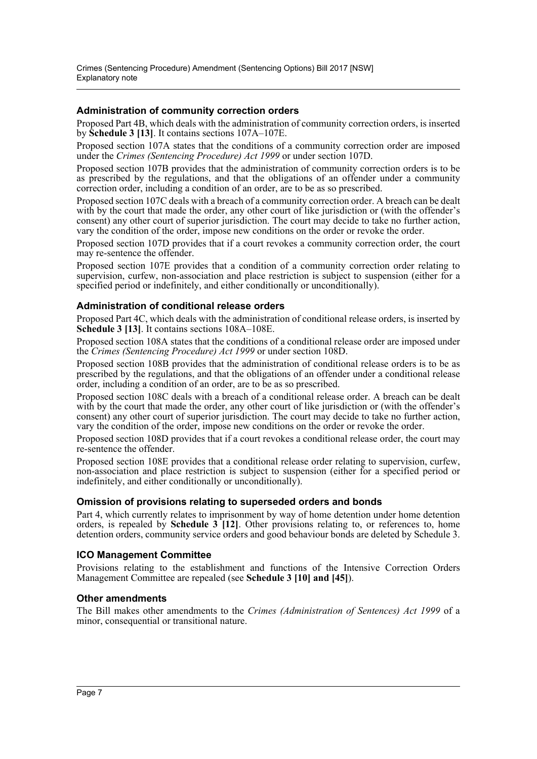### Administration of community correction orders

Proposed Part 4B, which deals with the administration of community correction orders, is inserted by **Schedule 3 [13]**. It contains sections 107A–107E.

Proposed section 107A states that the conditions of a community correction order are imposed under the *Crimes (Sentencing Procedure) Act 1999* or under section 107D.

Proposed section 107B provides that the administration of community correction orders is to be as prescribed by the regulations, and that the obligations of an offender under a community correction order, including a condition of an order, are to be as so prescribed.

Proposed section 107C deals with a breach of a community correction order. A breach can be dealt with by the court that made the order, any other court of like jurisdiction or (with the offender's consent) any other court of superior jurisdiction. The court may decide to take no further action, vary the condition of the order, impose new conditions on the order or revoke the order.

Proposed section 107D provides that if a court revokes a community correction order, the court may re-sentence the offender.

Proposed section 107E provides that a condition of a community correction order relating to supervision, curfew, non-association and place restriction is subject to suspension (either for a specified period or indefinitely, and either conditionally or unconditionally).

### Administration of conditional release orders

Proposed Part 4C, which deals with the administration of conditional release orders, is inserted by **Schedule 3 [13]**. It contains sections 108A–108E.

Proposed section 108A states that the conditions of a conditional release order are imposed under the *Crimes (Sentencing Procedure) Act 1999* or under section 108D.

Proposed section 108B provides that the administration of conditional release orders is to be as prescribed by the regulations, and that the obligations of an offender under a conditional release order, including a condition of an order, are to be as so prescribed.

Proposed section 108C deals with a breach of a conditional release order. A breach can be dealt with by the court that made the order, any other court of like jurisdiction or (with the offender's consent) any other court of superior jurisdiction. The court may decide to take no further action, vary the condition of the order, impose new conditions on the order or revoke the order.

Proposed section 108D provides that if a court revokes a conditional release order, the court may re-sentence the offender.

Proposed section 108E provides that a conditional release order relating to supervision, curfew, non-association and place restriction is subject to suspension (either for a specified period or indefinitely, and either conditionally or unconditionally).

### Omission of provisions relating to superseded orders and bonds

Part 4, which currently relates to imprisonment by way of home detention under home detention orders, is repealed by **Schedule 3 [12]**. Other provisions relating to, or references to, home detention orders, community service orders and good behaviour bonds are deleted by Schedule 3.

### ICO Management Committee

Provisions relating to the establishment and functions of the Intensive Correction Orders Management Committee are repealed (see **Schedule 3 [10] and [45]**).

### Other amendments

The Bill makes other amendments to the *Crimes (Administration of Sentences) Act 1999* of a minor, consequential or transitional nature.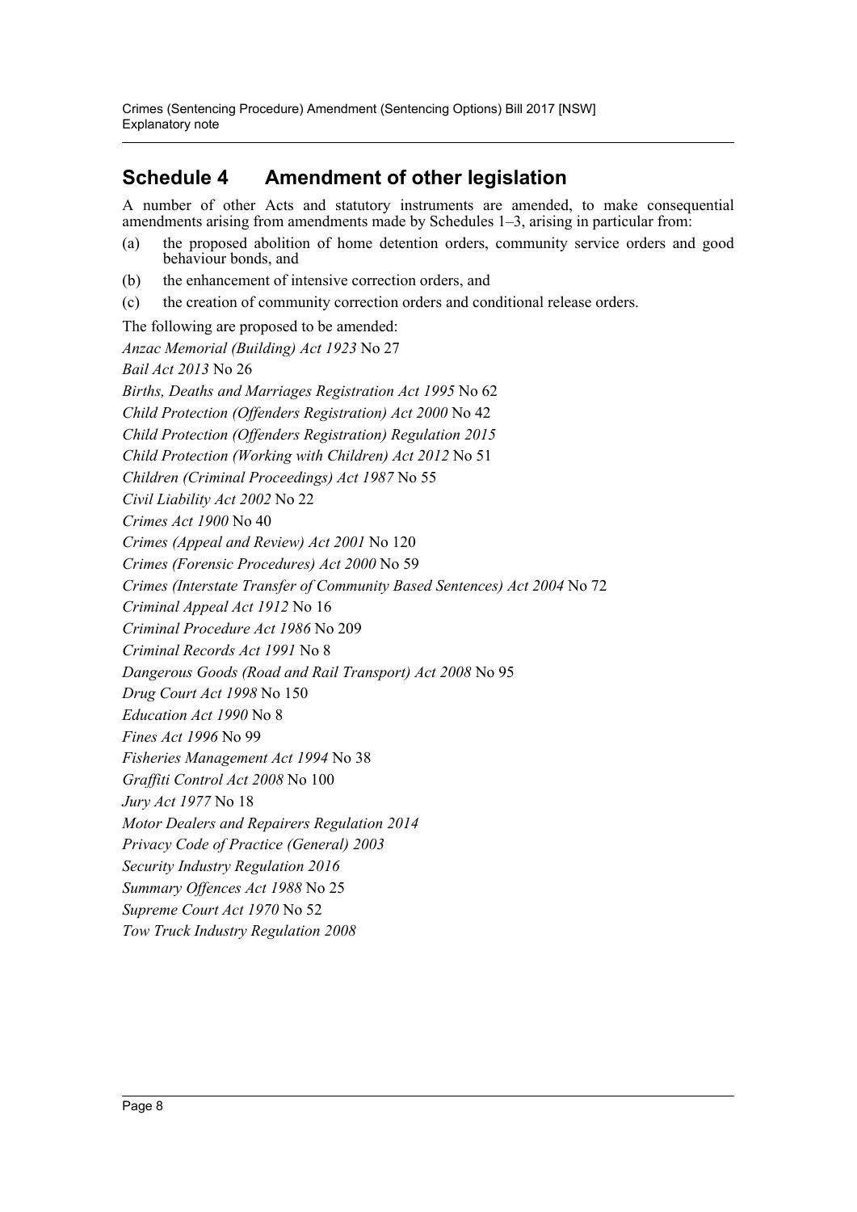## Schedule 4 Amendment of other legislation

A number of other Acts and statutory instruments are amended, to make consequential amendments arising from amendments made by Schedules 1–3, arising in particular from:

(a) the proposed abolition of home detention orders, community service orders and good behaviour bonds, and

(b) the enhancement of intensive correction orders, and

(c) the creation of community correction orders and conditional release orders.

The following are proposed to be amended:

*Anzac Memorial (Building) Act 1923* No 27

*Bail Act 2013* No 26

*Births, Deaths and Marriages Registration Act 1995* No 62

*Child Protection (Offenders Registration) Act 2000* No 42

*Child Protection (Offenders Registration) Regulation 2015*

*Child Protection (Working with Children) Act 2012* No 51

*Children (Criminal Proceedings) Act 1987* No 55

*Civil Liability Act 2002* No 22

*Crimes Act 1900* No 40

*Crimes (Appeal and Review) Act 2001* No 120

*Crimes (Forensic Procedures) Act 2000* No 59

*Crimes (Interstate Transfer of Community Based Sentences) Act 2004* No 72

*Criminal Appeal Act 1912* No 16

*Criminal Procedure Act 1986* No 209

*Criminal Records Act 1991* No 8

*Dangerous Goods (Road and Rail Transport) Act 2008* No 95

*Drug Court Act 1998* No 150

*Education Act 1990* No 8

*Fines Act 1996* No 99

*Fisheries Management Act 1994* No 38

*Graffiti Control Act 2008* No 100

*Jury Act 1977* No 18

*Motor Dealers and Repairers Regulation 2014*

*Privacy Code of Practice (General) 2003*

*Security Industry Regulation 2016*

*Summary Offences Act 1988* No 25

*Supreme Court Act 1970* No 52

*Tow Truck Industry Regulation 2008*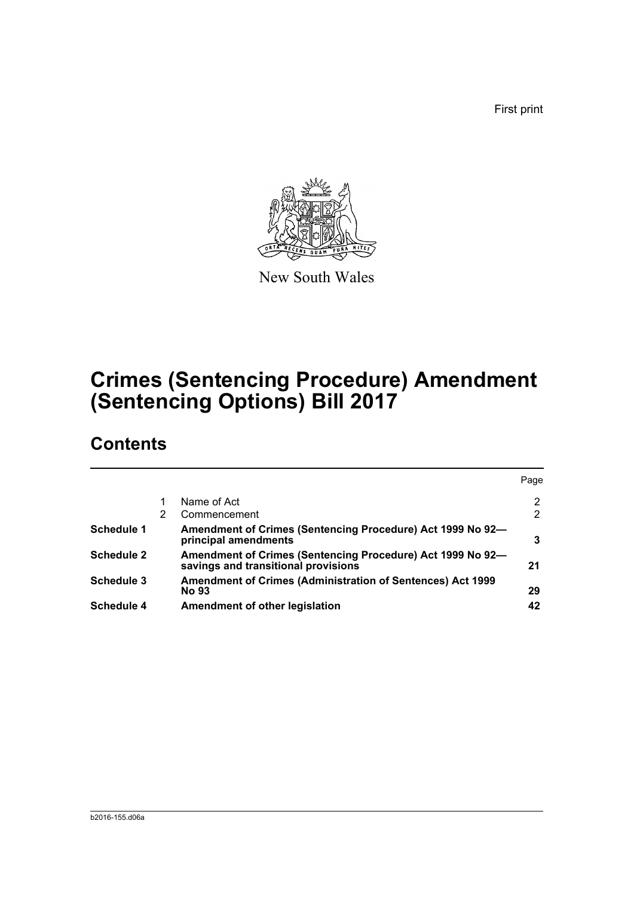First print

New South Wales

# Crimes (Sentencing Procedure) Amendment (Sentencing Options) Bill 2017

## Contents

| | | | Page |
|---|---|---|---|
| | 1 | Name of Act | 2 |
| | 2 | Commencement | 2 |
| **Schedule 1** | | **Amendment of Crimes (Sentencing Procedure) Act 1999 No 92—principal amendments** | **3** |
| **Schedule 2** | | **Amendment of Crimes (Sentencing Procedure) Act 1999 No 92—savings and transitional provisions** | **21** |
| **Schedule 3** | | **Amendment of Crimes (Administration of Sentences) Act 1999 No 93** | **29** |
| **Schedule 4** | | **Amendment of other legislation** | **42** |

b2016-155.d06a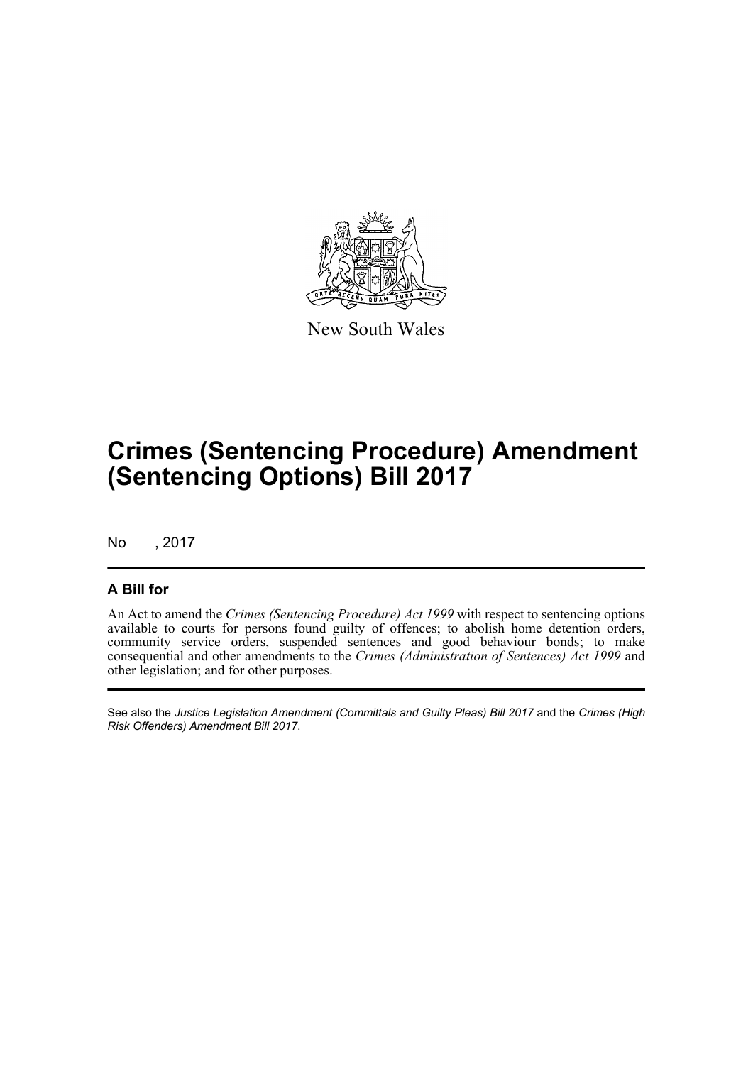New South Wales

# Crimes (Sentencing Procedure) Amendment (Sentencing Options) Bill 2017

No , 2017

## A Bill for

An Act to amend the *Crimes (Sentencing Procedure) Act 1999* with respect to sentencing options available to courts for persons found guilty of offences; to abolish home detention orders, community service orders, suspended sentences and good behaviour bonds; to make consequential and other amendments to the *Crimes (Administration of Sentences) Act 1999* and other legislation; and for other purposes.

See also the *Justice Legislation Amendment (Committals and Guilty Pleas) Bill 2017* and the *Crimes (High Risk Offenders) Amendment Bill 2017*.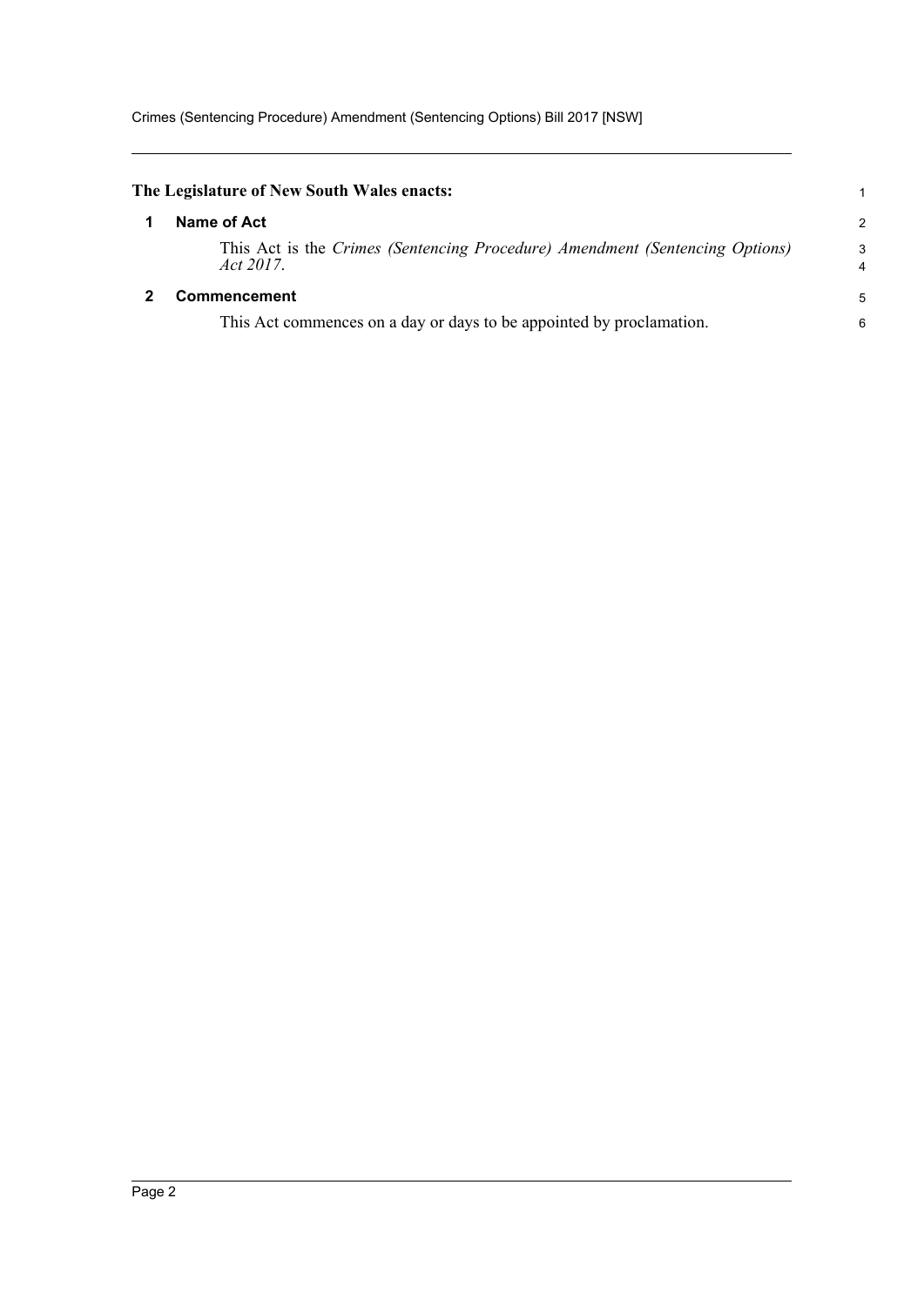**The Legislature of New South Wales enacts:**

### 1 Name of Act

This Act is the *Crimes (Sentencing Procedure) Amendment (Sentencing Options) Act 2017*.

### 2 Commencement

This Act commences on a day or days to be appointed by proclamation.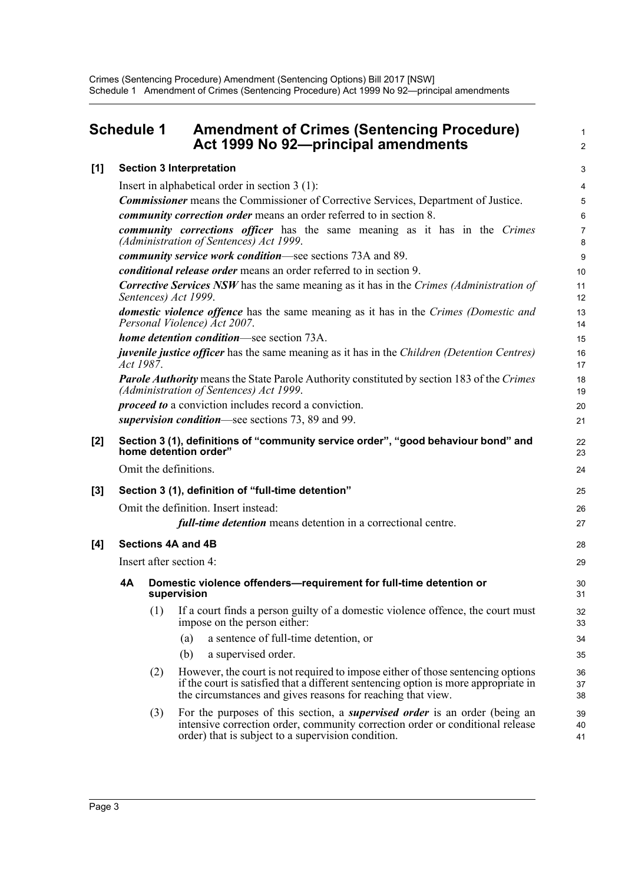# Schedule 1 Amendment of Crimes (Sentencing Procedure) Act 1999 No 92—principal amendments

## [1] Section 3 Interpretation

Insert in alphabetical order in section 3 (1):

***Commissioner*** means the Commissioner of Corrective Services, Department of Justice.

***community correction order*** means an order referred to in section 8.

***community corrections officer*** has the same meaning as it has in the *Crimes (Administration of Sentences) Act 1999*.

***community service work condition***—see sections 73A and 89.

***conditional release order*** means an order referred to in section 9.

***Corrective Services NSW*** has the same meaning as it has in the *Crimes (Administration of Sentences) Act 1999*.

***domestic violence offence*** has the same meaning as it has in the *Crimes (Domestic and Personal Violence) Act 2007*.

***home detention condition***—see section 73A.

***juvenile justice officer*** has the same meaning as it has in the *Children (Detention Centres) Act 1987*.

***Parole Authority*** means the State Parole Authority constituted by section 183 of the *Crimes (Administration of Sentences) Act 1999*.

***proceed to*** a conviction includes record a conviction.

***supervision condition***—see sections 73, 89 and 99.

## [2] Section 3 (1), definitions of "community service order", "good behaviour bond" and home detention order"

Omit the definitions.

## [3] Section 3 (1), definition of "full-time detention"

Omit the definition. Insert instead:

> ***full-time detention*** means detention in a correctional centre.

## [4] Sections 4A and 4B

Insert after section 4:

### 4A Domestic violence offenders—requirement for full-time detention or supervision

(1) If a court finds a person guilty of a domestic violence offence, the court must impose on the person either:

- (a) a sentence of full-time detention, or
- (b) a supervised order.

(2) However, the court is not required to impose either of those sentencing options if the court is satisfied that a different sentencing option is more appropriate in the circumstances and gives reasons for reaching that view.

(3) For the purposes of this section, a ***supervised order*** is an order (being an intensive correction order, community correction order or conditional release order) that is subject to a supervision condition.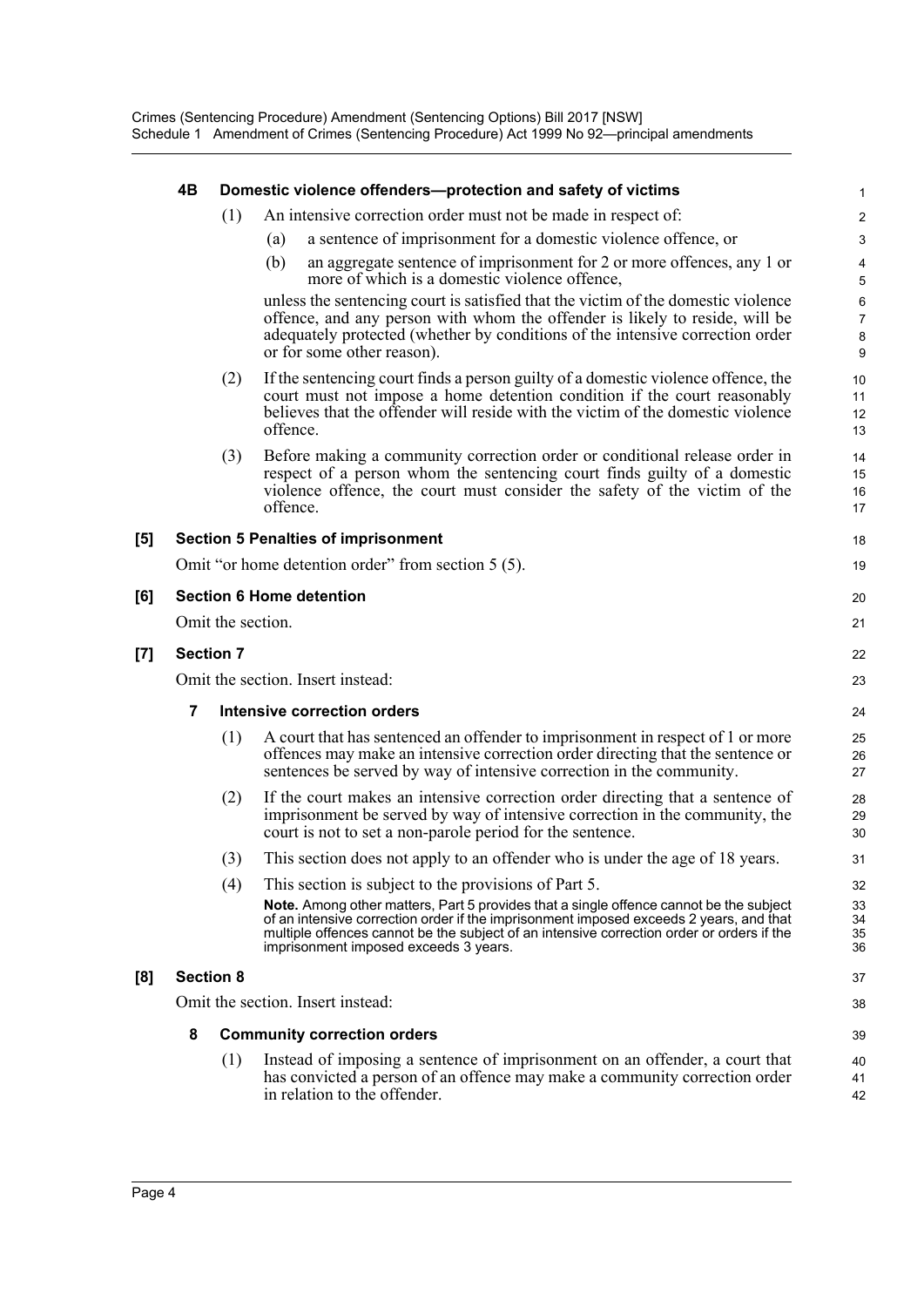#### 4B Domestic violence offenders—protection and safety of victims

(1) An intensive correction order must not be made in respect of:

(a) a sentence of imprisonment for a domestic violence offence, or

(b) an aggregate sentence of imprisonment for 2 or more offences, any 1 or more of which is a domestic violence offence,

unless the sentencing court is satisfied that the victim of the domestic violence offence, and any person with whom the offender is likely to reside, will be adequately protected (whether by conditions of the intensive correction order or for some other reason).

(2) If the sentencing court finds a person guilty of a domestic violence offence, the court must not impose a home detention condition if the court reasonably believes that the offender will reside with the victim of the domestic violence offence.

(3) Before making a community correction order or conditional release order in respect of a person whom the sentencing court finds guilty of a domestic violence offence, the court must consider the safety of the victim of the offence.

### [5] Section 5 Penalties of imprisonment

Omit "or home detention order" from section 5 (5).

### [6] Section 6 Home detention

Omit the section.

### [7] Section 7

Omit the section. Insert instead:

#### 7 Intensive correction orders

(1) A court that has sentenced an offender to imprisonment in respect of 1 or more offences may make an intensive correction order directing that the sentence or sentences be served by way of intensive correction in the community.

(2) If the court makes an intensive correction order directing that a sentence of imprisonment be served by way of intensive correction in the community, the court is not to set a non-parole period for the sentence.

(3) This section does not apply to an offender who is under the age of 18 years.

(4) This section is subject to the provisions of Part 5.

**Note.** Among other matters, Part 5 provides that a single offence cannot be the subject of an intensive correction order if the imprisonment imposed exceeds 2 years, and that multiple offences cannot be the subject of an intensive correction order or orders if the imprisonment imposed exceeds 3 years.

### [8] Section 8

Omit the section. Insert instead:

#### 8 Community correction orders

(1) Instead of imposing a sentence of imprisonment on an offender, a court that has convicted a person of an offence may make a community correction order in relation to the offender.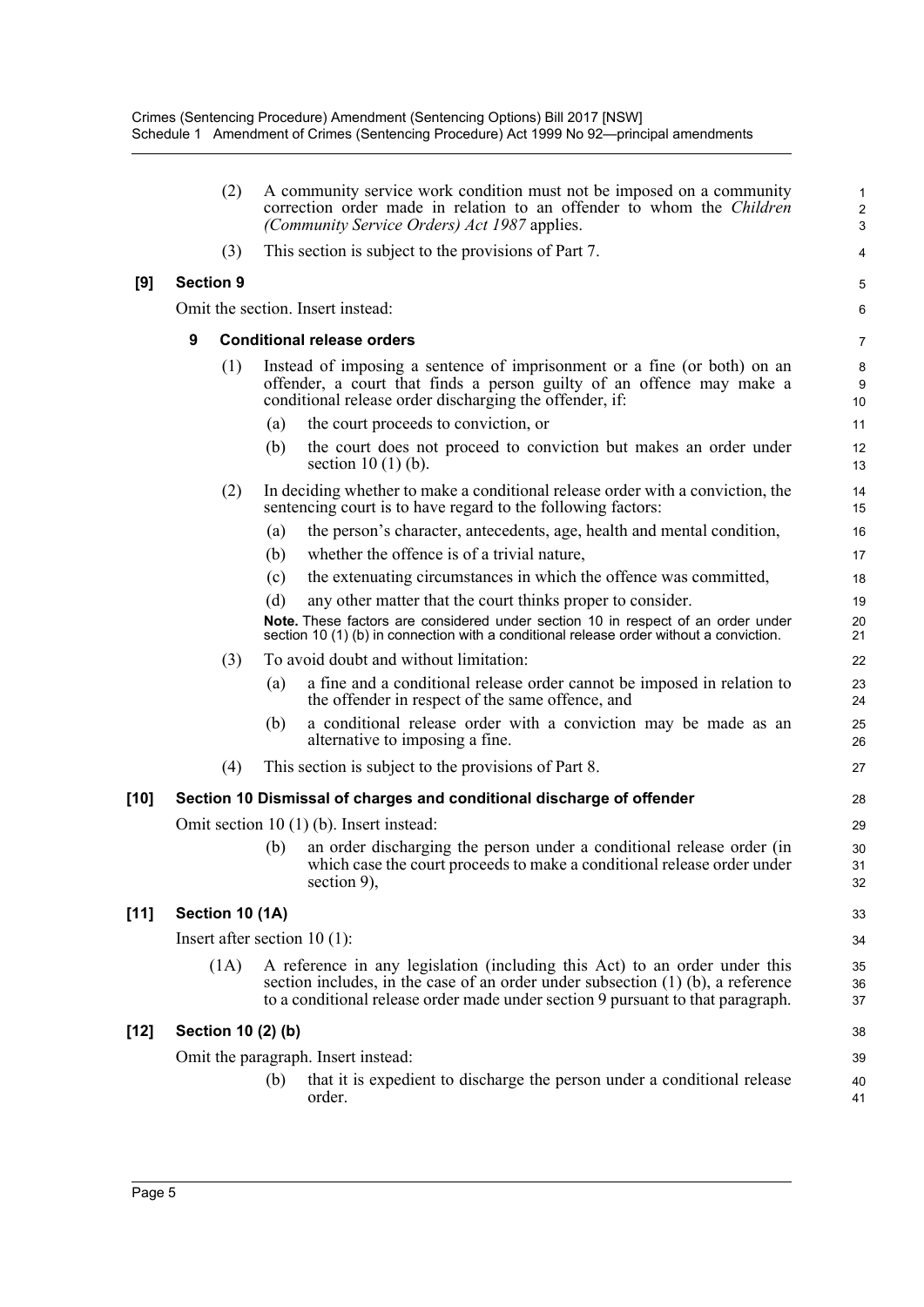(2) A community service work condition must not be imposed on a community correction order made in relation to an offender to whom the *Children (Community Service Orders) Act 1987* applies.

(3) This section is subject to the provisions of Part 7.

**[9] Section 9**

Omit the section. Insert instead:

**9 Conditional release orders**

(1) Instead of imposing a sentence of imprisonment or a fine (or both) on an offender, a court that finds a person guilty of an offence may make a conditional release order discharging the offender, if:

(a) the court proceeds to conviction, or

(b) the court does not proceed to conviction but makes an order under section 10 (1) (b).

(2) In deciding whether to make a conditional release order with a conviction, the sentencing court is to have regard to the following factors:

(a) the person's character, antecedents, age, health and mental condition,

(b) whether the offence is of a trivial nature,

(c) the extenuating circumstances in which the offence was committed,

(d) any other matter that the court thinks proper to consider.

**Note.** These factors are considered under section 10 in respect of an order under section 10 (1) (b) in connection with a conditional release order without a conviction.

(3) To avoid doubt and without limitation:

(a) a fine and a conditional release order cannot be imposed in relation to the offender in respect of the same offence, and

(b) a conditional release order with a conviction may be made as an alternative to imposing a fine.

(4) This section is subject to the provisions of Part 8.

**[10] Section 10 Dismissal of charges and conditional discharge of offender**

Omit section 10 (1) (b). Insert instead:

(b) an order discharging the person under a conditional release order (in which case the court proceeds to make a conditional release order under section 9),

**[11] Section 10 (1A)**

Insert after section 10 (1):

(1A) A reference in any legislation (including this Act) to an order under this section includes, in the case of an order under subsection (1) (b), a reference to a conditional release order made under section 9 pursuant to that paragraph.

**[12] Section 10 (2) (b)**

Omit the paragraph. Insert instead:

(b) that it is expedient to discharge the person under a conditional release order.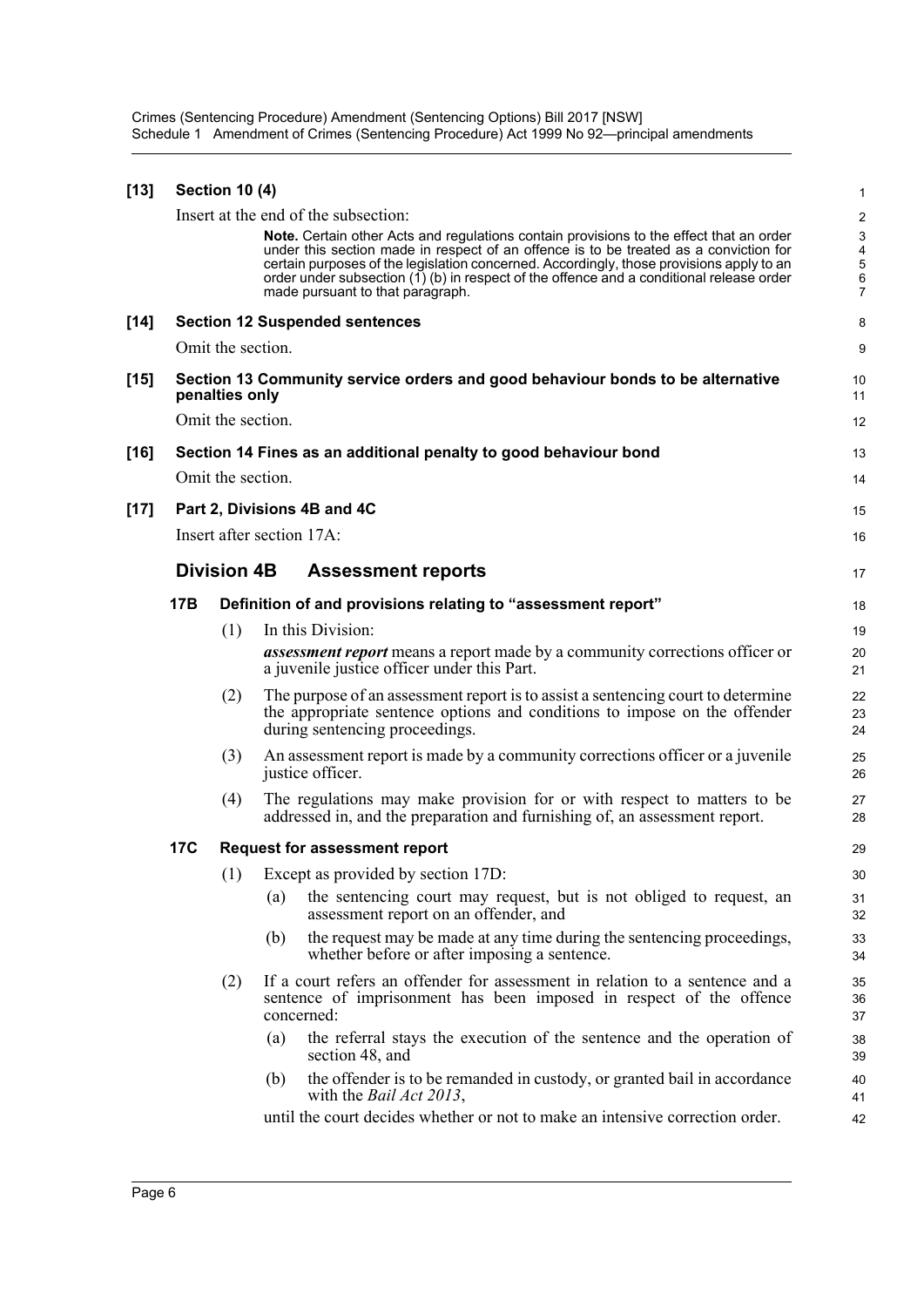**[13] Section 10 (4)**

Insert at the end of the subsection:

> **Note.** Certain other Acts and regulations contain provisions to the effect that an order under this section made in respect of an offence is to be treated as a conviction for certain purposes of the legislation concerned. Accordingly, those provisions apply to an order under subsection (1) (b) in respect of the offence and a conditional release order made pursuant to that paragraph.

**[14] Section 12 Suspended sentences**

Omit the section.

**[15] Section 13 Community service orders and good behaviour bonds to be alternative penalties only**

Omit the section.

**[16] Section 14 Fines as an additional penalty to good behaviour bond**

Omit the section.

**[17] Part 2, Divisions 4B and 4C**

Insert after section 17A:

## Division 4B Assessment reports

### 17B Definition of and provisions relating to "assessment report"

(1) In this Division:

***assessment report*** means a report made by a community corrections officer or a juvenile justice officer under this Part.

(2) The purpose of an assessment report is to assist a sentencing court to determine the appropriate sentence options and conditions to impose on the offender during sentencing proceedings.

(3) An assessment report is made by a community corrections officer or a juvenile justice officer.

(4) The regulations may make provision for or with respect to matters to be addressed in, and the preparation and furnishing of, an assessment report.

### 17C Request for assessment report

(1) Except as provided by section 17D:

(a) the sentencing court may request, but is not obliged to request, an assessment report on an offender, and

(b) the request may be made at any time during the sentencing proceedings, whether before or after imposing a sentence.

(2) If a court refers an offender for assessment in relation to a sentence and a sentence of imprisonment has been imposed in respect of the offence concerned:

(a) the referral stays the execution of the sentence and the operation of section 48, and

(b) the offender is to be remanded in custody, or granted bail in accordance with the *Bail Act 2013*,

until the court decides whether or not to make an intensive correction order.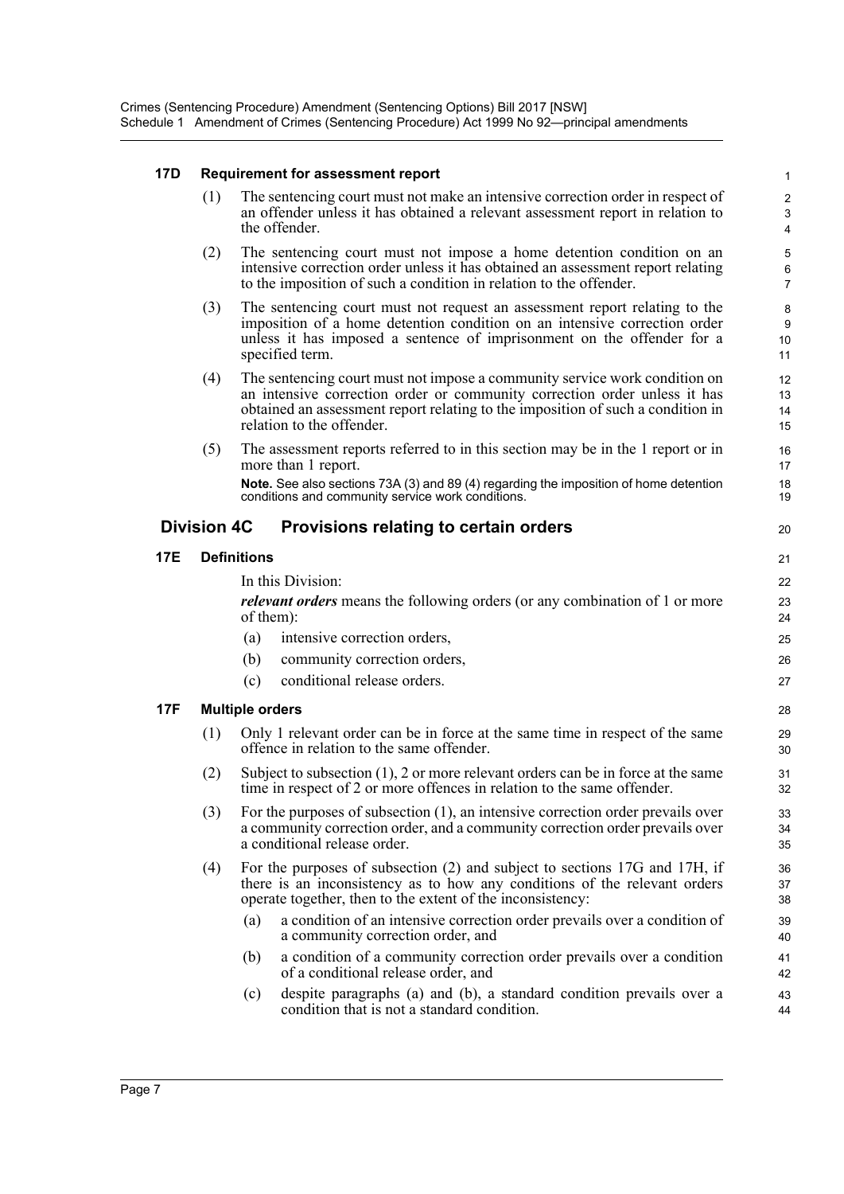**17D Requirement for assessment report**

(1) The sentencing court must not make an intensive correction order in respect of an offender unless it has obtained a relevant assessment report in relation to the offender.

(2) The sentencing court must not impose a home detention condition on an intensive correction order unless it has obtained an assessment report relating to the imposition of such a condition in relation to the offender.

(3) The sentencing court must not request an assessment report relating to the imposition of a home detention condition on an intensive correction order unless it has imposed a sentence of imprisonment on the offender for a specified term.

(4) The sentencing court must not impose a community service work condition on an intensive correction order or community correction order unless it has obtained an assessment report relating to the imposition of such a condition in relation to the offender.

(5) The assessment reports referred to in this section may be in the 1 report or in more than 1 report.

**Note.** See also sections 73A (3) and 89 (4) regarding the imposition of home detention conditions and community service work conditions.

## Division 4C Provisions relating to certain orders

**17E Definitions**

In this Division:

***relevant orders*** means the following orders (or any combination of 1 or more of them):

(a) intensive correction orders,

(b) community correction orders,

(c) conditional release orders.

**17F Multiple orders**

(1) Only 1 relevant order can be in force at the same time in respect of the same offence in relation to the same offender.

(2) Subject to subsection (1), 2 or more relevant orders can be in force at the same time in respect of 2 or more offences in relation to the same offender.

(3) For the purposes of subsection (1), an intensive correction order prevails over a community correction order, and a community correction order prevails over a conditional release order.

(4) For the purposes of subsection (2) and subject to sections 17G and 17H, if there is an inconsistency as to how any conditions of the relevant orders operate together, then to the extent of the inconsistency:

(a) a condition of an intensive correction order prevails over a condition of a community correction order, and

(b) a condition of a community correction order prevails over a condition of a conditional release order, and

(c) despite paragraphs (a) and (b), a standard condition prevails over a condition that is not a standard condition.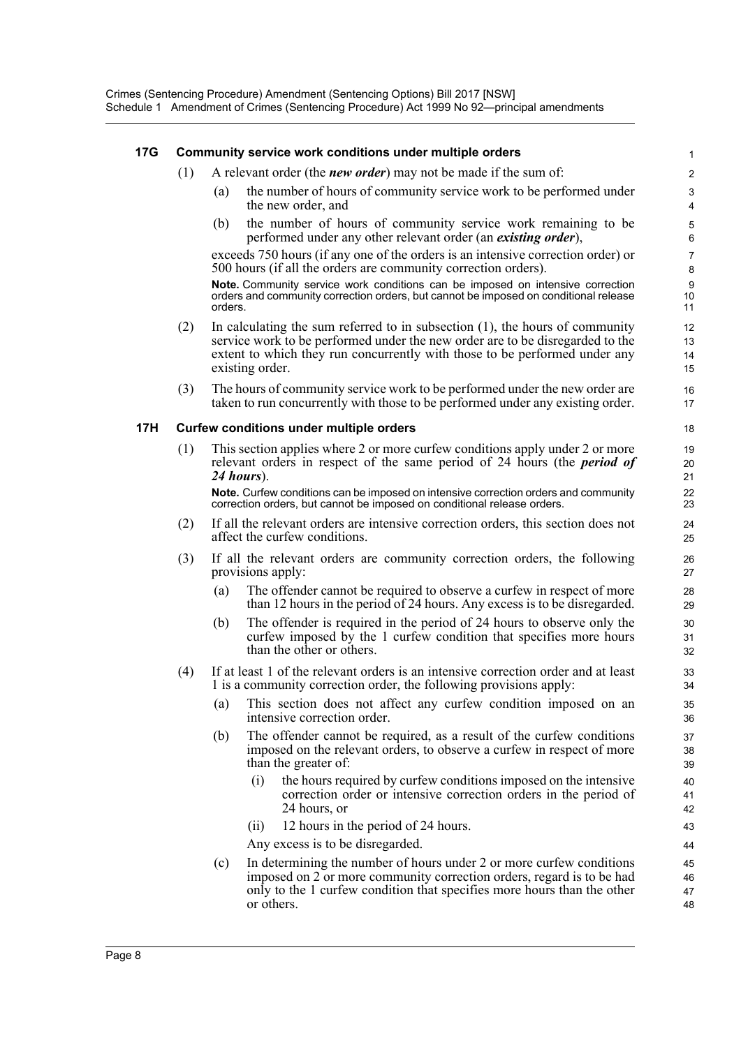### 17G Community service work conditions under multiple orders

(1) A relevant order (the ***new order***) may not be made if the sum of:

- (a) the number of hours of community service work to be performed under the new order, and
- (b) the number of hours of community service work remaining to be performed under any other relevant order (an ***existing order***),

exceeds 750 hours (if any one of the orders is an intensive correction order) or 500 hours (if all the orders are community correction orders).

**Note.** Community service work conditions can be imposed on intensive correction orders and community correction orders, but cannot be imposed on conditional release orders.

(2) In calculating the sum referred to in subsection (1), the hours of community service work to be performed under the new order are to be disregarded to the extent to which they run concurrently with those to be performed under any existing order.

(3) The hours of community service work to be performed under the new order are taken to run concurrently with those to be performed under any existing order.

### 17H Curfew conditions under multiple orders

(1) This section applies where 2 or more curfew conditions apply under 2 or more relevant orders in respect of the same period of 24 hours (the ***period of 24 hours***).

**Note.** Curfew conditions can be imposed on intensive correction orders and community correction orders, but cannot be imposed on conditional release orders.

(2) If all the relevant orders are intensive correction orders, this section does not affect the curfew conditions.

(3) If all the relevant orders are community correction orders, the following provisions apply:

- (a) The offender cannot be required to observe a curfew in respect of more than 12 hours in the period of 24 hours. Any excess is to be disregarded.
- (b) The offender is required in the period of 24 hours to observe only the curfew imposed by the 1 curfew condition that specifies more hours than the other or others.

(4) If at least 1 of the relevant orders is an intensive correction order and at least 1 is a community correction order, the following provisions apply:

- (a) This section does not affect any curfew condition imposed on an intensive correction order.
- (b) The offender cannot be required, as a result of the curfew conditions imposed on the relevant orders, to observe a curfew in respect of more than the greater of:
  - (i) the hours required by curfew conditions imposed on the intensive correction order or intensive correction orders in the period of 24 hours, or
  - (ii) 12 hours in the period of 24 hours.

  Any excess is to be disregarded.
- (c) In determining the number of hours under 2 or more curfew conditions imposed on 2 or more community correction orders, regard is to be had only to the 1 curfew condition that specifies more hours than the other or others.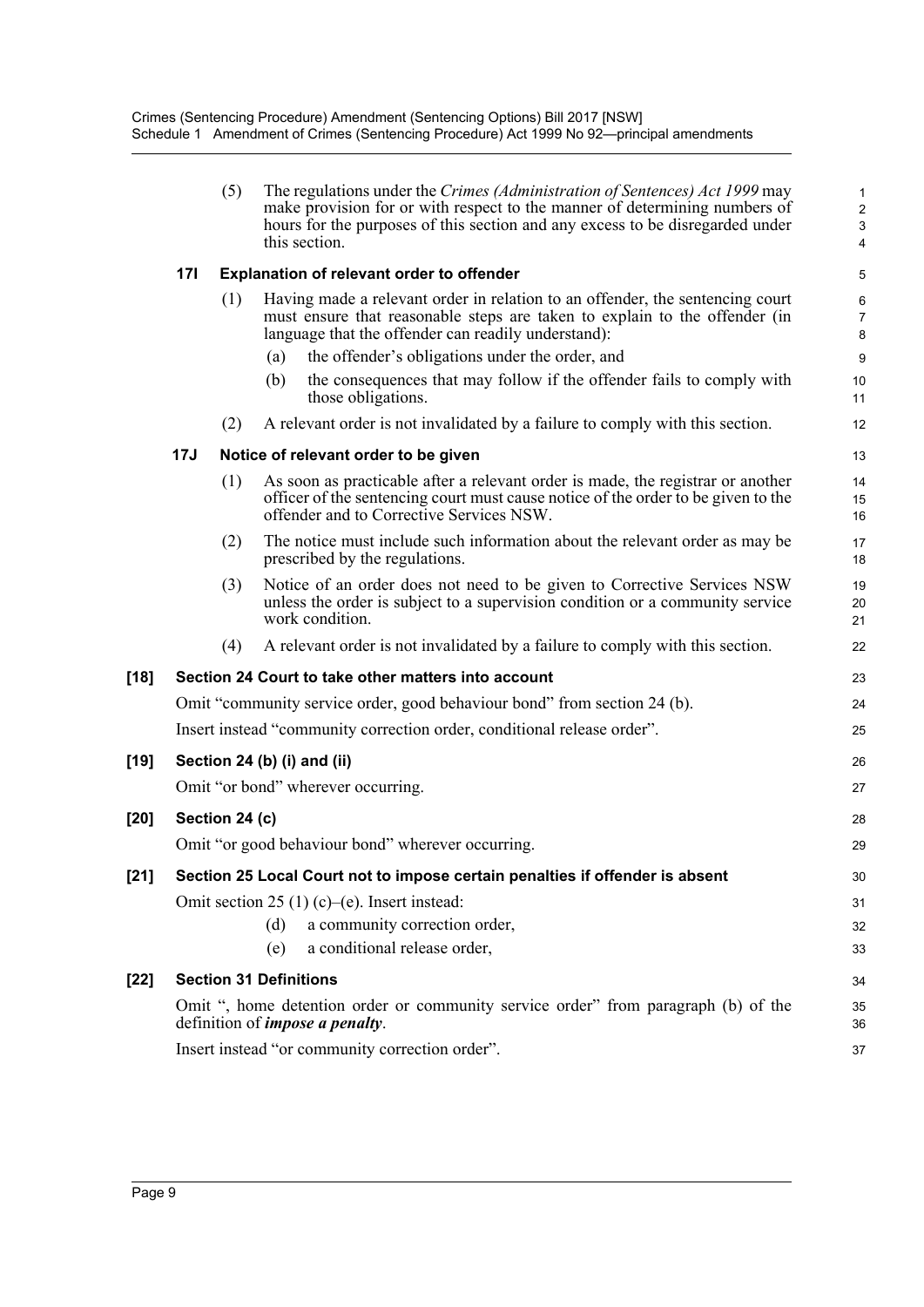(5) The regulations under the *Crimes (Administration of Sentences) Act 1999* may make provision for or with respect to the manner of determining numbers of hours for the purposes of this section and any excess to be disregarded under this section.

### 17I Explanation of relevant order to offender

(1) Having made a relevant order in relation to an offender, the sentencing court must ensure that reasonable steps are taken to explain to the offender (in language that the offender can readily understand):

- (a) the offender's obligations under the order, and
- (b) the consequences that may follow if the offender fails to comply with those obligations.

(2) A relevant order is not invalidated by a failure to comply with this section.

### 17J Notice of relevant order to be given

(1) As soon as practicable after a relevant order is made, the registrar or another officer of the sentencing court must cause notice of the order to be given to the offender and to Corrective Services NSW.

(2) The notice must include such information about the relevant order as may be prescribed by the regulations.

(3) Notice of an order does not need to be given to Corrective Services NSW unless the order is subject to a supervision condition or a community service work condition.

(4) A relevant order is not invalidated by a failure to comply with this section.

## [18] Section 24 Court to take other matters into account

Omit "community service order, good behaviour bond" from section 24 (b).

Insert instead "community correction order, conditional release order".

## [19] Section 24 (b) (i) and (ii)

Omit "or bond" wherever occurring.

## [20] Section 24 (c)

Omit "or good behaviour bond" wherever occurring.

## [21] Section 25 Local Court not to impose certain penalties if offender is absent

Omit section 25 (1) (c)–(e). Insert instead:

- (d) a community correction order,
- (e) a conditional release order,

## [22] Section 31 Definitions

Omit ", home detention order or community service order" from paragraph (b) of the definition of ***impose a penalty***.

Insert instead "or community correction order".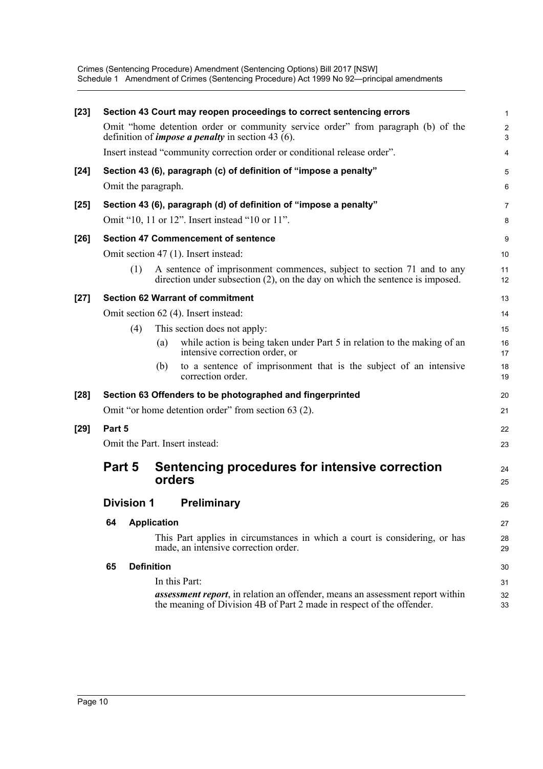**[23] Section 43 Court may reopen proceedings to correct sentencing errors**

Omit "home detention order or community service order" from paragraph (b) of the definition of ***impose a penalty*** in section 43 (6).

Insert instead "community correction order or conditional release order".

**[24] Section 43 (6), paragraph (c) of definition of "impose a penalty"**

Omit the paragraph.

**[25] Section 43 (6), paragraph (d) of definition of "impose a penalty"**

Omit "10, 11 or 12". Insert instead "10 or 11".

**[26] Section 47 Commencement of sentence**

Omit section 47 (1). Insert instead:

(1) A sentence of imprisonment commences, subject to section 71 and to any direction under subsection (2), on the day on which the sentence is imposed.

**[27] Section 62 Warrant of commitment**

Omit section 62 (4). Insert instead:

(4) This section does not apply:

(a) while action is being taken under Part 5 in relation to the making of an intensive correction order, or

(b) to a sentence of imprisonment that is the subject of an intensive correction order.

**[28] Section 63 Offenders to be photographed and fingerprinted**

Omit "or home detention order" from section 63 (2).

**[29] Part 5**

Omit the Part. Insert instead:

# Part 5 Sentencing procedures for intensive correction orders

## Division 1 Preliminary

### 64 Application

This Part applies in circumstances in which a court is considering, or has made, an intensive correction order.

### 65 Definition

In this Part:

***assessment report***, in relation an offender, means an assessment report within the meaning of Division 4B of Part 2 made in respect of the offender.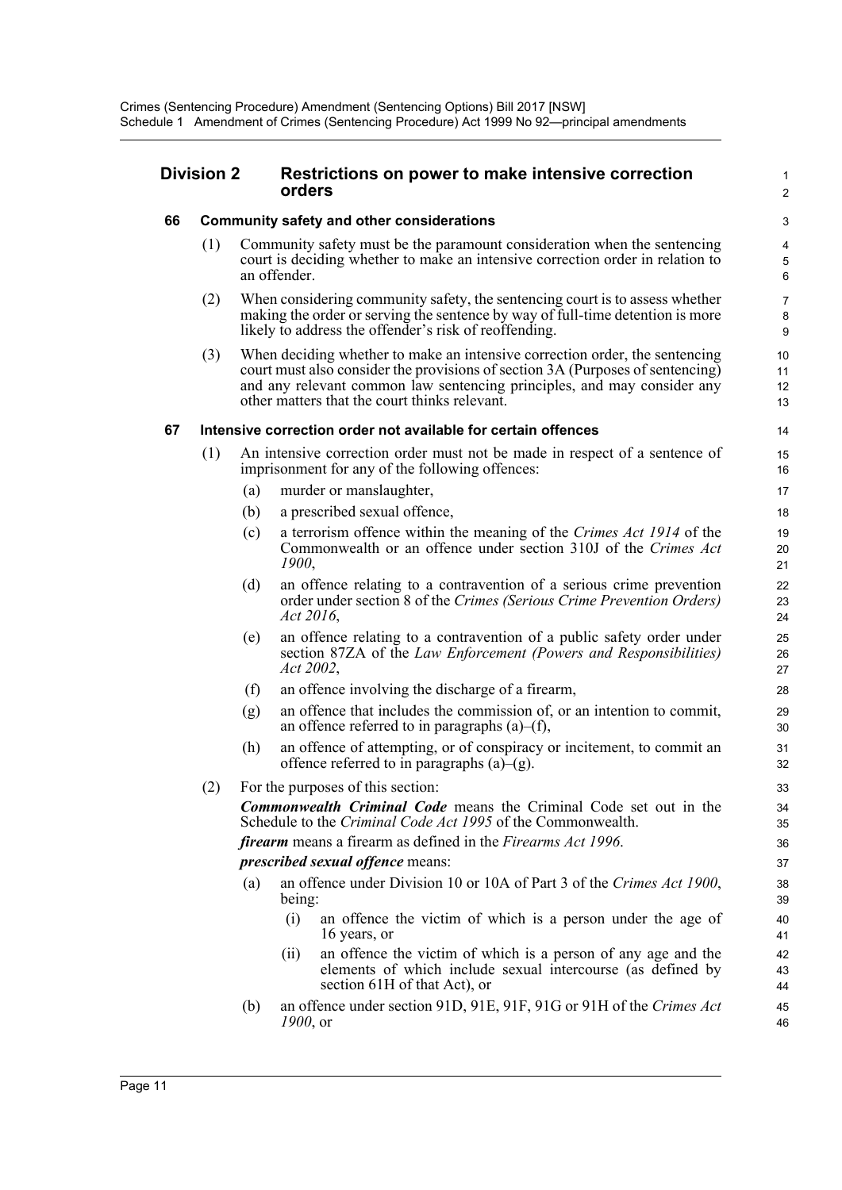## Division 2 Restrictions on power to make intensive correction orders

### 66 Community safety and other considerations

(1) Community safety must be the paramount consideration when the sentencing court is deciding whether to make an intensive correction order in relation to an offender.

(2) When considering community safety, the sentencing court is to assess whether making the order or serving the sentence by way of full-time detention is more likely to address the offender's risk of reoffending.

(3) When deciding whether to make an intensive correction order, the sentencing court must also consider the provisions of section 3A (Purposes of sentencing) and any relevant common law sentencing principles, and may consider any other matters that the court thinks relevant.

### 67 Intensive correction order not available for certain offences

(1) An intensive correction order must not be made in respect of a sentence of imprisonment for any of the following offences:

- (a) murder or manslaughter,
- (b) a prescribed sexual offence,
- (c) a terrorism offence within the meaning of the *Crimes Act 1914* of the Commonwealth or an offence under section 310J of the *Crimes Act 1900*,
- (d) an offence relating to a contravention of a serious crime prevention order under section 8 of the *Crimes (Serious Crime Prevention Orders) Act 2016*,
- (e) an offence relating to a contravention of a public safety order under section 87ZA of the *Law Enforcement (Powers and Responsibilities) Act 2002*,
- (f) an offence involving the discharge of a firearm,
- (g) an offence that includes the commission of, or an intention to commit, an offence referred to in paragraphs (a)–(f),
- (h) an offence of attempting, or of conspiracy or incitement, to commit an offence referred to in paragraphs (a)–(g).

(2) For the purposes of this section:

***Commonwealth Criminal Code*** means the Criminal Code set out in the Schedule to the *Criminal Code Act 1995* of the Commonwealth.

***firearm*** means a firearm as defined in the *Firearms Act 1996*.

***prescribed sexual offence*** means:

- (a) an offence under Division 10 or 10A of Part 3 of the *Crimes Act 1900*, being:
  - (i) an offence the victim of which is a person under the age of 16 years, or
  - (ii) an offence the victim of which is a person of any age and the elements of which include sexual intercourse (as defined by section 61H of that Act), or
- (b) an offence under section 91D, 91E, 91F, 91G or 91H of the *Crimes Act 1900*, or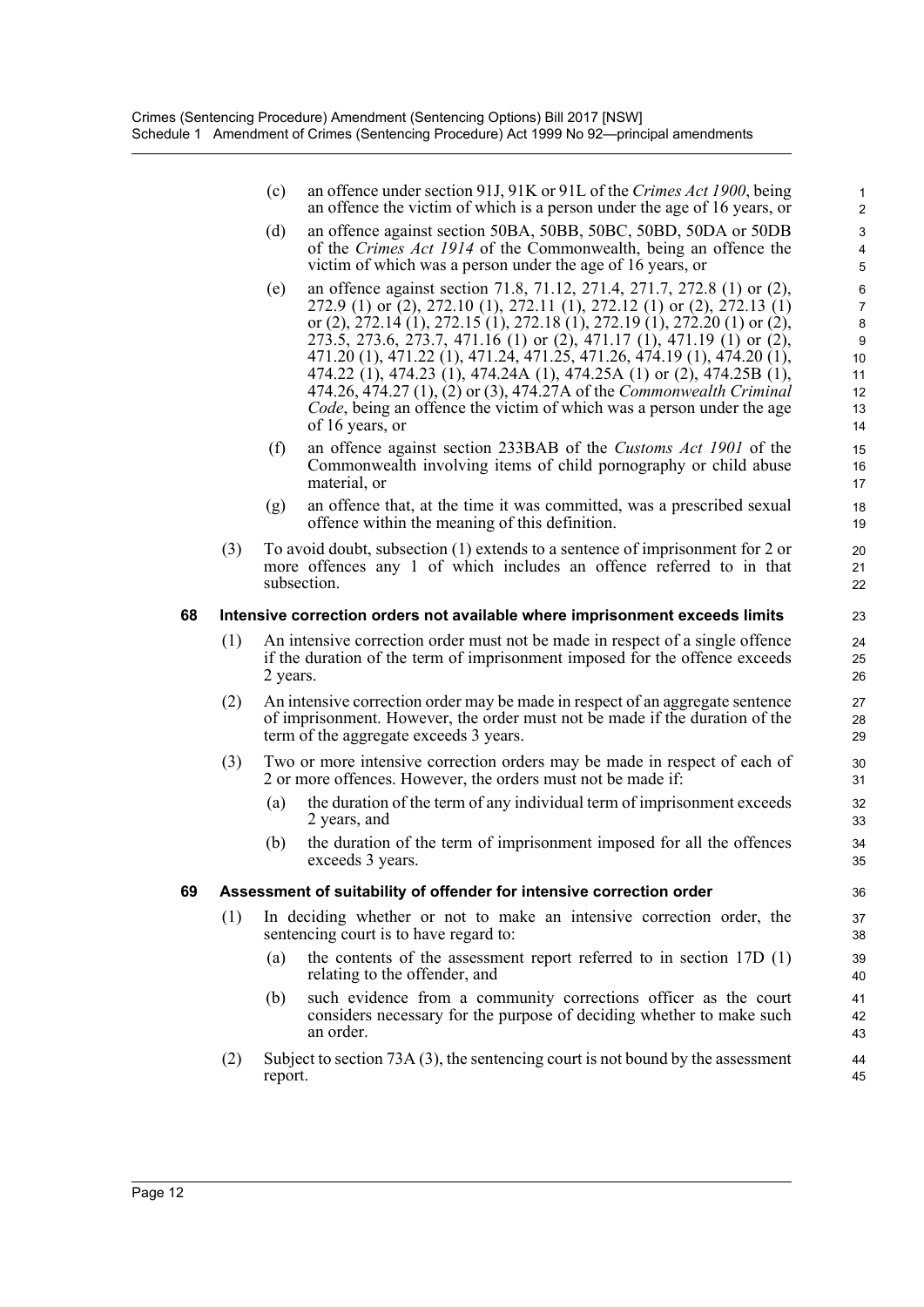(c) an offence under section 91J, 91K or 91L of the *Crimes Act 1900*, being an offence the victim of which is a person under the age of 16 years, or

(d) an offence against section 50BA, 50BB, 50BC, 50BD, 50DA or 50DB of the *Crimes Act 1914* of the Commonwealth, being an offence the victim of which was a person under the age of 16 years, or

(e) an offence against section 71.8, 71.12, 271.4, 271.7, 272.8 (1) or (2), 272.9 (1) or (2), 272.10 (1), 272.11 (1), 272.12 (1) or (2), 272.13 (1) or (2), 272.14 (1), 272.15 (1), 272.18 (1), 272.19 (1), 272.20 (1) or (2), 273.5, 273.6, 273.7, 471.16 (1) or (2), 471.17 (1), 471.19 (1) or (2), 471.20 (1), 471.22 (1), 471.24, 471.25, 471.26, 474.19 (1), 474.20 (1), 474.22 (1), 474.23 (1), 474.24A (1), 474.25A (1) or (2), 474.25B (1), 474.26, 474.27 (1), (2) or (3), 474.27A of the *Commonwealth Criminal Code*, being an offence the victim of which was a person under the age of 16 years, or

(f) an offence against section 233BAB of the *Customs Act 1901* of the Commonwealth involving items of child pornography or child abuse material, or

(g) an offence that, at the time it was committed, was a prescribed sexual offence within the meaning of this definition.

(3) To avoid doubt, subsection (1) extends to a sentence of imprisonment for 2 or more offences any 1 of which includes an offence referred to in that subsection.

**68 Intensive correction orders not available where imprisonment exceeds limits**

(1) An intensive correction order must not be made in respect of a single offence if the duration of the term of imprisonment imposed for the offence exceeds 2 years.

(2) An intensive correction order may be made in respect of an aggregate sentence of imprisonment. However, the order must not be made if the duration of the term of the aggregate exceeds 3 years.

(3) Two or more intensive correction orders may be made in respect of each of 2 or more offences. However, the orders must not be made if:

(a) the duration of the term of any individual term of imprisonment exceeds 2 years, and

(b) the duration of the term of imprisonment imposed for all the offences exceeds 3 years.

**69 Assessment of suitability of offender for intensive correction order**

(1) In deciding whether or not to make an intensive correction order, the sentencing court is to have regard to:

(a) the contents of the assessment report referred to in section 17D (1) relating to the offender, and

(b) such evidence from a community corrections officer as the court considers necessary for the purpose of deciding whether to make such an order.

(2) Subject to section 73A (3), the sentencing court is not bound by the assessment report.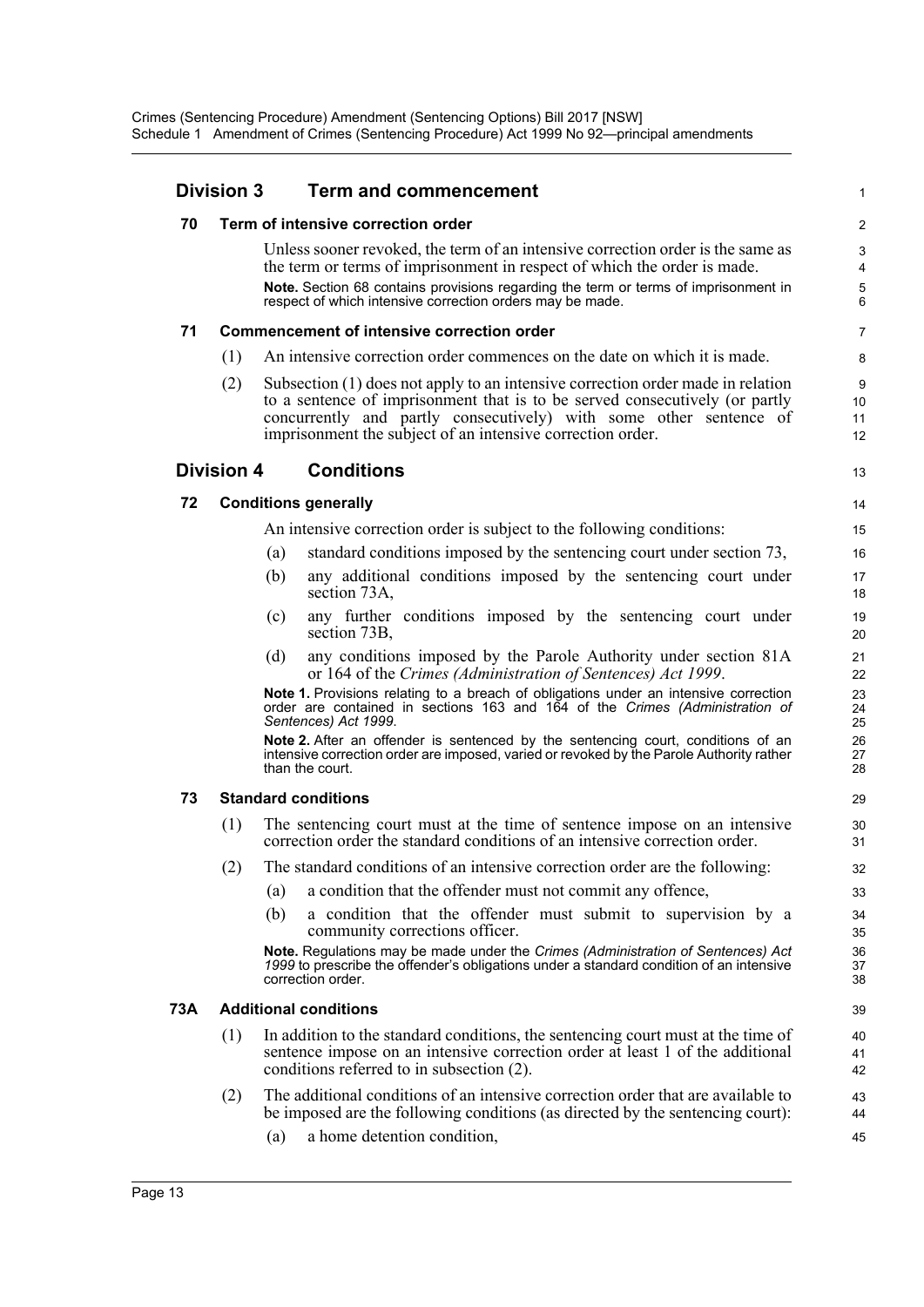## Division 3 Term and commencement

### 70 Term of intensive correction order

Unless sooner revoked, the term of an intensive correction order is the same as the term or terms of imprisonment in respect of which the order is made.

**Note.** Section 68 contains provisions regarding the term or terms of imprisonment in respect of which intensive correction orders may be made.

### 71 Commencement of intensive correction order

(1) An intensive correction order commences on the date on which it is made.

(2) Subsection (1) does not apply to an intensive correction order made in relation to a sentence of imprisonment that is to be served consecutively (or partly concurrently and partly consecutively) with some other sentence of imprisonment the subject of an intensive correction order.

## Division 4 Conditions

### 72 Conditions generally

An intensive correction order is subject to the following conditions:

(a) standard conditions imposed by the sentencing court under section 73,

(b) any additional conditions imposed by the sentencing court under section 73A,

(c) any further conditions imposed by the sentencing court under section 73B,

(d) any conditions imposed by the Parole Authority under section 81A or 164 of the *Crimes (Administration of Sentences) Act 1999*.

**Note 1.** Provisions relating to a breach of obligations under an intensive correction order are contained in sections 163 and 164 of the *Crimes (Administration of Sentences) Act 1999*.

**Note 2.** After an offender is sentenced by the sentencing court, conditions of an intensive correction order are imposed, varied or revoked by the Parole Authority rather than the court.

### 73 Standard conditions

(1) The sentencing court must at the time of sentence impose on an intensive correction order the standard conditions of an intensive correction order.

(2) The standard conditions of an intensive correction order are the following:

(a) a condition that the offender must not commit any offence,

(b) a condition that the offender must submit to supervision by a community corrections officer.

**Note.** Regulations may be made under the *Crimes (Administration of Sentences) Act 1999* to prescribe the offender's obligations under a standard condition of an intensive correction order.

### 73A Additional conditions

(1) In addition to the standard conditions, the sentencing court must at the time of sentence impose on an intensive correction order at least 1 of the additional conditions referred to in subsection (2).

(2) The additional conditions of an intensive correction order that are available to be imposed are the following conditions (as directed by the sentencing court):

(a) a home detention condition,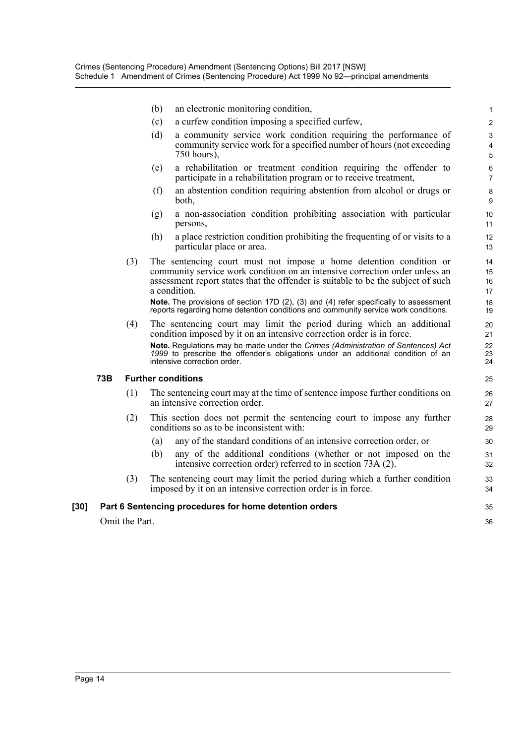(b) an electronic monitoring condition,

(c) a curfew condition imposing a specified curfew,

(d) a community service work condition requiring the performance of community service work for a specified number of hours (not exceeding 750 hours),

(e) a rehabilitation or treatment condition requiring the offender to participate in a rehabilitation program or to receive treatment,

(f) an abstention condition requiring abstention from alcohol or drugs or both,

(g) a non-association condition prohibiting association with particular persons,

(h) a place restriction condition prohibiting the frequenting of or visits to a particular place or area.

(3) The sentencing court must not impose a home detention condition or community service work condition on an intensive correction order unless an assessment report states that the offender is suitable to be the subject of such a condition.

**Note.** The provisions of section 17D (2), (3) and (4) refer specifically to assessment reports regarding home detention conditions and community service work conditions.

(4) The sentencing court may limit the period during which an additional condition imposed by it on an intensive correction order is in force.

**Note.** Regulations may be made under the *Crimes (Administration of Sentences) Act 1999* to prescribe the offender's obligations under an additional condition of an intensive correction order.

### 73B Further conditions

(1) The sentencing court may at the time of sentence impose further conditions on an intensive correction order.

(2) This section does not permit the sentencing court to impose any further conditions so as to be inconsistent with:

(a) any of the standard conditions of an intensive correction order, or

(b) any of the additional conditions (whether or not imposed on the intensive correction order) referred to in section 73A (2).

(3) The sentencing court may limit the period during which a further condition imposed by it on an intensive correction order is in force.

## [30] Part 6 Sentencing procedures for home detention orders

Omit the Part.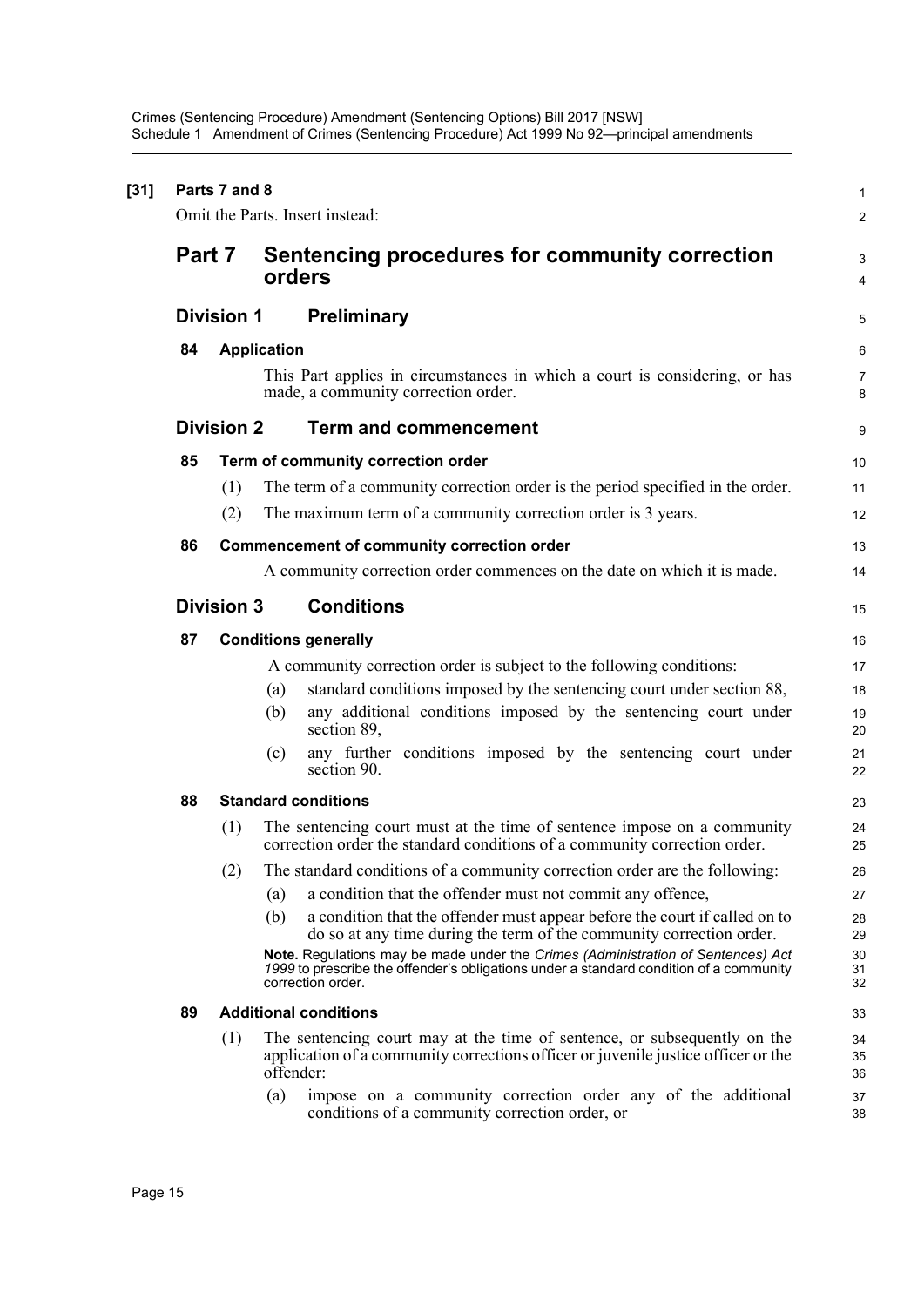**[31] Parts 7 and 8**

Omit the Parts. Insert instead:

# Part 7 Sentencing procedures for community correction orders

## Division 1 Preliminary

### 84 Application

This Part applies in circumstances in which a court is considering, or has made, a community correction order.

## Division 2 Term and commencement

### 85 Term of community correction order

(1) The term of a community correction order is the period specified in the order.

(2) The maximum term of a community correction order is 3 years.

### 86 Commencement of community correction order

A community correction order commences on the date on which it is made.

## Division 3 Conditions

### 87 Conditions generally

A community correction order is subject to the following conditions:

(a) standard conditions imposed by the sentencing court under section 88,

(b) any additional conditions imposed by the sentencing court under section 89,

(c) any further conditions imposed by the sentencing court under section 90.

### 88 Standard conditions

(1) The sentencing court must at the time of sentence impose on a community correction order the standard conditions of a community correction order.

(2) The standard conditions of a community correction order are the following:

(a) a condition that the offender must not commit any offence,

(b) a condition that the offender must appear before the court if called on to do so at any time during the term of the community correction order.

**Note.** Regulations may be made under the *Crimes (Administration of Sentences) Act 1999* to prescribe the offender's obligations under a standard condition of a community correction order.

### 89 Additional conditions

(1) The sentencing court may at the time of sentence, or subsequently on the application of a community corrections officer or juvenile justice officer or the offender:

(a) impose on a community correction order any of the additional conditions of a community correction order, or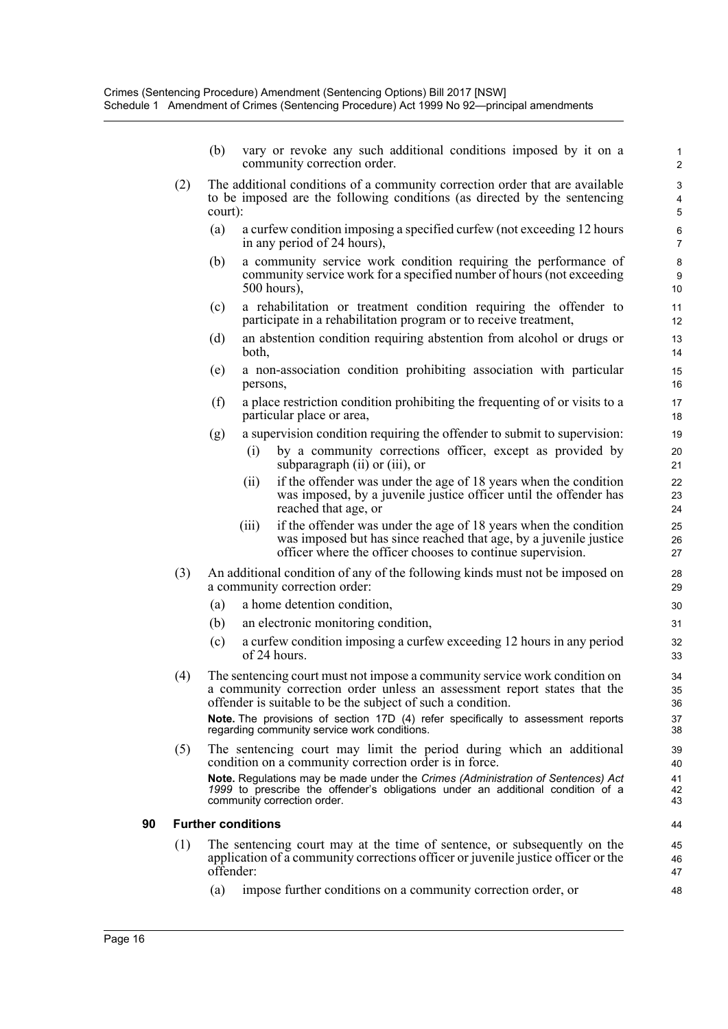(b) vary or revoke any such additional conditions imposed by it on a community correction order.

(2) The additional conditions of a community correction order that are available to be imposed are the following conditions (as directed by the sentencing court):

(a) a curfew condition imposing a specified curfew (not exceeding 12 hours in any period of 24 hours),

(b) a community service work condition requiring the performance of community service work for a specified number of hours (not exceeding 500 hours),

(c) a rehabilitation or treatment condition requiring the offender to participate in a rehabilitation program or to receive treatment,

(d) an abstention condition requiring abstention from alcohol or drugs or both,

(e) a non-association condition prohibiting association with particular persons,

(f) a place restriction condition prohibiting the frequenting of or visits to a particular place or area,

(g) a supervision condition requiring the offender to submit to supervision:

(i) by a community corrections officer, except as provided by subparagraph (ii) or (iii), or

(ii) if the offender was under the age of 18 years when the condition was imposed, by a juvenile justice officer until the offender has reached that age, or

(iii) if the offender was under the age of 18 years when the condition was imposed but has since reached that age, by a juvenile justice officer where the officer chooses to continue supervision.

(3) An additional condition of any of the following kinds must not be imposed on a community correction order:

(a) a home detention condition,

(b) an electronic monitoring condition,

(c) a curfew condition imposing a curfew exceeding 12 hours in any period of 24 hours.

(4) The sentencing court must not impose a community service work condition on a community correction order unless an assessment report states that the offender is suitable to be the subject of such a condition.

**Note.** The provisions of section 17D (4) refer specifically to assessment reports regarding community service work conditions.

(5) The sentencing court may limit the period during which an additional condition on a community correction order is in force.

**Note.** Regulations may be made under the *Crimes (Administration of Sentences) Act 1999* to prescribe the offender's obligations under an additional condition of a community correction order.

### 90 Further conditions

(1) The sentencing court may at the time of sentence, or subsequently on the application of a community corrections officer or juvenile justice officer or the offender:

(a) impose further conditions on a community correction order, or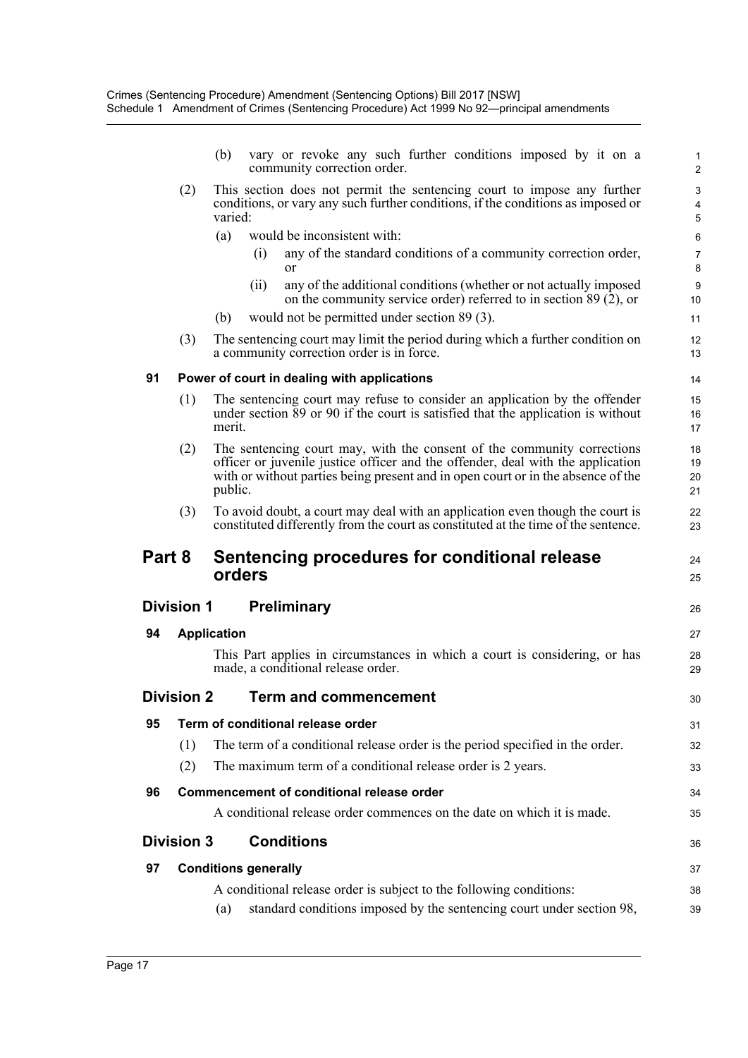(b) vary or revoke any such further conditions imposed by it on a community correction order.

(2) This section does not permit the sentencing court to impose any further conditions, or vary any such further conditions, if the conditions as imposed or varied:

(a) would be inconsistent with:

(i) any of the standard conditions of a community correction order, or

(ii) any of the additional conditions (whether or not actually imposed on the community service order) referred to in section 89 (2), or

(b) would not be permitted under section 89 (3).

(3) The sentencing court may limit the period during which a further condition on a community correction order is in force.

**91 Power of court in dealing with applications**

(1) The sentencing court may refuse to consider an application by the offender under section 89 or 90 if the court is satisfied that the application is without merit.

(2) The sentencing court may, with the consent of the community corrections officer or juvenile justice officer and the offender, deal with the application with or without parties being present and in open court or in the absence of the public.

(3) To avoid doubt, a court may deal with an application even though the court is constituted differently from the court as constituted at the time of the sentence.

## Part 8 Sentencing procedures for conditional release orders

### Division 1 Preliminary

**94 Application**

This Part applies in circumstances in which a court is considering, or has made, a conditional release order.

### Division 2 Term and commencement

**95 Term of conditional release order**

(1) The term of a conditional release order is the period specified in the order.

(2) The maximum term of a conditional release order is 2 years.

**96 Commencement of conditional release order**

A conditional release order commences on the date on which it is made.

### Division 3 Conditions

**97 Conditions generally**

A conditional release order is subject to the following conditions:

(a) standard conditions imposed by the sentencing court under section 98,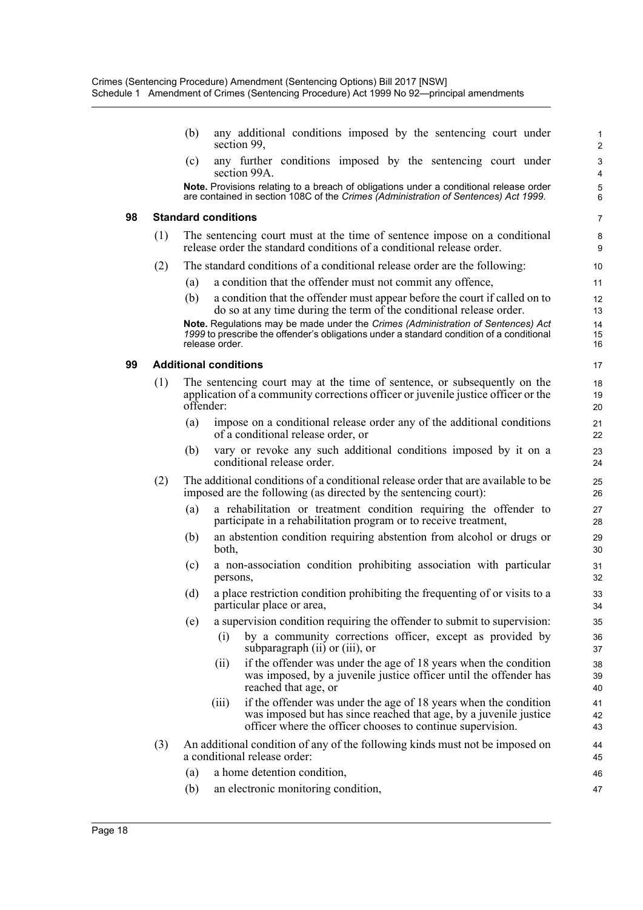(b) any additional conditions imposed by the sentencing court under section 99,

(c) any further conditions imposed by the sentencing court under section 99A.

**Note.** Provisions relating to a breach of obligations under a conditional release order are contained in section 108C of the *Crimes (Administration of Sentences) Act 1999*.

### 98 Standard conditions

(1) The sentencing court must at the time of sentence impose on a conditional release order the standard conditions of a conditional release order.

(2) The standard conditions of a conditional release order are the following:

(a) a condition that the offender must not commit any offence,

(b) a condition that the offender must appear before the court if called on to do so at any time during the term of the conditional release order.

**Note.** Regulations may be made under the *Crimes (Administration of Sentences) Act 1999* to prescribe the offender's obligations under a standard condition of a conditional release order.

### 99 Additional conditions

(1) The sentencing court may at the time of sentence, or subsequently on the application of a community corrections officer or juvenile justice officer or the offender:

(a) impose on a conditional release order any of the additional conditions of a conditional release order, or

(b) vary or revoke any such additional conditions imposed by it on a conditional release order.

(2) The additional conditions of a conditional release order that are available to be imposed are the following (as directed by the sentencing court):

(a) a rehabilitation or treatment condition requiring the offender to participate in a rehabilitation program or to receive treatment,

(b) an abstention condition requiring abstention from alcohol or drugs or both,

(c) a non-association condition prohibiting association with particular persons,

(d) a place restriction condition prohibiting the frequenting of or visits to a particular place or area,

(e) a supervision condition requiring the offender to submit to supervision:

(i) by a community corrections officer, except as provided by subparagraph (ii) or (iii), or

(ii) if the offender was under the age of 18 years when the condition was imposed, by a juvenile justice officer until the offender has reached that age, or

(iii) if the offender was under the age of 18 years when the condition was imposed but has since reached that age, by a juvenile justice officer where the officer chooses to continue supervision.

(3) An additional condition of any of the following kinds must not be imposed on a conditional release order:

(a) a home detention condition,

(b) an electronic monitoring condition,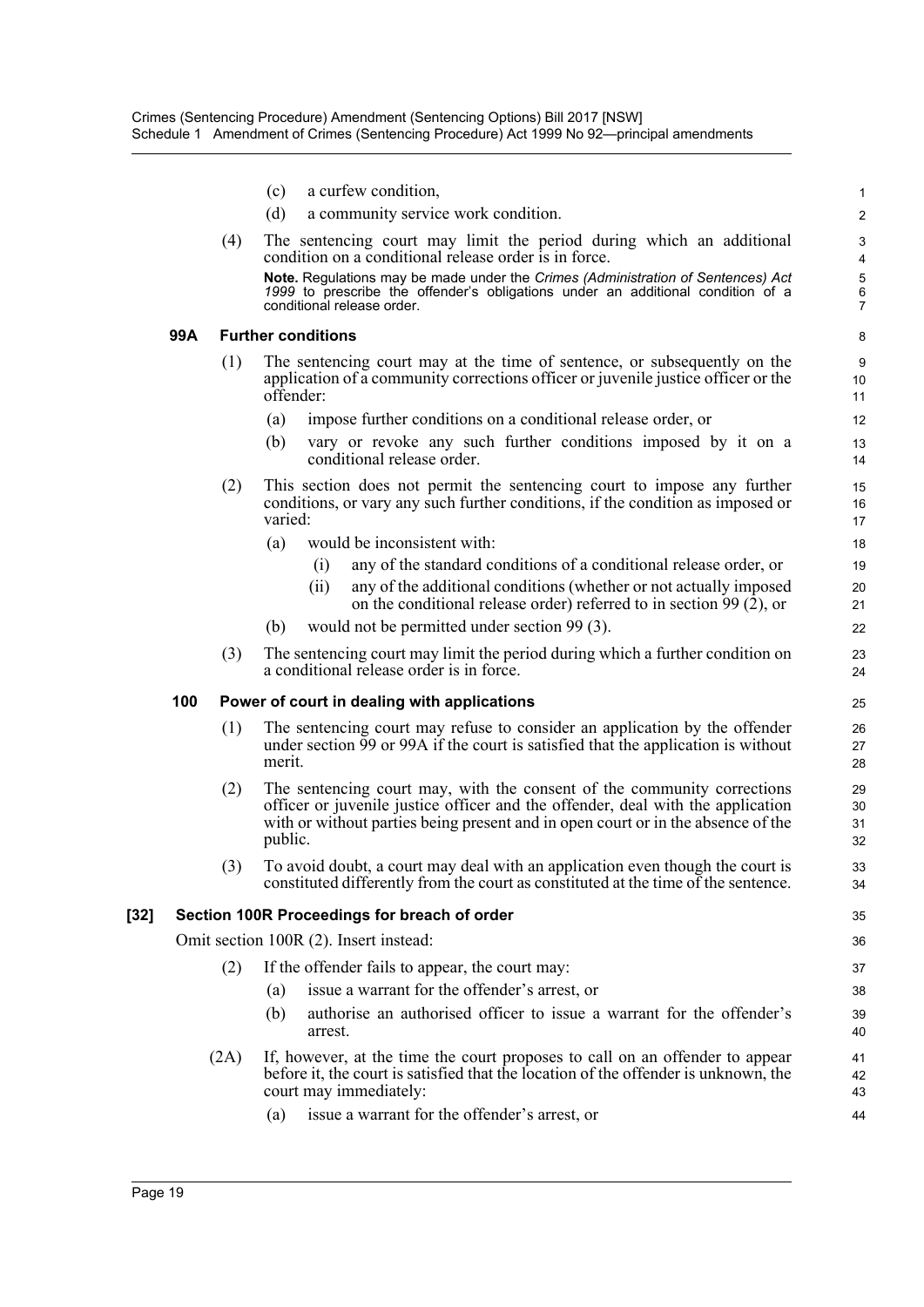(c) a curfew condition,

(d) a community service work condition.

(4) The sentencing court may limit the period during which an additional condition on a conditional release order is in force.

**Note.** Regulations may be made under the *Crimes (Administration of Sentences) Act 1999* to prescribe the offender's obligations under an additional condition of a conditional release order.

### 99A Further conditions

(1) The sentencing court may at the time of sentence, or subsequently on the application of a community corrections officer or juvenile justice officer or the offender:

(a) impose further conditions on a conditional release order, or

(b) vary or revoke any such further conditions imposed by it on a conditional release order.

(2) This section does not permit the sentencing court to impose any further conditions, or vary any such further conditions, if the condition as imposed or varied:

(a) would be inconsistent with:

(i) any of the standard conditions of a conditional release order, or

(ii) any of the additional conditions (whether or not actually imposed on the conditional release order) referred to in section 99 (2), or

(b) would not be permitted under section 99 (3).

(3) The sentencing court may limit the period during which a further condition on a conditional release order is in force.

### 100 Power of court in dealing with applications

(1) The sentencing court may refuse to consider an application by the offender under section 99 or 99A if the court is satisfied that the application is without merit.

(2) The sentencing court may, with the consent of the community corrections officer or juvenile justice officer and the offender, deal with the application with or without parties being present and in open court or in the absence of the public.

(3) To avoid doubt, a court may deal with an application even though the court is constituted differently from the court as constituted at the time of the sentence.

## [32] Section 100R Proceedings for breach of order

Omit section 100R (2). Insert instead:

(2) If the offender fails to appear, the court may:

(a) issue a warrant for the offender's arrest, or

(b) authorise an authorised officer to issue a warrant for the offender's arrest.

(2A) If, however, at the time the court proposes to call on an offender to appear before it, the court is satisfied that the location of the offender is unknown, the court may immediately:

(a) issue a warrant for the offender's arrest, or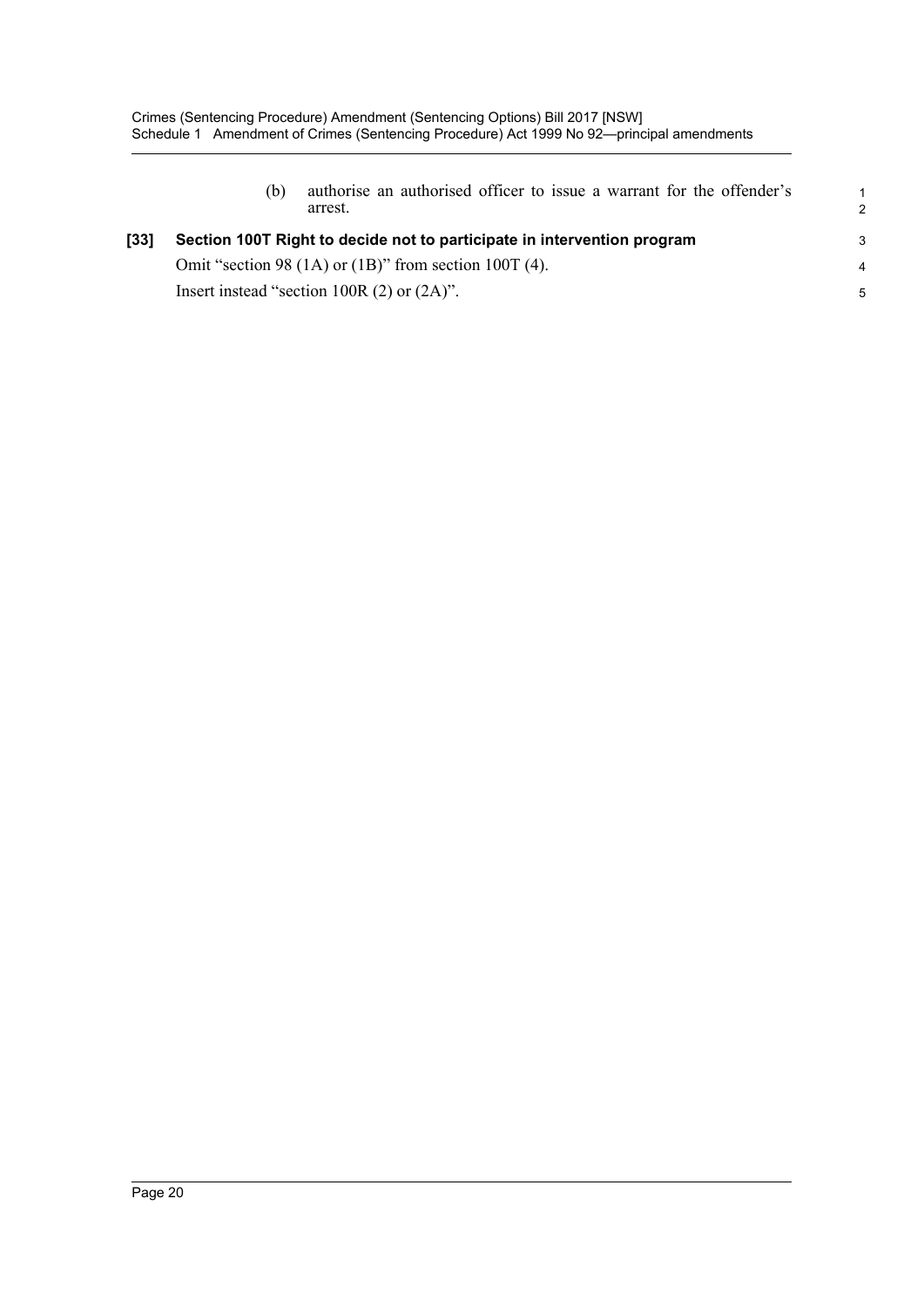(b) authorise an authorised officer to issue a warrant for the offender's arrest.

**[33] Section 100T Right to decide not to participate in intervention program**

Omit "section 98 (1A) or (1B)" from section 100T (4).

Insert instead "section 100R (2) or (2A)".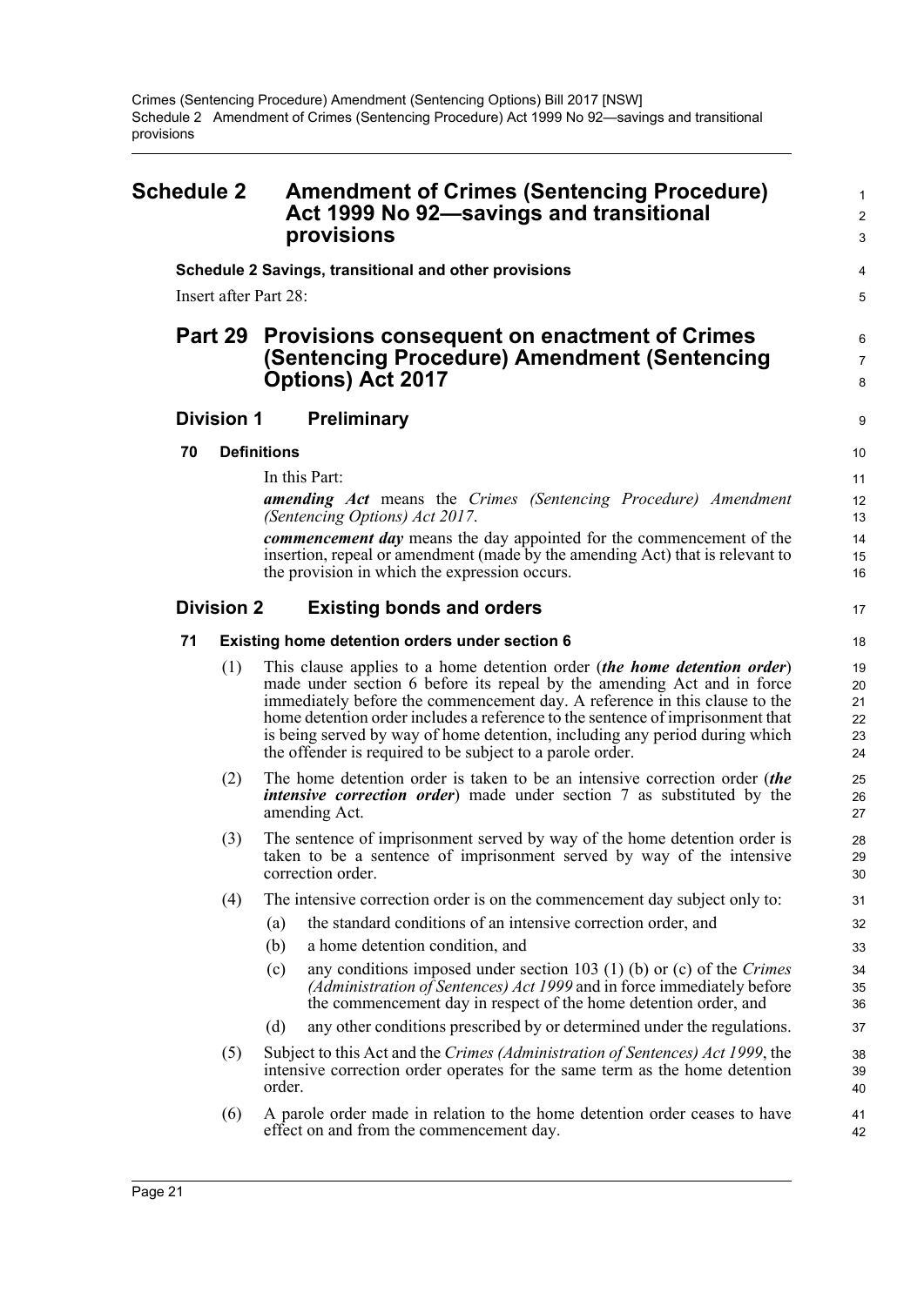# Schedule 2 Amendment of Crimes (Sentencing Procedure) Act 1999 No 92—savings and transitional provisions

**Schedule 2 Savings, transitional and other provisions**

Insert after Part 28:

## Part 29 Provisions consequent on enactment of Crimes (Sentencing Procedure) Amendment (Sentencing Options) Act 2017

### Division 1 Preliminary

#### 70 Definitions

In this Part:

***amending Act*** means the *Crimes (Sentencing Procedure) Amendment (Sentencing Options) Act 2017*.

***commencement day*** means the day appointed for the commencement of the insertion, repeal or amendment (made by the amending Act) that is relevant to the provision in which the expression occurs.

### Division 2 Existing bonds and orders

#### 71 Existing home detention orders under section 6

(1) This clause applies to a home detention order (***the home detention order***) made under section 6 before its repeal by the amending Act and in force immediately before the commencement day. A reference in this clause to the home detention order includes a reference to the sentence of imprisonment that is being served by way of home detention, including any period during which the offender is required to be subject to a parole order.

(2) The home detention order is taken to be an intensive correction order (***the intensive correction order***) made under section 7 as substituted by the amending Act.

(3) The sentence of imprisonment served by way of the home detention order is taken to be a sentence of imprisonment served by way of the intensive correction order.

(4) The intensive correction order is on the commencement day subject only to:

- (a) the standard conditions of an intensive correction order, and
- (b) a home detention condition, and
- (c) any conditions imposed under section 103 (1) (b) or (c) of the *Crimes (Administration of Sentences) Act 1999* and in force immediately before the commencement day in respect of the home detention order, and
- (d) any other conditions prescribed by or determined under the regulations.

(5) Subject to this Act and the *Crimes (Administration of Sentences) Act 1999*, the intensive correction order operates for the same term as the home detention order.

(6) A parole order made in relation to the home detention order ceases to have effect on and from the commencement day.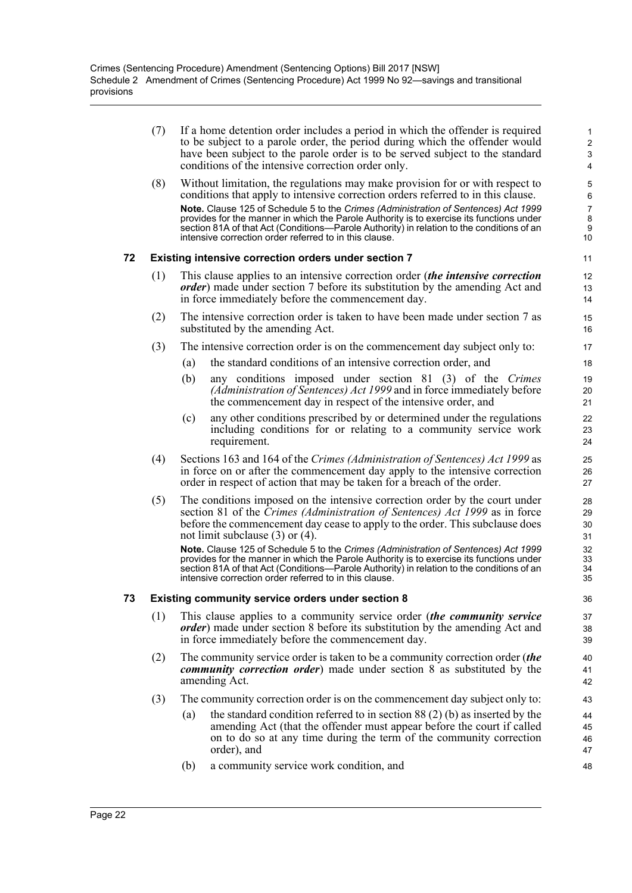(7) If a home detention order includes a period in which the offender is required to be subject to a parole order, the period during which the offender would have been subject to the parole order is to be served subject to the standard conditions of the intensive correction order only.

(8) Without limitation, the regulations may make provision for or with respect to conditions that apply to intensive correction orders referred to in this clause.

**Note.** Clause 125 of Schedule 5 to the *Crimes (Administration of Sentences) Act 1999* provides for the manner in which the Parole Authority is to exercise its functions under section 81A of that Act (Conditions—Parole Authority) in relation to the conditions of an intensive correction order referred to in this clause.

### 72 Existing intensive correction orders under section 7

(1) This clause applies to an intensive correction order (***the intensive correction order***) made under section 7 before its substitution by the amending Act and in force immediately before the commencement day.

(2) The intensive correction order is taken to have been made under section 7 as substituted by the amending Act.

(3) The intensive correction order is on the commencement day subject only to:

(a) the standard conditions of an intensive correction order, and

(b) any conditions imposed under section 81 (3) of the *Crimes (Administration of Sentences) Act 1999* and in force immediately before the commencement day in respect of the intensive order, and

(c) any other conditions prescribed by or determined under the regulations including conditions for or relating to a community service work requirement.

(4) Sections 163 and 164 of the *Crimes (Administration of Sentences) Act 1999* as in force on or after the commencement day apply to the intensive correction order in respect of action that may be taken for a breach of the order.

(5) The conditions imposed on the intensive correction order by the court under section 81 of the *Crimes (Administration of Sentences) Act 1999* as in force before the commencement day cease to apply to the order. This subclause does not limit subclause (3) or (4).

**Note.** Clause 125 of Schedule 5 to the *Crimes (Administration of Sentences) Act 1999* provides for the manner in which the Parole Authority is to exercise its functions under section 81A of that Act (Conditions—Parole Authority) in relation to the conditions of an intensive correction order referred to in this clause.

### 73 Existing community service orders under section 8

(1) This clause applies to a community service order (***the community service order***) made under section 8 before its substitution by the amending Act and in force immediately before the commencement day.

(2) The community service order is taken to be a community correction order (***the community correction order***) made under section 8 as substituted by the amending Act.

(3) The community correction order is on the commencement day subject only to:

(a) the standard condition referred to in section 88 (2) (b) as inserted by the amending Act (that the offender must appear before the court if called on to do so at any time during the term of the community correction order), and

(b) a community service work condition, and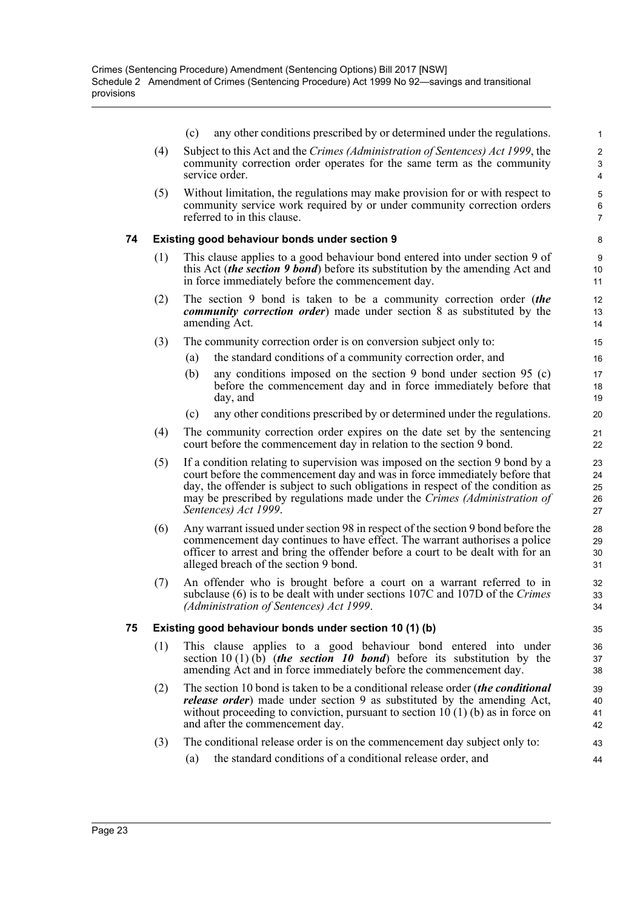(c) any other conditions prescribed by or determined under the regulations.

(4) Subject to this Act and the *Crimes (Administration of Sentences) Act 1999*, the community correction order operates for the same term as the community service order.

(5) Without limitation, the regulations may make provision for or with respect to community service work required by or under community correction orders referred to in this clause.

**74 Existing good behaviour bonds under section 9**

(1) This clause applies to a good behaviour bond entered into under section 9 of this Act (***the section 9 bond***) before its substitution by the amending Act and in force immediately before the commencement day.

(2) The section 9 bond is taken to be a community correction order (***the community correction order***) made under section 8 as substituted by the amending Act.

(3) The community correction order is on conversion subject only to:

(a) the standard conditions of a community correction order, and

(b) any conditions imposed on the section 9 bond under section 95 (c) before the commencement day and in force immediately before that day, and

(c) any other conditions prescribed by or determined under the regulations.

(4) The community correction order expires on the date set by the sentencing court before the commencement day in relation to the section 9 bond.

(5) If a condition relating to supervision was imposed on the section 9 bond by a court before the commencement day and was in force immediately before that day, the offender is subject to such obligations in respect of the condition as may be prescribed by regulations made under the *Crimes (Administration of Sentences) Act 1999*.

(6) Any warrant issued under section 98 in respect of the section 9 bond before the commencement day continues to have effect. The warrant authorises a police officer to arrest and bring the offender before a court to be dealt with for an alleged breach of the section 9 bond.

(7) An offender who is brought before a court on a warrant referred to in subclause (6) is to be dealt with under sections 107C and 107D of the *Crimes (Administration of Sentences) Act 1999*.

**75 Existing good behaviour bonds under section 10 (1) (b)**

(1) This clause applies to a good behaviour bond entered into under section 10 (1) (b) (***the section 10 bond***) before its substitution by the amending Act and in force immediately before the commencement day.

(2) The section 10 bond is taken to be a conditional release order (***the conditional release order***) made under section 9 as substituted by the amending Act, without proceeding to conviction, pursuant to section 10 (1) (b) as in force on and after the commencement day.

(3) The conditional release order is on the commencement day subject only to:

(a) the standard conditions of a conditional release order, and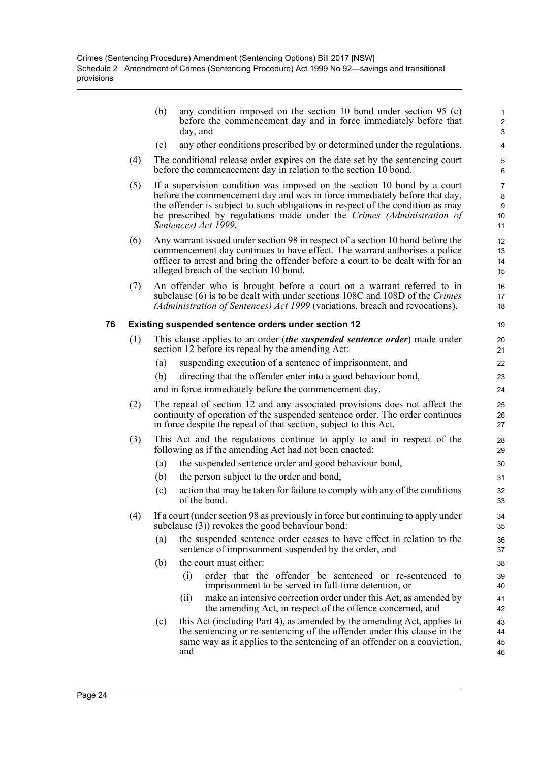(b) any condition imposed on the section 10 bond under section 95 (c) before the commencement day and in force immediately before that day, and

(c) any other conditions prescribed by or determined under the regulations.

(4) The conditional release order expires on the date set by the sentencing court before the commencement day in relation to the section 10 bond.

(5) If a supervision condition was imposed on the section 10 bond by a court before the commencement day and was in force immediately before that day, the offender is subject to such obligations in respect of the condition as may be prescribed by regulations made under the *Crimes (Administration of Sentences) Act 1999*.

(6) Any warrant issued under section 98 in respect of a section 10 bond before the commencement day continues to have effect. The warrant authorises a police officer to arrest and bring the offender before a court to be dealt with for an alleged breach of the section 10 bond.

(7) An offender who is brought before a court on a warrant referred to in subclause (6) is to be dealt with under sections 108C and 108D of the *Crimes (Administration of Sentences) Act 1999* (variations, breach and revocations).

### 76 Existing suspended sentence orders under section 12

(1) This clause applies to an order (***the suspended sentence order***) made under section 12 before its repeal by the amending Act:

(a) suspending execution of a sentence of imprisonment, and

(b) directing that the offender enter into a good behaviour bond,

and in force immediately before the commencement day.

(2) The repeal of section 12 and any associated provisions does not affect the continuity of operation of the suspended sentence order. The order continues in force despite the repeal of that section, subject to this Act.

(3) This Act and the regulations continue to apply to and in respect of the following as if the amending Act had not been enacted:

(a) the suspended sentence order and good behaviour bond,

(b) the person subject to the order and bond,

(c) action that may be taken for failure to comply with any of the conditions of the bond.

(4) If a court (under section 98 as previously in force but continuing to apply under subclause (3)) revokes the good behaviour bond:

(a) the suspended sentence order ceases to have effect in relation to the sentence of imprisonment suspended by the order, and

(b) the court must either:

(i) order that the offender be sentenced or re-sentenced to imprisonment to be served in full-time detention, or

(ii) make an intensive correction order under this Act, as amended by the amending Act, in respect of the offence concerned, and

(c) this Act (including Part 4), as amended by the amending Act, applies to the sentencing or re-sentencing of the offender under this clause in the same way as it applies to the sentencing of an offender on a conviction, and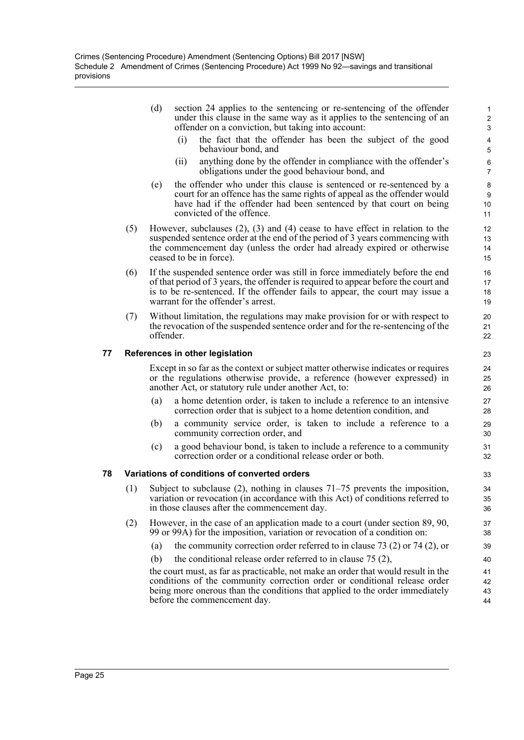(d) section 24 applies to the sentencing or re-sentencing of the offender under this clause in the same way as it applies to the sentencing of an offender on a conviction, but taking into account:

  (i) the fact that the offender has been the subject of the good behaviour bond, and

  (ii) anything done by the offender in compliance with the offender's obligations under the good behaviour bond, and

(e) the offender who under this clause is sentenced or re-sentenced by a court for an offence has the same rights of appeal as the offender would have had if the offender had been sentenced by that court on being convicted of the offence.

(5) However, subclauses (2), (3) and (4) cease to have effect in relation to the suspended sentence order at the end of the period of 3 years commencing with the commencement day (unless the order had already expired or otherwise ceased to be in force).

(6) If the suspended sentence order was still in force immediately before the end of that period of 3 years, the offender is required to appear before the court and is to be re-sentenced. If the offender fails to appear, the court may issue a warrant for the offender's arrest.

(7) Without limitation, the regulations may make provision for or with respect to the revocation of the suspended sentence order and for the re-sentencing of the offender.

### 77 References in other legislation

Except in so far as the context or subject matter otherwise indicates or requires or the regulations otherwise provide, a reference (however expressed) in another Act, or statutory rule under another Act, to:

(a) a home detention order, is taken to include a reference to an intensive correction order that is subject to a home detention condition, and

(b) a community service order, is taken to include a reference to a community correction order, and

(c) a good behaviour bond, is taken to include a reference to a community correction order or a conditional release order or both.

### 78 Variations of conditions of converted orders

(1) Subject to subclause (2), nothing in clauses 71–75 prevents the imposition, variation or revocation (in accordance with this Act) of conditions referred to in those clauses after the commencement day.

(2) However, in the case of an application made to a court (under section 89, 90, 99 or 99A) for the imposition, variation or revocation of a condition on:

  (a) the community correction order referred to in clause 73 (2) or 74 (2), or

  (b) the conditional release order referred to in clause 75 (2),

the court must, as far as practicable, not make an order that would result in the conditions of the community correction order or conditional release order being more onerous than the conditions that applied to the order immediately before the commencement day.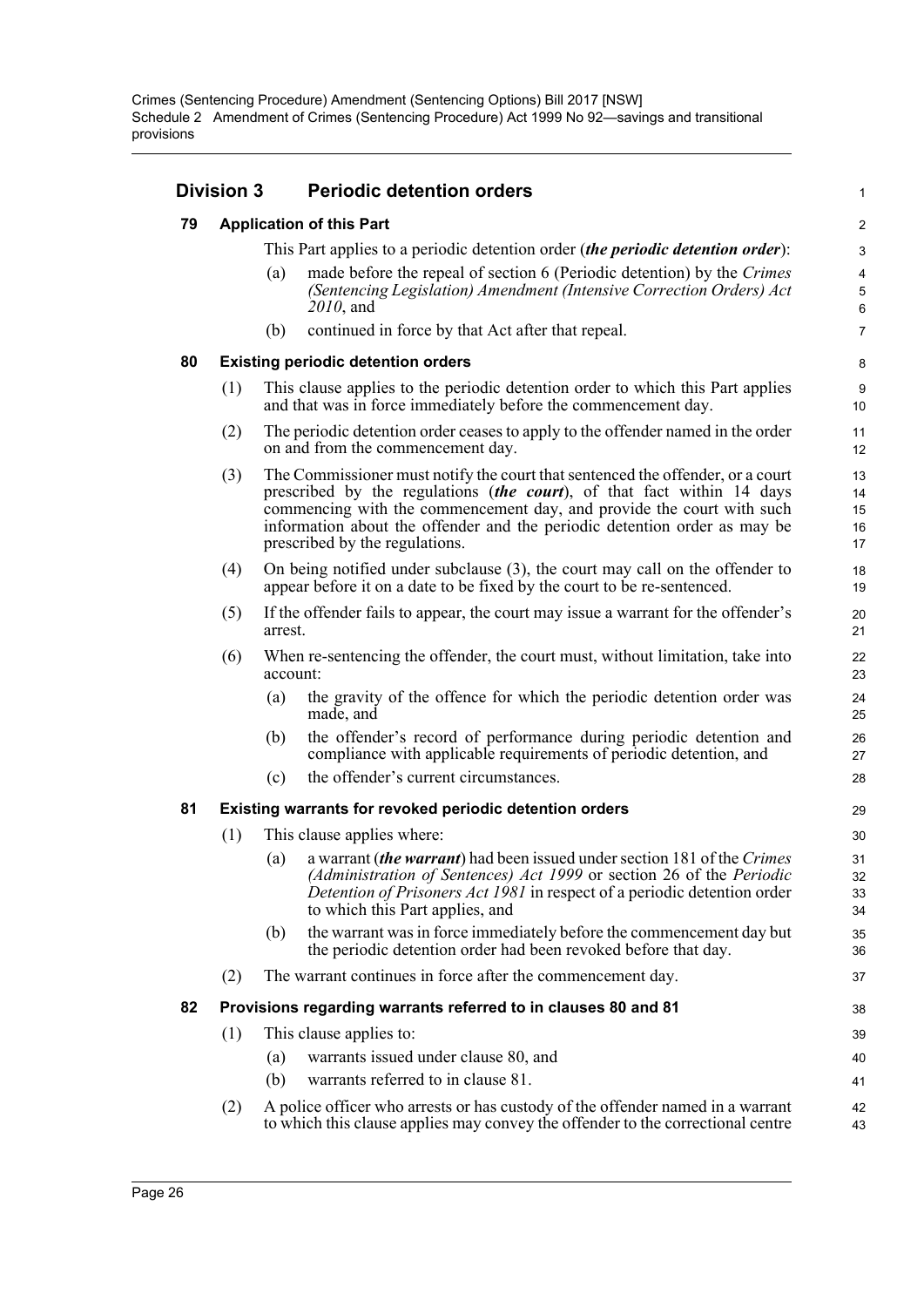## Division 3 Periodic detention orders

### 79 Application of this Part

This Part applies to a periodic detention order (***the periodic detention order***):

(a) made before the repeal of section 6 (Periodic detention) by the *Crimes (Sentencing Legislation) Amendment (Intensive Correction Orders) Act 2010*, and

(b) continued in force by that Act after that repeal.

### 80 Existing periodic detention orders

(1) This clause applies to the periodic detention order to which this Part applies and that was in force immediately before the commencement day.

(2) The periodic detention order ceases to apply to the offender named in the order on and from the commencement day.

(3) The Commissioner must notify the court that sentenced the offender, or a court prescribed by the regulations (***the court***), of that fact within 14 days commencing with the commencement day, and provide the court with such information about the offender and the periodic detention order as may be prescribed by the regulations.

(4) On being notified under subclause (3), the court may call on the offender to appear before it on a date to be fixed by the court to be re-sentenced.

(5) If the offender fails to appear, the court may issue a warrant for the offender's arrest.

(6) When re-sentencing the offender, the court must, without limitation, take into account:

(a) the gravity of the offence for which the periodic detention order was made, and

(b) the offender's record of performance during periodic detention and compliance with applicable requirements of periodic detention, and

(c) the offender's current circumstances.

### 81 Existing warrants for revoked periodic detention orders

(1) This clause applies where:

(a) a warrant (***the warrant***) had been issued under section 181 of the *Crimes (Administration of Sentences) Act 1999* or section 26 of the *Periodic Detention of Prisoners Act 1981* in respect of a periodic detention order to which this Part applies, and

(b) the warrant was in force immediately before the commencement day but the periodic detention order had been revoked before that day.

(2) The warrant continues in force after the commencement day.

### 82 Provisions regarding warrants referred to in clauses 80 and 81

(1) This clause applies to:

(a) warrants issued under clause 80, and

(b) warrants referred to in clause 81.

(2) A police officer who arrests or has custody of the offender named in a warrant to which this clause applies may convey the offender to the correctional centre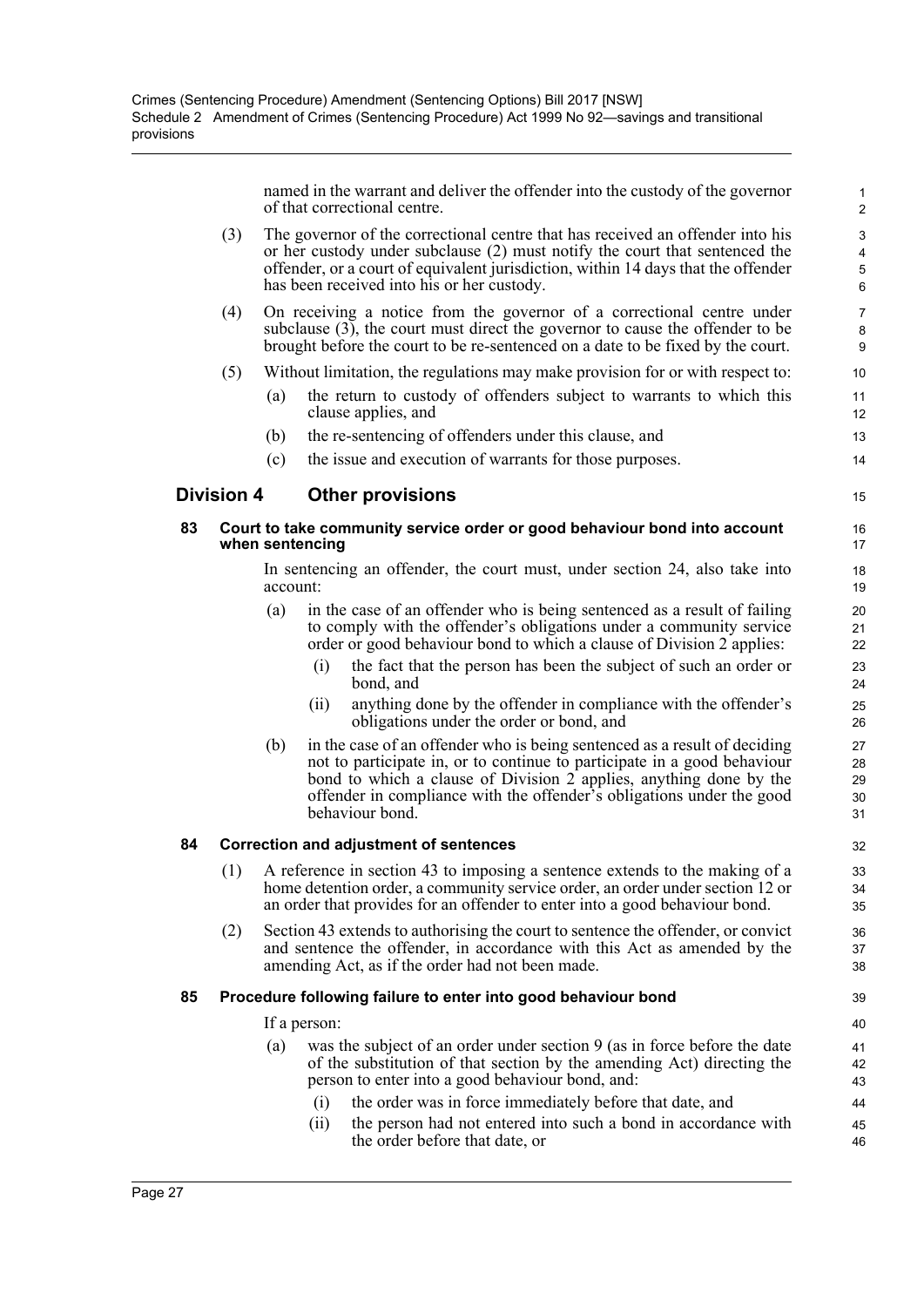named in the warrant and deliver the offender into the custody of the governor of that correctional centre.

(3) The governor of the correctional centre that has received an offender into his or her custody under subclause (2) must notify the court that sentenced the offender, or a court of equivalent jurisdiction, within 14 days that the offender has been received into his or her custody.

(4) On receiving a notice from the governor of a correctional centre under subclause (3), the court must direct the governor to cause the offender to be brought before the court to be re-sentenced on a date to be fixed by the court.

(5) Without limitation, the regulations may make provision for or with respect to:

(a) the return to custody of offenders subject to warrants to which this clause applies, and

(b) the re-sentencing of offenders under this clause, and

(c) the issue and execution of warrants for those purposes.

## Division 4 Other provisions

### 83 Court to take community service order or good behaviour bond into account when sentencing

In sentencing an offender, the court must, under section 24, also take into account:

(a) in the case of an offender who is being sentenced as a result of failing to comply with the offender's obligations under a community service order or good behaviour bond to which a clause of Division 2 applies:

(i) the fact that the person has been the subject of such an order or bond, and

(ii) anything done by the offender in compliance with the offender's obligations under the order or bond, and

(b) in the case of an offender who is being sentenced as a result of deciding not to participate in, or to continue to participate in a good behaviour bond to which a clause of Division 2 applies, anything done by the offender in compliance with the offender's obligations under the good behaviour bond.

### 84 Correction and adjustment of sentences

(1) A reference in section 43 to imposing a sentence extends to the making of a home detention order, a community service order, an order under section 12 or an order that provides for an offender to enter into a good behaviour bond.

(2) Section 43 extends to authorising the court to sentence the offender, or convict and sentence the offender, in accordance with this Act as amended by the amending Act, as if the order had not been made.

### 85 Procedure following failure to enter into good behaviour bond

If a person:

(a) was the subject of an order under section 9 (as in force before the date of the substitution of that section by the amending Act) directing the person to enter into a good behaviour bond, and:

(i) the order was in force immediately before that date, and

(ii) the person had not entered into such a bond in accordance with the order before that date, or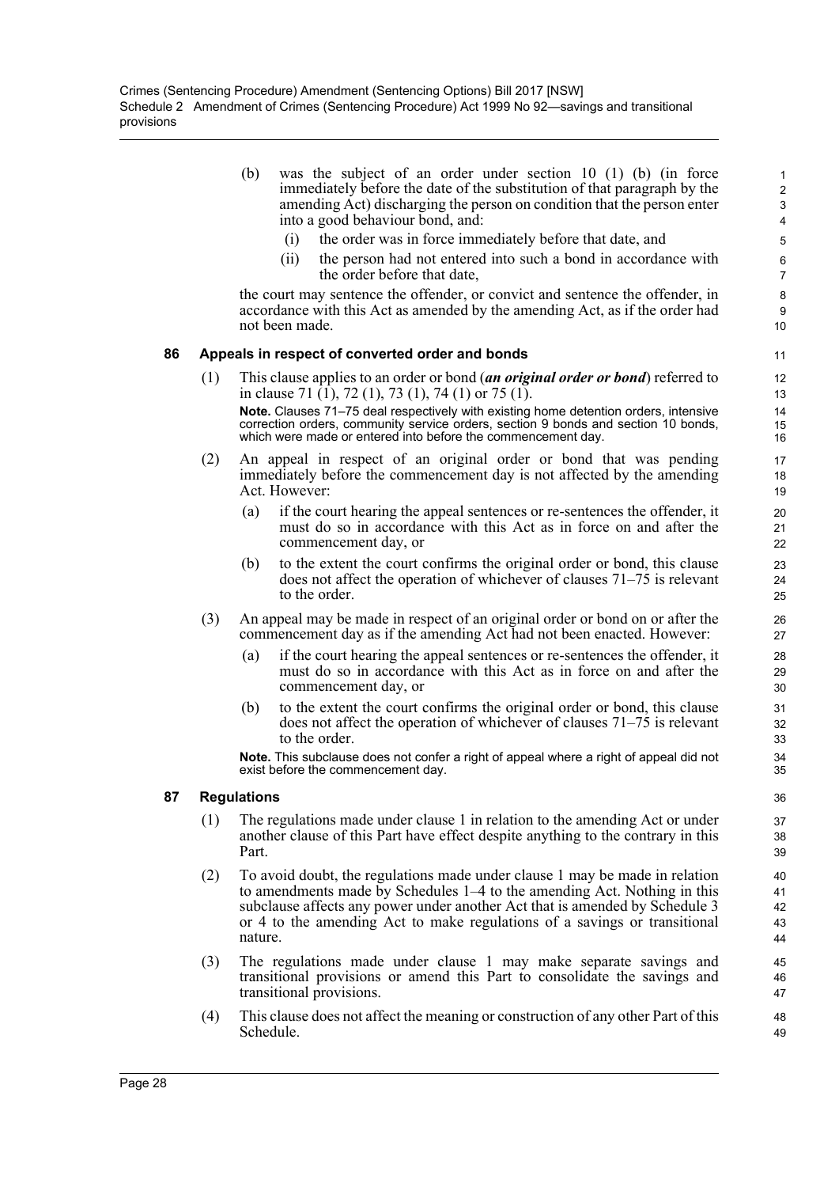(b) was the subject of an order under section 10 (1) (b) (in force immediately before the date of the substitution of that paragraph by the amending Act) discharging the person on condition that the person enter into a good behaviour bond, and:

   (i) the order was in force immediately before that date, and

   (ii) the person had not entered into such a bond in accordance with the order before that date,

the court may sentence the offender, or convict and sentence the offender, in accordance with this Act as amended by the amending Act, as if the order had not been made.

### 86 Appeals in respect of converted order and bonds

(1) This clause applies to an order or bond (***an original order or bond***) referred to in clause 71 (1), 72 (1), 73 (1), 74 (1) or 75 (1).

**Note.** Clauses 71–75 deal respectively with existing home detention orders, intensive correction orders, community service orders, section 9 bonds and section 10 bonds, which were made or entered into before the commencement day.

(2) An appeal in respect of an original order or bond that was pending immediately before the commencement day is not affected by the amending Act. However:

   (a) if the court hearing the appeal sentences or re-sentences the offender, it must do so in accordance with this Act as in force on and after the commencement day, or

   (b) to the extent the court confirms the original order or bond, this clause does not affect the operation of whichever of clauses 71–75 is relevant to the order.

(3) An appeal may be made in respect of an original order or bond on or after the commencement day as if the amending Act had not been enacted. However:

   (a) if the court hearing the appeal sentences or re-sentences the offender, it must do so in accordance with this Act as in force on and after the commencement day, or

   (b) to the extent the court confirms the original order or bond, this clause does not affect the operation of whichever of clauses 71–75 is relevant to the order.

**Note.** This subclause does not confer a right of appeal where a right of appeal did not exist before the commencement day.

### 87 Regulations

(1) The regulations made under clause 1 in relation to the amending Act or under another clause of this Part have effect despite anything to the contrary in this Part.

(2) To avoid doubt, the regulations made under clause 1 may be made in relation to amendments made by Schedules 1–4 to the amending Act. Nothing in this subclause affects any power under another Act that is amended by Schedule 3 or 4 to the amending Act to make regulations of a savings or transitional nature.

(3) The regulations made under clause 1 may make separate savings and transitional provisions or amend this Part to consolidate the savings and transitional provisions.

(4) This clause does not affect the meaning or construction of any other Part of this Schedule.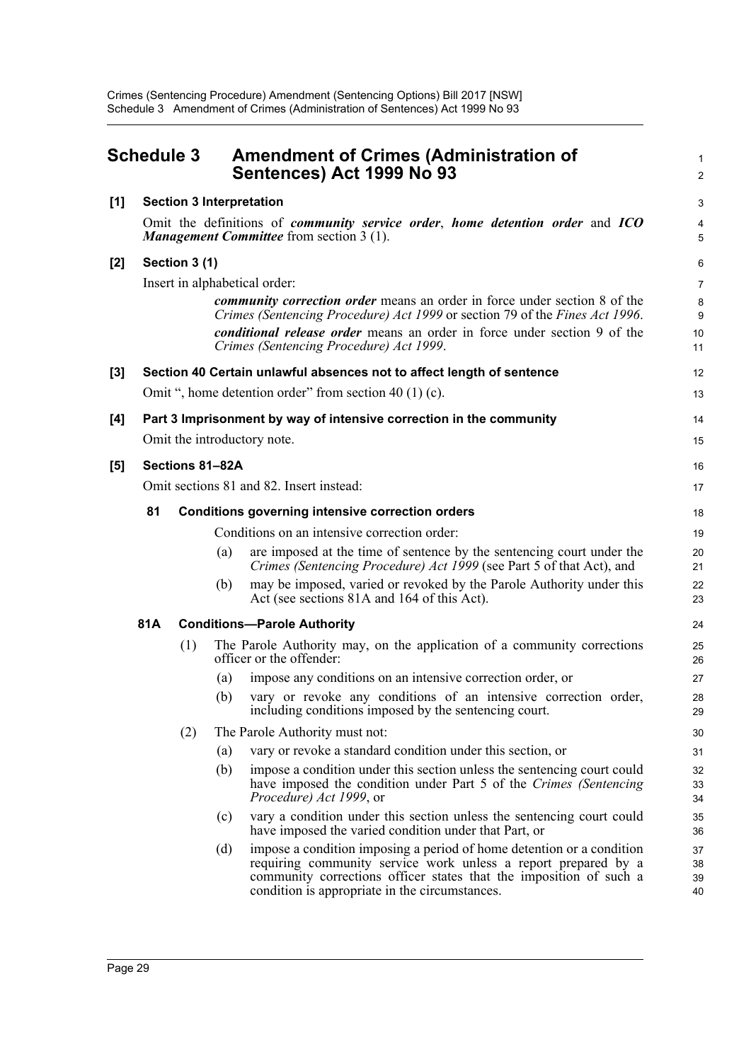# Schedule 3 Amendment of Crimes (Administration of Sentences) Act 1999 No 93

**[1] Section 3 Interpretation**

Omit the definitions of ***community service order***, ***home detention order*** and ***ICO Management Committee*** from section 3 (1).

**[2] Section 3 (1)**

Insert in alphabetical order:

> ***community correction order*** means an order in force under section 8 of the *Crimes (Sentencing Procedure) Act 1999* or section 79 of the *Fines Act 1996*.
>
> ***conditional release order*** means an order in force under section 9 of the *Crimes (Sentencing Procedure) Act 1999*.

**[3] Section 40 Certain unlawful absences not to affect length of sentence**

Omit ", home detention order" from section 40 (1) (c).

**[4] Part 3 Imprisonment by way of intensive correction in the community**

Omit the introductory note.

**[5] Sections 81–82A**

Omit sections 81 and 82. Insert instead:

**81 Conditions governing intensive correction orders**

Conditions on an intensive correction order:

(a) are imposed at the time of sentence by the sentencing court under the *Crimes (Sentencing Procedure) Act 1999* (see Part 5 of that Act), and

(b) may be imposed, varied or revoked by the Parole Authority under this Act (see sections 81A and 164 of this Act).

**81A Conditions—Parole Authority**

(1) The Parole Authority may, on the application of a community corrections officer or the offender:

(a) impose any conditions on an intensive correction order, or

(b) vary or revoke any conditions of an intensive correction order, including conditions imposed by the sentencing court.

(2) The Parole Authority must not:

(a) vary or revoke a standard condition under this section, or

(b) impose a condition under this section unless the sentencing court could have imposed the condition under Part 5 of the *Crimes (Sentencing Procedure) Act 1999*, or

(c) vary a condition under this section unless the sentencing court could have imposed the varied condition under that Part, or

(d) impose a condition imposing a period of home detention or a condition requiring community service work unless a report prepared by a community corrections officer states that the imposition of such a condition is appropriate in the circumstances.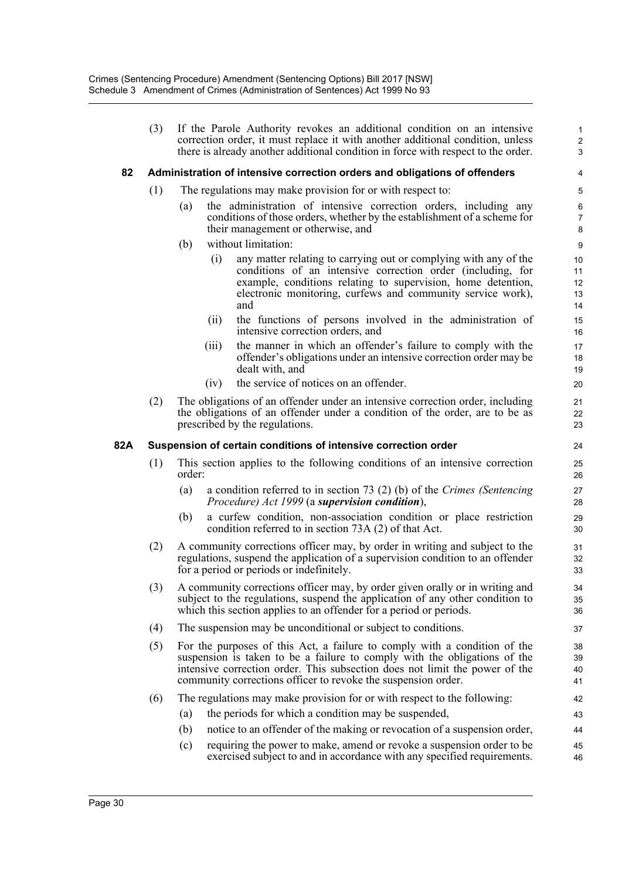(3) If the Parole Authority revokes an additional condition on an intensive correction order, it must replace it with another additional condition, unless there is already another additional condition in force with respect to the order.

### 82 Administration of intensive correction orders and obligations of offenders

(1) The regulations may make provision for or with respect to:

(a) the administration of intensive correction orders, including any conditions of those orders, whether by the establishment of a scheme for their management or otherwise, and

(b) without limitation:

(i) any matter relating to carrying out or complying with any of the conditions of an intensive correction order (including, for example, conditions relating to supervision, home detention, electronic monitoring, curfews and community service work), and

(ii) the functions of persons involved in the administration of intensive correction orders, and

(iii) the manner in which an offender's failure to comply with the offender's obligations under an intensive correction order may be dealt with, and

(iv) the service of notices on an offender.

(2) The obligations of an offender under an intensive correction order, including the obligations of an offender under a condition of the order, are to be as prescribed by the regulations.

### 82A Suspension of certain conditions of intensive correction order

(1) This section applies to the following conditions of an intensive correction order:

(a) a condition referred to in section 73 (2) (b) of the *Crimes (Sentencing Procedure) Act 1999* (a ***supervision condition***),

(b) a curfew condition, non-association condition or place restriction condition referred to in section 73A (2) of that Act.

(2) A community corrections officer may, by order in writing and subject to the regulations, suspend the application of a supervision condition to an offender for a period or periods or indefinitely.

(3) A community corrections officer may, by order given orally or in writing and subject to the regulations, suspend the application of any other condition to which this section applies to an offender for a period or periods.

(4) The suspension may be unconditional or subject to conditions.

(5) For the purposes of this Act, a failure to comply with a condition of the suspension is taken to be a failure to comply with the obligations of the intensive correction order. This subsection does not limit the power of the community corrections officer to revoke the suspension order.

(6) The regulations may make provision for or with respect to the following:

(a) the periods for which a condition may be suspended,

(b) notice to an offender of the making or revocation of a suspension order,

(c) requiring the power to make, amend or revoke a suspension order to be exercised subject to and in accordance with any specified requirements.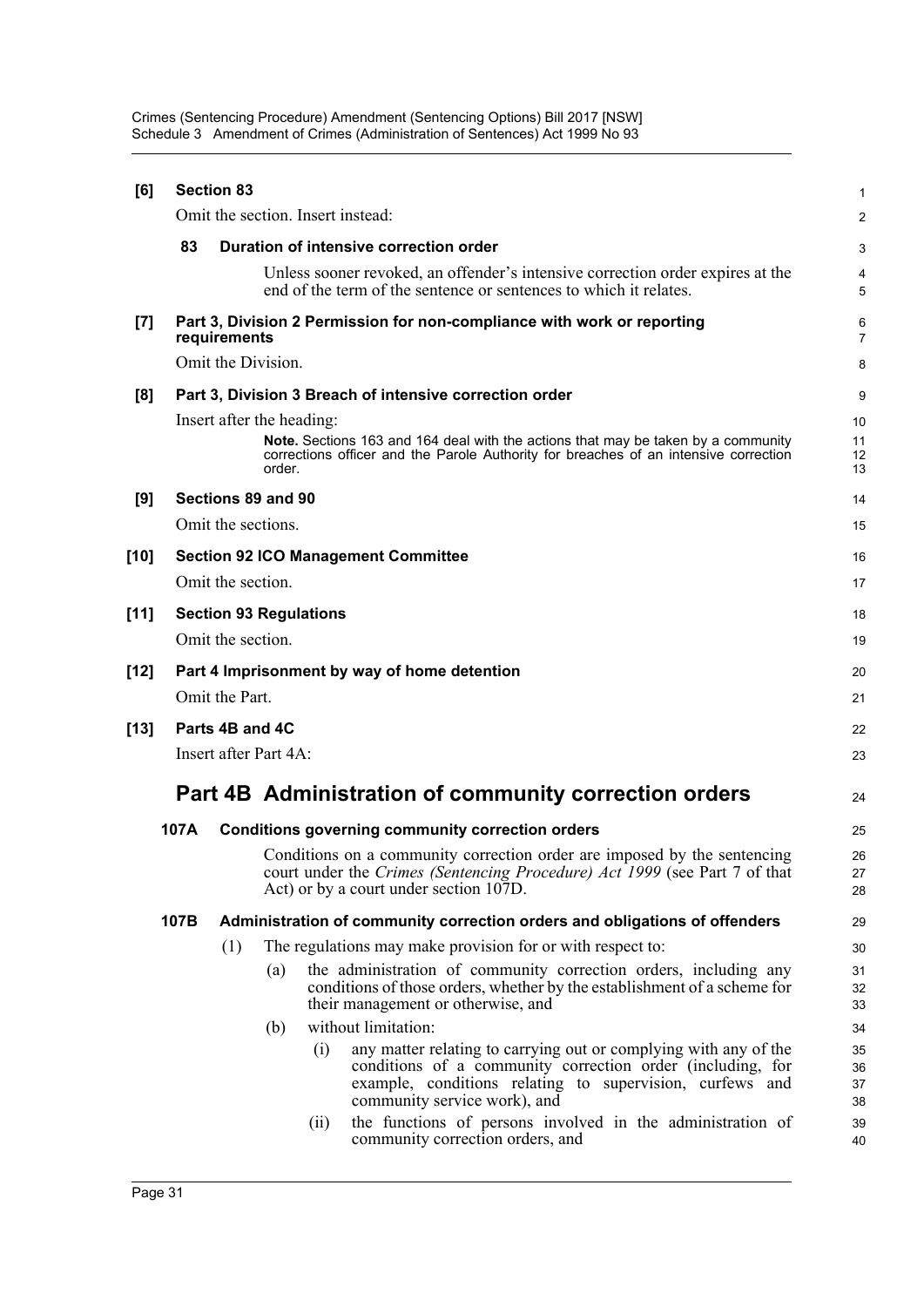**[6] Section 83**

Omit the section. Insert instead:

**83 Duration of intensive correction order**

Unless sooner revoked, an offender's intensive correction order expires at the end of the term of the sentence or sentences to which it relates.

**[7] Part 3, Division 2 Permission for non-compliance with work or reporting requirements**

Omit the Division.

**[8] Part 3, Division 3 Breach of intensive correction order**

Insert after the heading:

**Note.** Sections 163 and 164 deal with the actions that may be taken by a community corrections officer and the Parole Authority for breaches of an intensive correction order.

**[9] Sections 89 and 90**

Omit the sections.

**[10] Section 92 ICO Management Committee**

Omit the section.

**[11] Section 93 Regulations**

Omit the section.

**[12] Part 4 Imprisonment by way of home detention**

Omit the Part.

**[13] Parts 4B and 4C**

Insert after Part 4A:

# Part 4B Administration of community correction orders

**107A Conditions governing community correction orders**

Conditions on a community correction order are imposed by the sentencing court under the *Crimes (Sentencing Procedure) Act 1999* (see Part 7 of that Act) or by a court under section 107D.

**107B Administration of community correction orders and obligations of offenders**

(1) The regulations may make provision for or with respect to:

(a) the administration of community correction orders, including any conditions of those orders, whether by the establishment of a scheme for their management or otherwise, and

(b) without limitation:

(i) any matter relating to carrying out or complying with any of the conditions of a community correction order (including, for example, conditions relating to supervision, curfews and community service work), and

(ii) the functions of persons involved in the administration of community correction orders, and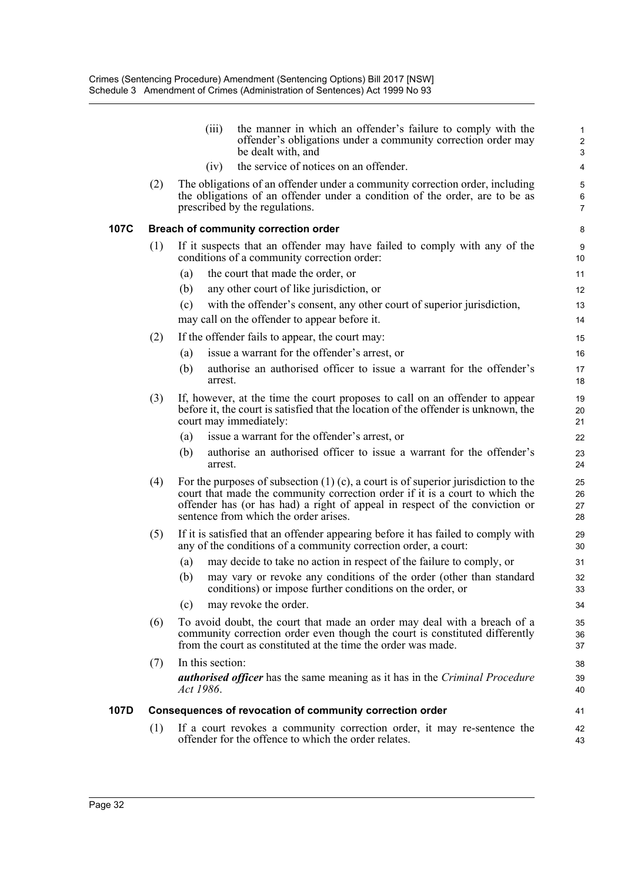(iii) the manner in which an offender's failure to comply with the offender's obligations under a community correction order may be dealt with, and

(iv) the service of notices on an offender.

(2) The obligations of an offender under a community correction order, including the obligations of an offender under a condition of the order, are to be as prescribed by the regulations.

### 107C Breach of community correction order

(1) If it suspects that an offender may have failed to comply with any of the conditions of a community correction order:

(a) the court that made the order, or

(b) any other court of like jurisdiction, or

(c) with the offender's consent, any other court of superior jurisdiction,

may call on the offender to appear before it.

(2) If the offender fails to appear, the court may:

(a) issue a warrant for the offender's arrest, or

(b) authorise an authorised officer to issue a warrant for the offender's arrest.

(3) If, however, at the time the court proposes to call on an offender to appear before it, the court is satisfied that the location of the offender is unknown, the court may immediately:

(a) issue a warrant for the offender's arrest, or

(b) authorise an authorised officer to issue a warrant for the offender's arrest.

(4) For the purposes of subsection (1) (c), a court is of superior jurisdiction to the court that made the community correction order if it is a court to which the offender has (or has had) a right of appeal in respect of the conviction or sentence from which the order arises.

(5) If it is satisfied that an offender appearing before it has failed to comply with any of the conditions of a community correction order, a court:

(a) may decide to take no action in respect of the failure to comply, or

(b) may vary or revoke any conditions of the order (other than standard conditions) or impose further conditions on the order, or

(c) may revoke the order.

(6) To avoid doubt, the court that made an order may deal with a breach of a community correction order even though the court is constituted differently from the court as constituted at the time the order was made.

(7) In this section:

***authorised officer*** has the same meaning as it has in the *Criminal Procedure Act 1986*.

### 107D Consequences of revocation of community correction order

(1) If a court revokes a community correction order, it may re-sentence the offender for the offence to which the order relates.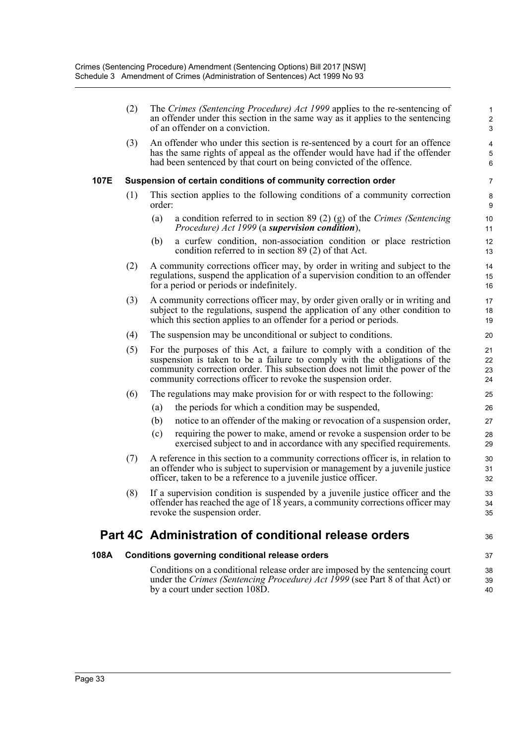(2) The *Crimes (Sentencing Procedure) Act 1999* applies to the re-sentencing of an offender under this section in the same way as it applies to the sentencing of an offender on a conviction.

(3) An offender who under this section is re-sentenced by a court for an offence has the same rights of appeal as the offender would have had if the offender had been sentenced by that court on being convicted of the offence.

**107E Suspension of certain conditions of community correction order**

(1) This section applies to the following conditions of a community correction order:

(a) a condition referred to in section 89 (2) (g) of the *Crimes (Sentencing Procedure) Act 1999* (a ***supervision condition***),

(b) a curfew condition, non-association condition or place restriction condition referred to in section 89 (2) of that Act.

(2) A community corrections officer may, by order in writing and subject to the regulations, suspend the application of a supervision condition to an offender for a period or periods or indefinitely.

(3) A community corrections officer may, by order given orally or in writing and subject to the regulations, suspend the application of any other condition to which this section applies to an offender for a period or periods.

(4) The suspension may be unconditional or subject to conditions.

(5) For the purposes of this Act, a failure to comply with a condition of the suspension is taken to be a failure to comply with the obligations of the community correction order. This subsection does not limit the power of the community corrections officer to revoke the suspension order.

(6) The regulations may make provision for or with respect to the following:

(a) the periods for which a condition may be suspended,

(b) notice to an offender of the making or revocation of a suspension order,

(c) requiring the power to make, amend or revoke a suspension order to be exercised subject to and in accordance with any specified requirements.

(7) A reference in this section to a community corrections officer is, in relation to an offender who is subject to supervision or management by a juvenile justice officer, taken to be a reference to a juvenile justice officer.

(8) If a supervision condition is suspended by a juvenile justice officer and the offender has reached the age of 18 years, a community corrections officer may revoke the suspension order.

## Part 4C Administration of conditional release orders

**108A Conditions governing conditional release orders**

Conditions on a conditional release order are imposed by the sentencing court under the *Crimes (Sentencing Procedure) Act 1999* (see Part 8 of that Act) or by a court under section 108D.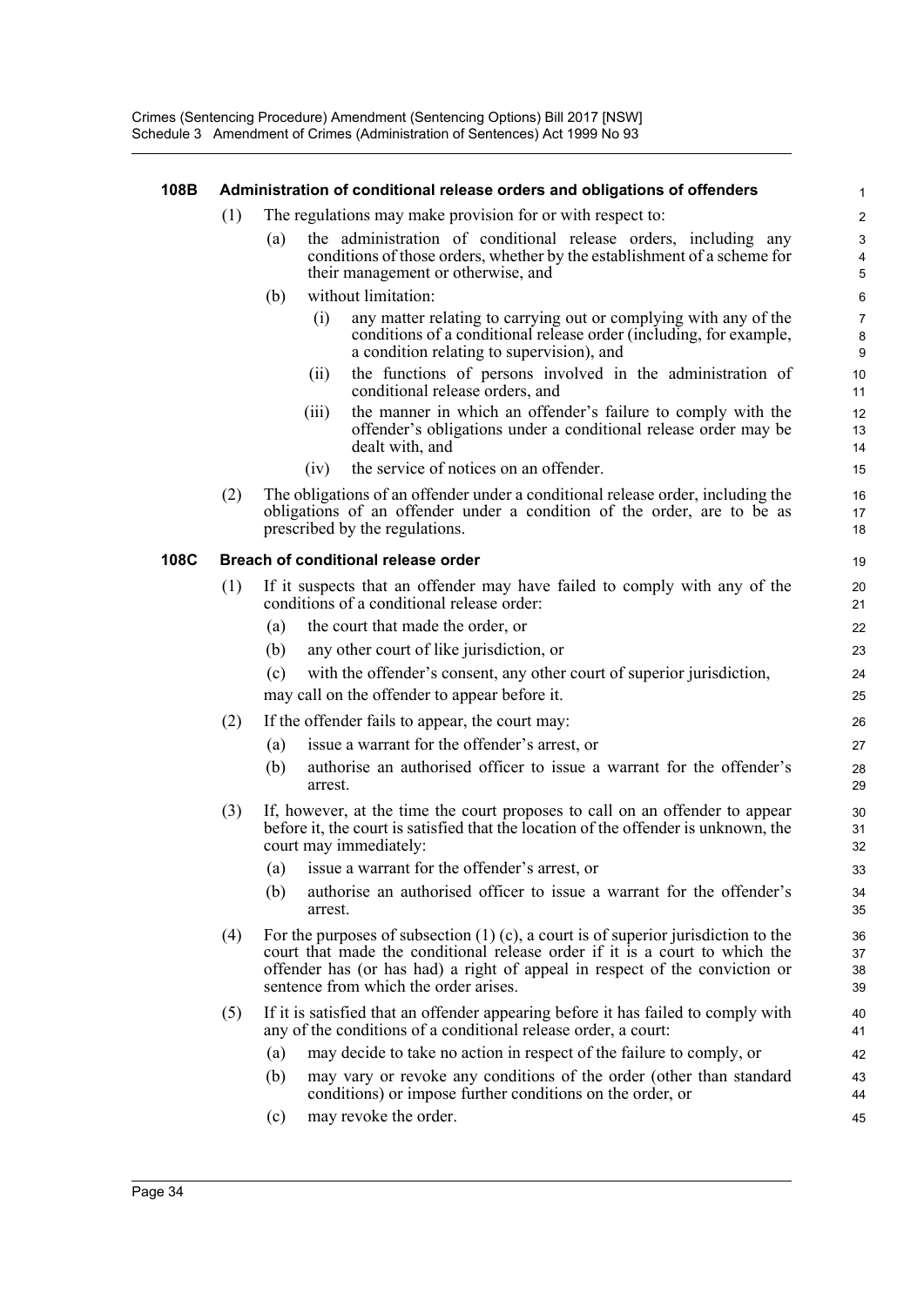#### 108B Administration of conditional release orders and obligations of offenders

(1) The regulations may make provision for or with respect to:

(a) the administration of conditional release orders, including any conditions of those orders, whether by the establishment of a scheme for their management or otherwise, and

(b) without limitation:

(i) any matter relating to carrying out or complying with any of the conditions of a conditional release order (including, for example, a condition relating to supervision), and

(ii) the functions of persons involved in the administration of conditional release orders, and

(iii) the manner in which an offender's failure to comply with the offender's obligations under a conditional release order may be dealt with, and

(iv) the service of notices on an offender.

(2) The obligations of an offender under a conditional release order, including the obligations of an offender under a condition of the order, are to be as prescribed by the regulations.

#### 108C Breach of conditional release order

(1) If it suspects that an offender may have failed to comply with any of the conditions of a conditional release order:

(a) the court that made the order, or

(b) any other court of like jurisdiction, or

(c) with the offender's consent, any other court of superior jurisdiction,

may call on the offender to appear before it.

(2) If the offender fails to appear, the court may:

(a) issue a warrant for the offender's arrest, or

(b) authorise an authorised officer to issue a warrant for the offender's arrest.

(3) If, however, at the time the court proposes to call on an offender to appear before it, the court is satisfied that the location of the offender is unknown, the court may immediately:

(a) issue a warrant for the offender's arrest, or

(b) authorise an authorised officer to issue a warrant for the offender's arrest.

(4) For the purposes of subsection (1) (c), a court is of superior jurisdiction to the court that made the conditional release order if it is a court to which the offender has (or has had) a right of appeal in respect of the conviction or sentence from which the order arises.

(5) If it is satisfied that an offender appearing before it has failed to comply with any of the conditions of a conditional release order, a court:

(a) may decide to take no action in respect of the failure to comply, or

(b) may vary or revoke any conditions of the order (other than standard conditions) or impose further conditions on the order, or

(c) may revoke the order.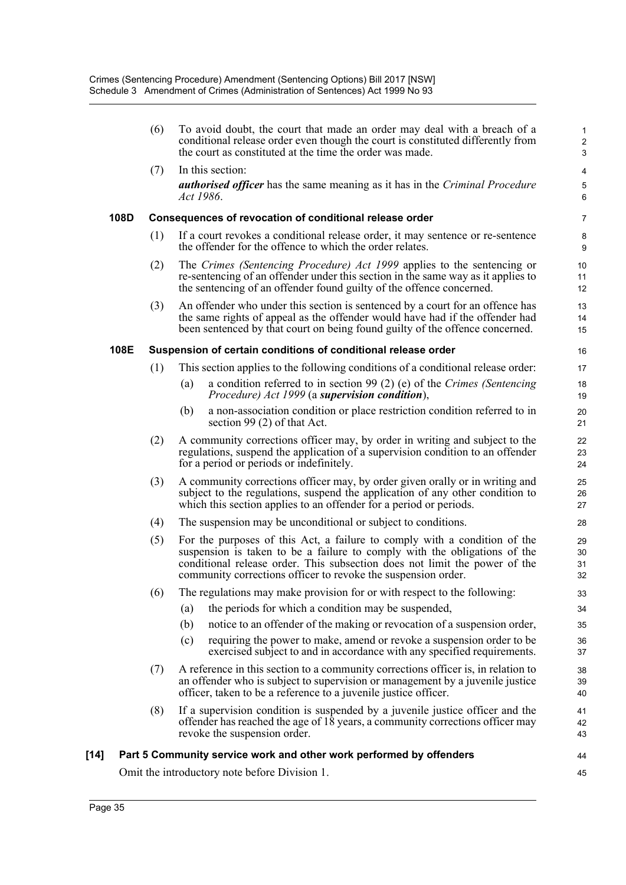(6) To avoid doubt, the court that made an order may deal with a breach of a conditional release order even though the court is constituted differently from the court as constituted at the time the order was made.

(7) In this section:

***authorised officer*** has the same meaning as it has in the *Criminal Procedure Act 1986*.

### 108D Consequences of revocation of conditional release order

(1) If a court revokes a conditional release order, it may sentence or re-sentence the offender for the offence to which the order relates.

(2) The *Crimes (Sentencing Procedure) Act 1999* applies to the sentencing or re-sentencing of an offender under this section in the same way as it applies to the sentencing of an offender found guilty of the offence concerned.

(3) An offender who under this section is sentenced by a court for an offence has the same rights of appeal as the offender would have had if the offender had been sentenced by that court on being found guilty of the offence concerned.

### 108E Suspension of certain conditions of conditional release order

(1) This section applies to the following conditions of a conditional release order:

- (a) a condition referred to in section 99 (2) (e) of the *Crimes (Sentencing Procedure) Act 1999* (a ***supervision condition***),
- (b) a non-association condition or place restriction condition referred to in section 99 (2) of that Act.

(2) A community corrections officer may, by order in writing and subject to the regulations, suspend the application of a supervision condition to an offender for a period or periods or indefinitely.

(3) A community corrections officer may, by order given orally or in writing and subject to the regulations, suspend the application of any other condition to which this section applies to an offender for a period or periods.

(4) The suspension may be unconditional or subject to conditions.

(5) For the purposes of this Act, a failure to comply with a condition of the suspension is taken to be a failure to comply with the obligations of the conditional release order. This subsection does not limit the power of the community corrections officer to revoke the suspension order.

(6) The regulations may make provision for or with respect to the following:

- (a) the periods for which a condition may be suspended,
- (b) notice to an offender of the making or revocation of a suspension order,
- (c) requiring the power to make, amend or revoke a suspension order to be exercised subject to and in accordance with any specified requirements.

(7) A reference in this section to a community corrections officer is, in relation to an offender who is subject to supervision or management by a juvenile justice officer, taken to be a reference to a juvenile justice officer.

(8) If a supervision condition is suspended by a juvenile justice officer and the offender has reached the age of 18 years, a community corrections officer may revoke the suspension order.

## [14] Part 5 Community service work and other work performed by offenders

Omit the introductory note before Division 1.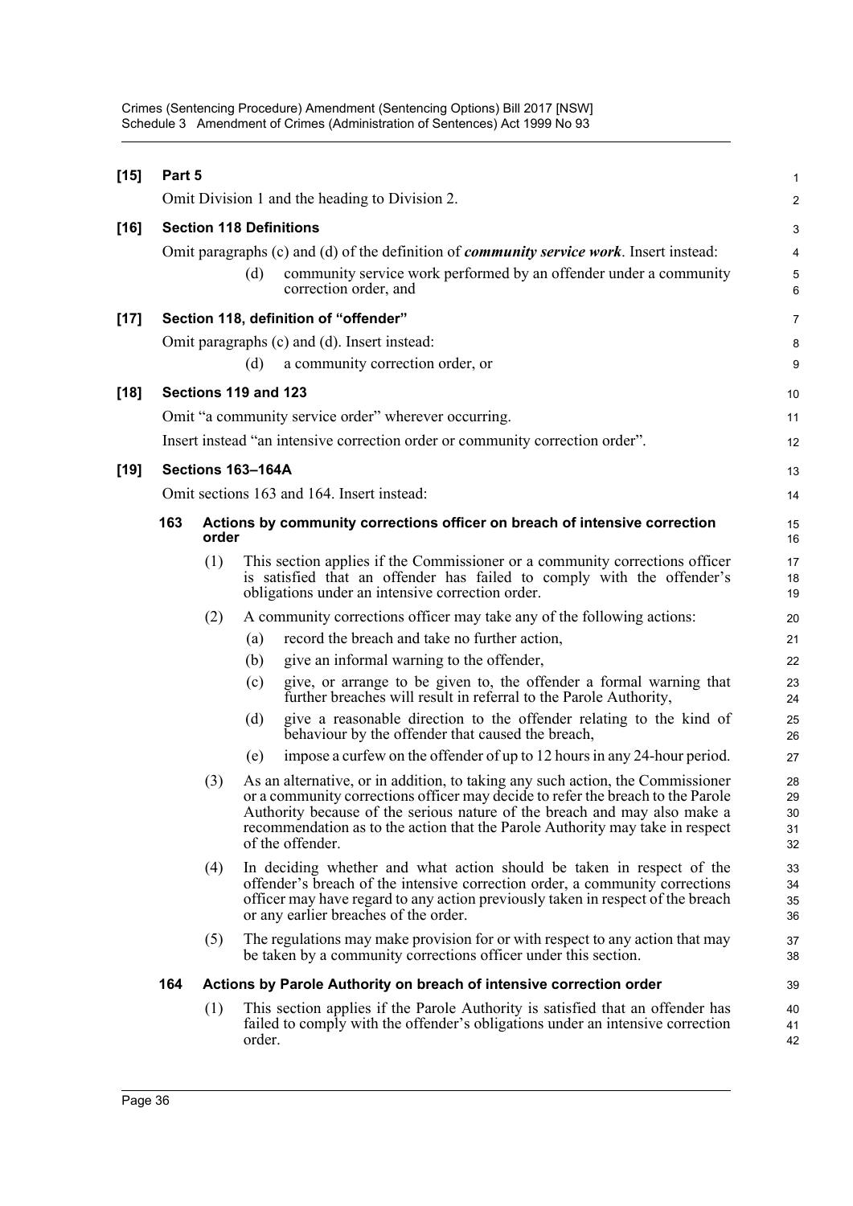**[15] Part 5**

Omit Division 1 and the heading to Division 2.

**[16] Section 118 Definitions**

Omit paragraphs (c) and (d) of the definition of ***community service work***. Insert instead:

> (d) community service work performed by an offender under a community correction order, and

**[17] Section 118, definition of "offender"**

Omit paragraphs (c) and (d). Insert instead:

> (d) a community correction order, or

**[18] Sections 119 and 123**

Omit "a community service order" wherever occurring.

Insert instead "an intensive correction order or community correction order".

**[19] Sections 163–164A**

Omit sections 163 and 164. Insert instead:

**163 Actions by community corrections officer on breach of intensive correction order**

(1) This section applies if the Commissioner or a community corrections officer is satisfied that an offender has failed to comply with the offender's obligations under an intensive correction order.

(2) A community corrections officer may take any of the following actions:

(a) record the breach and take no further action,

(b) give an informal warning to the offender,

(c) give, or arrange to be given to, the offender a formal warning that further breaches will result in referral to the Parole Authority,

(d) give a reasonable direction to the offender relating to the kind of behaviour by the offender that caused the breach,

(e) impose a curfew on the offender of up to 12 hours in any 24-hour period.

(3) As an alternative, or in addition, to taking any such action, the Commissioner or a community corrections officer may decide to refer the breach to the Parole Authority because of the serious nature of the breach and may also make a recommendation as to the action that the Parole Authority may take in respect of the offender.

(4) In deciding whether and what action should be taken in respect of the offender's breach of the intensive correction order, a community corrections officer may have regard to any action previously taken in respect of the breach or any earlier breaches of the order.

(5) The regulations may make provision for or with respect to any action that may be taken by a community corrections officer under this section.

**164 Actions by Parole Authority on breach of intensive correction order**

(1) This section applies if the Parole Authority is satisfied that an offender has failed to comply with the offender's obligations under an intensive correction order.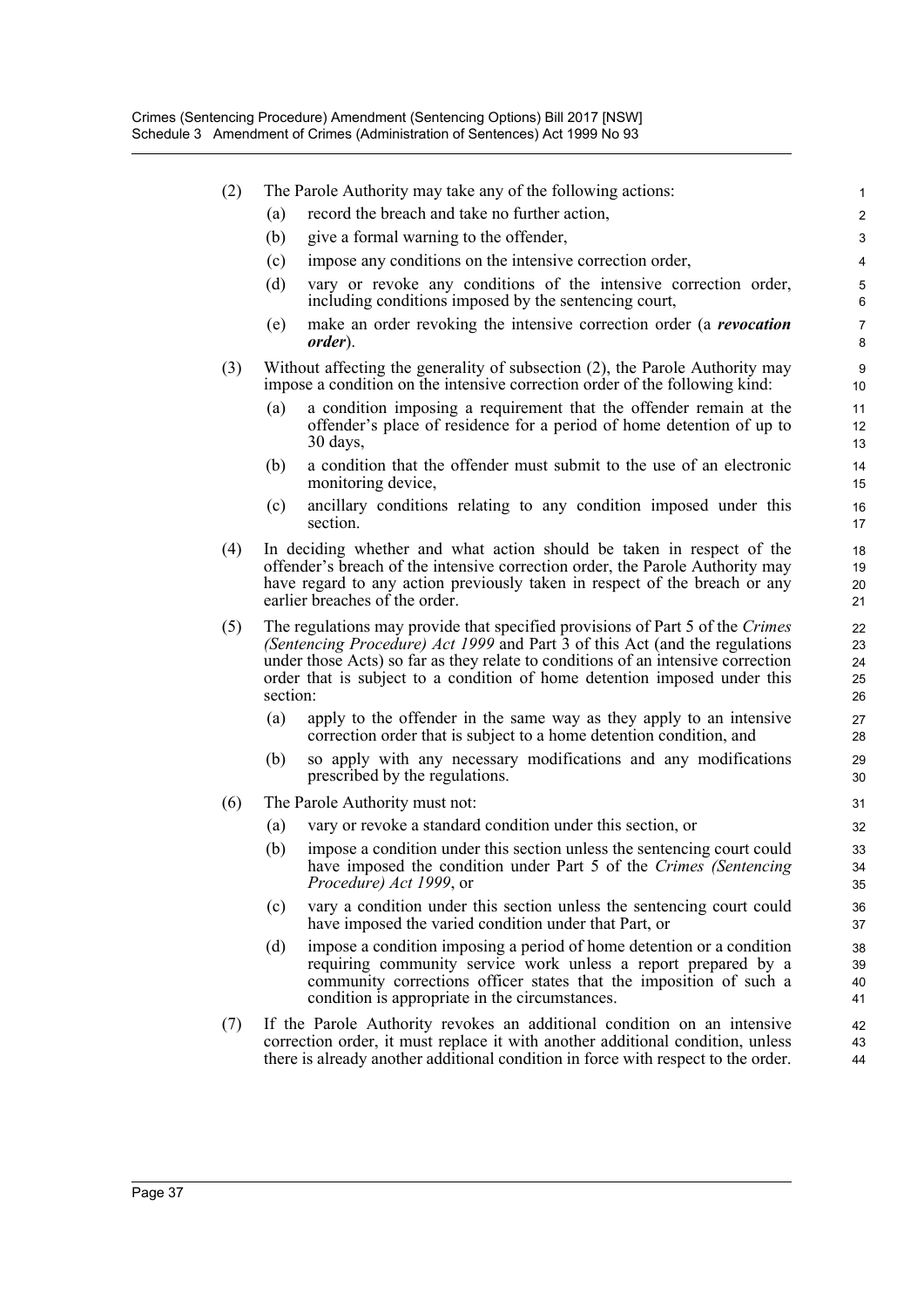(2) The Parole Authority may take any of the following actions:

(a) record the breach and take no further action,

(b) give a formal warning to the offender,

(c) impose any conditions on the intensive correction order,

(d) vary or revoke any conditions of the intensive correction order, including conditions imposed by the sentencing court,

(e) make an order revoking the intensive correction order (a ***revocation order***).

(3) Without affecting the generality of subsection (2), the Parole Authority may impose a condition on the intensive correction order of the following kind:

(a) a condition imposing a requirement that the offender remain at the offender's place of residence for a period of home detention of up to 30 days,

(b) a condition that the offender must submit to the use of an electronic monitoring device,

(c) ancillary conditions relating to any condition imposed under this section.

(4) In deciding whether and what action should be taken in respect of the offender's breach of the intensive correction order, the Parole Authority may have regard to any action previously taken in respect of the breach or any earlier breaches of the order.

(5) The regulations may provide that specified provisions of Part 5 of the *Crimes (Sentencing Procedure) Act 1999* and Part 3 of this Act (and the regulations under those Acts) so far as they relate to conditions of an intensive correction order that is subject to a condition of home detention imposed under this section:

(a) apply to the offender in the same way as they apply to an intensive correction order that is subject to a home detention condition, and

(b) so apply with any necessary modifications and any modifications prescribed by the regulations.

(6) The Parole Authority must not:

(a) vary or revoke a standard condition under this section, or

(b) impose a condition under this section unless the sentencing court could have imposed the condition under Part 5 of the *Crimes (Sentencing Procedure) Act 1999*, or

(c) vary a condition under this section unless the sentencing court could have imposed the varied condition under that Part, or

(d) impose a condition imposing a period of home detention or a condition requiring community service work unless a report prepared by a community corrections officer states that the imposition of such a condition is appropriate in the circumstances.

(7) If the Parole Authority revokes an additional condition on an intensive correction order, it must replace it with another additional condition, unless there is already another additional condition in force with respect to the order.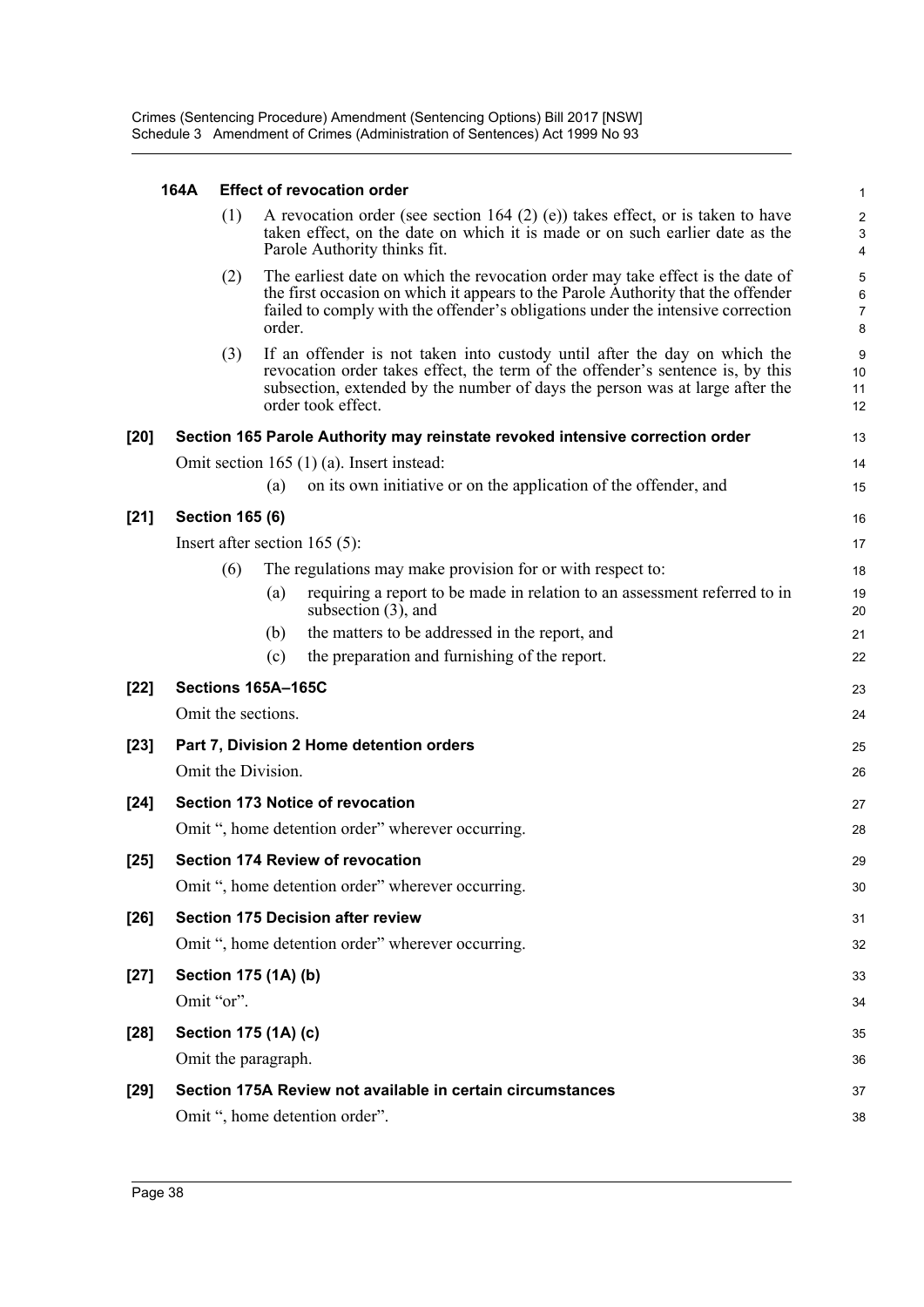#### 164A Effect of revocation order

(1) A revocation order (see section 164 (2) (e)) takes effect, or is taken to have taken effect, on the date on which it is made or on such earlier date as the Parole Authority thinks fit.

(2) The earliest date on which the revocation order may take effect is the date of the first occasion on which it appears to the Parole Authority that the offender failed to comply with the offender's obligations under the intensive correction order.

(3) If an offender is not taken into custody until after the day on which the revocation order takes effect, the term of the offender's sentence is, by this subsection, extended by the number of days the person was at large after the order took effect.

### [20] Section 165 Parole Authority may reinstate revoked intensive correction order

Omit section 165 (1) (a). Insert instead:

(a) on its own initiative or on the application of the offender, and

### [21] Section 165 (6)

Insert after section 165 (5):

(6) The regulations may make provision for or with respect to:

(a) requiring a report to be made in relation to an assessment referred to in subsection (3), and

(b) the matters to be addressed in the report, and

(c) the preparation and furnishing of the report.

### [22] Sections 165A–165C

Omit the sections.

### [23] Part 7, Division 2 Home detention orders

Omit the Division.

### [24] Section 173 Notice of revocation

Omit ", home detention order" wherever occurring.

### [25] Section 174 Review of revocation

Omit ", home detention order" wherever occurring.

### [26] Section 175 Decision after review

Omit ", home detention order" wherever occurring.

### [27] Section 175 (1A) (b)

Omit "or".

### [28] Section 175 (1A) (c)

Omit the paragraph.

### [29] Section 175A Review not available in certain circumstances

Omit ", home detention order".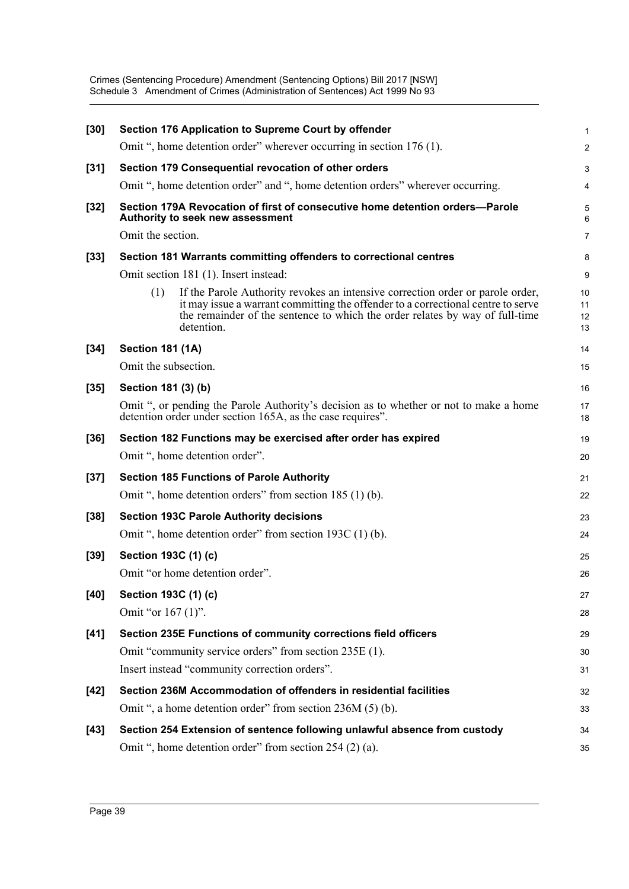**[30] Section 176 Application to Supreme Court by offender**

Omit ", home detention order" wherever occurring in section 176 (1).

**[31] Section 179 Consequential revocation of other orders**

Omit ", home detention order" and ", home detention orders" wherever occurring.

**[32] Section 179A Revocation of first of consecutive home detention orders—Parole Authority to seek new assessment**

Omit the section.

**[33] Section 181 Warrants committing offenders to correctional centres**

Omit section 181 (1). Insert instead:

> (1) If the Parole Authority revokes an intensive correction order or parole order, it may issue a warrant committing the offender to a correctional centre to serve the remainder of the sentence to which the order relates by way of full-time detention.

**[34] Section 181 (1A)**

Omit the subsection.

**[35] Section 181 (3) (b)**

Omit ", or pending the Parole Authority's decision as to whether or not to make a home detention order under section 165A, as the case requires".

**[36] Section 182 Functions may be exercised after order has expired**

Omit ", home detention order".

**[37] Section 185 Functions of Parole Authority**

Omit ", home detention orders" from section 185 (1) (b).

**[38] Section 193C Parole Authority decisions**

Omit ", home detention order" from section 193C (1) (b).

**[39] Section 193C (1) (c)**

Omit "or home detention order".

**[40] Section 193C (1) (c)**

Omit "or 167 (1)".

**[41] Section 235E Functions of community corrections field officers**

Omit "community service orders" from section 235E (1).

Insert instead "community correction orders".

**[42] Section 236M Accommodation of offenders in residential facilities**

Omit ", a home detention order" from section 236M (5) (b).

**[43] Section 254 Extension of sentence following unlawful absence from custody**

Omit ", home detention order" from section 254 (2) (a).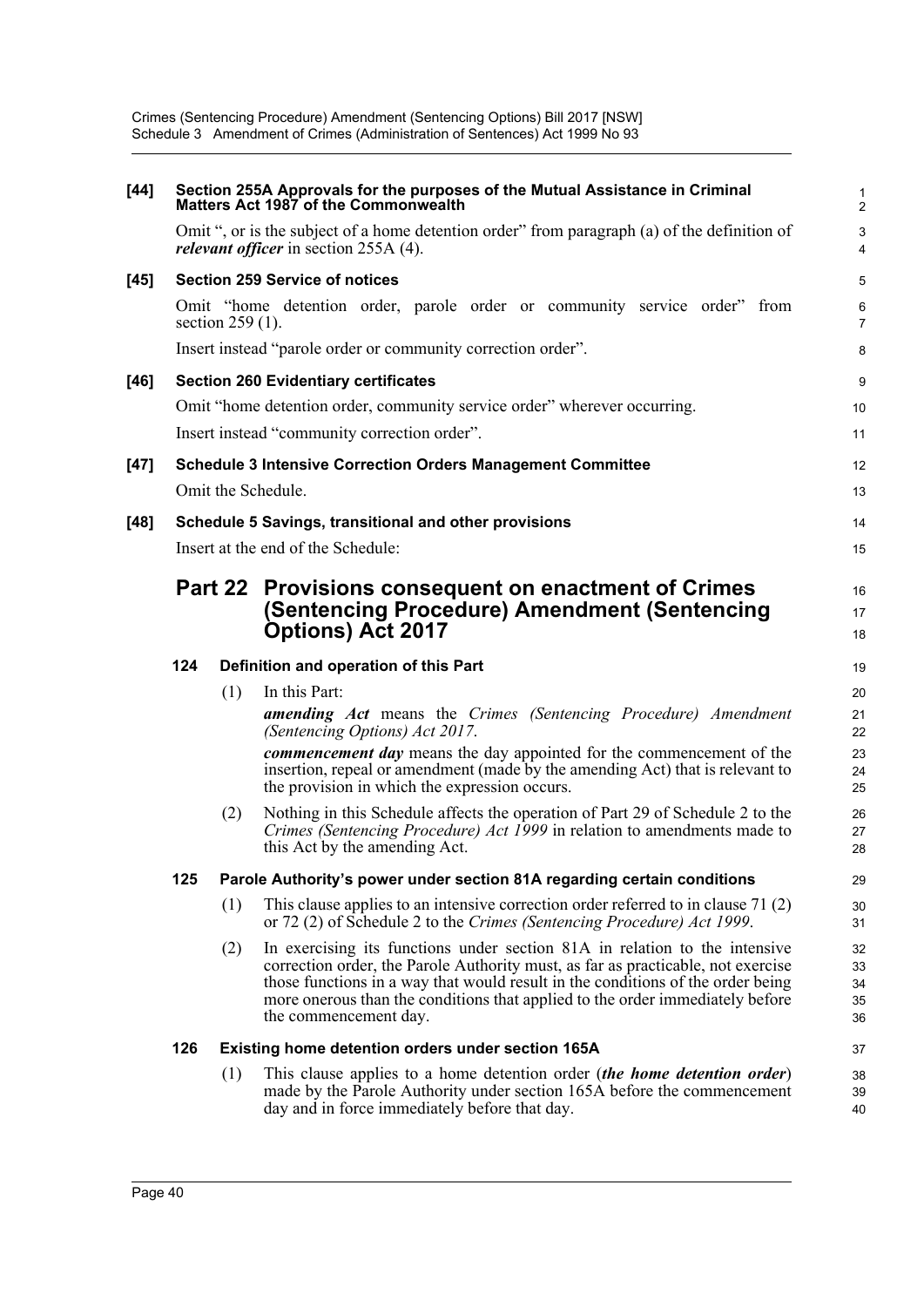**[44] Section 255A Approvals for the purposes of the Mutual Assistance in Criminal Matters Act 1987 of the Commonwealth**

Omit ", or is the subject of a home detention order" from paragraph (a) of the definition of ***relevant officer*** in section 255A (4).

**[45] Section 259 Service of notices**

Omit "home detention order, parole order or community service order" from section 259 (1).

Insert instead "parole order or community correction order".

**[46] Section 260 Evidentiary certificates**

Omit "home detention order, community service order" wherever occurring.

Insert instead "community correction order".

**[47] Schedule 3 Intensive Correction Orders Management Committee**

Omit the Schedule.

**[48] Schedule 5 Savings, transitional and other provisions**

Insert at the end of the Schedule:

## Part 22 Provisions consequent on enactment of Crimes (Sentencing Procedure) Amendment (Sentencing Options) Act 2017

### 124 Definition and operation of this Part

(1) In this Part:

***amending Act*** means the *Crimes (Sentencing Procedure) Amendment (Sentencing Options) Act 2017*.

***commencement day*** means the day appointed for the commencement of the insertion, repeal or amendment (made by the amending Act) that is relevant to the provision in which the expression occurs.

(2) Nothing in this Schedule affects the operation of Part 29 of Schedule 2 to the *Crimes (Sentencing Procedure) Act 1999* in relation to amendments made to this Act by the amending Act.

### 125 Parole Authority's power under section 81A regarding certain conditions

(1) This clause applies to an intensive correction order referred to in clause 71 (2) or 72 (2) of Schedule 2 to the *Crimes (Sentencing Procedure) Act 1999*.

(2) In exercising its functions under section 81A in relation to the intensive correction order, the Parole Authority must, as far as practicable, not exercise those functions in a way that would result in the conditions of the order being more onerous than the conditions that applied to the order immediately before the commencement day.

### 126 Existing home detention orders under section 165A

(1) This clause applies to a home detention order (***the home detention order***) made by the Parole Authority under section 165A before the commencement day and in force immediately before that day.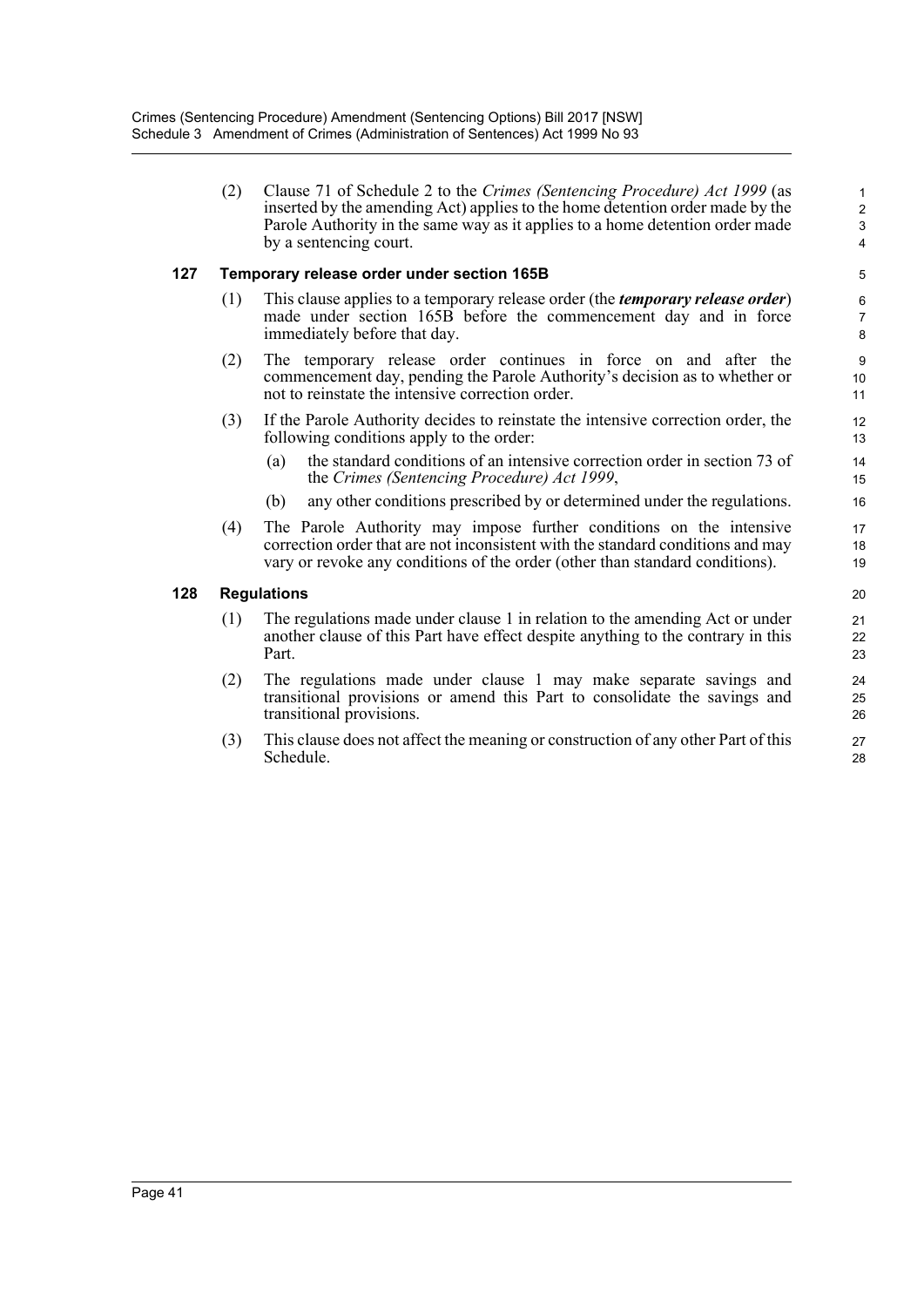(2) Clause 71 of Schedule 2 to the *Crimes (Sentencing Procedure) Act 1999* (as inserted by the amending Act) applies to the home detention order made by the Parole Authority in the same way as it applies to a home detention order made by a sentencing court.

### 127 Temporary release order under section 165B

(1) This clause applies to a temporary release order (the ***temporary release order***) made under section 165B before the commencement day and in force immediately before that day.

(2) The temporary release order continues in force on and after the commencement day, pending the Parole Authority's decision as to whether or not to reinstate the intensive correction order.

(3) If the Parole Authority decides to reinstate the intensive correction order, the following conditions apply to the order:

- (a) the standard conditions of an intensive correction order in section 73 of the *Crimes (Sentencing Procedure) Act 1999*,
- (b) any other conditions prescribed by or determined under the regulations.

(4) The Parole Authority may impose further conditions on the intensive correction order that are not inconsistent with the standard conditions and may vary or revoke any conditions of the order (other than standard conditions).

### 128 Regulations

(1) The regulations made under clause 1 in relation to the amending Act or under another clause of this Part have effect despite anything to the contrary in this Part.

(2) The regulations made under clause 1 may make separate savings and transitional provisions or amend this Part to consolidate the savings and transitional provisions.

(3) This clause does not affect the meaning or construction of any other Part of this Schedule.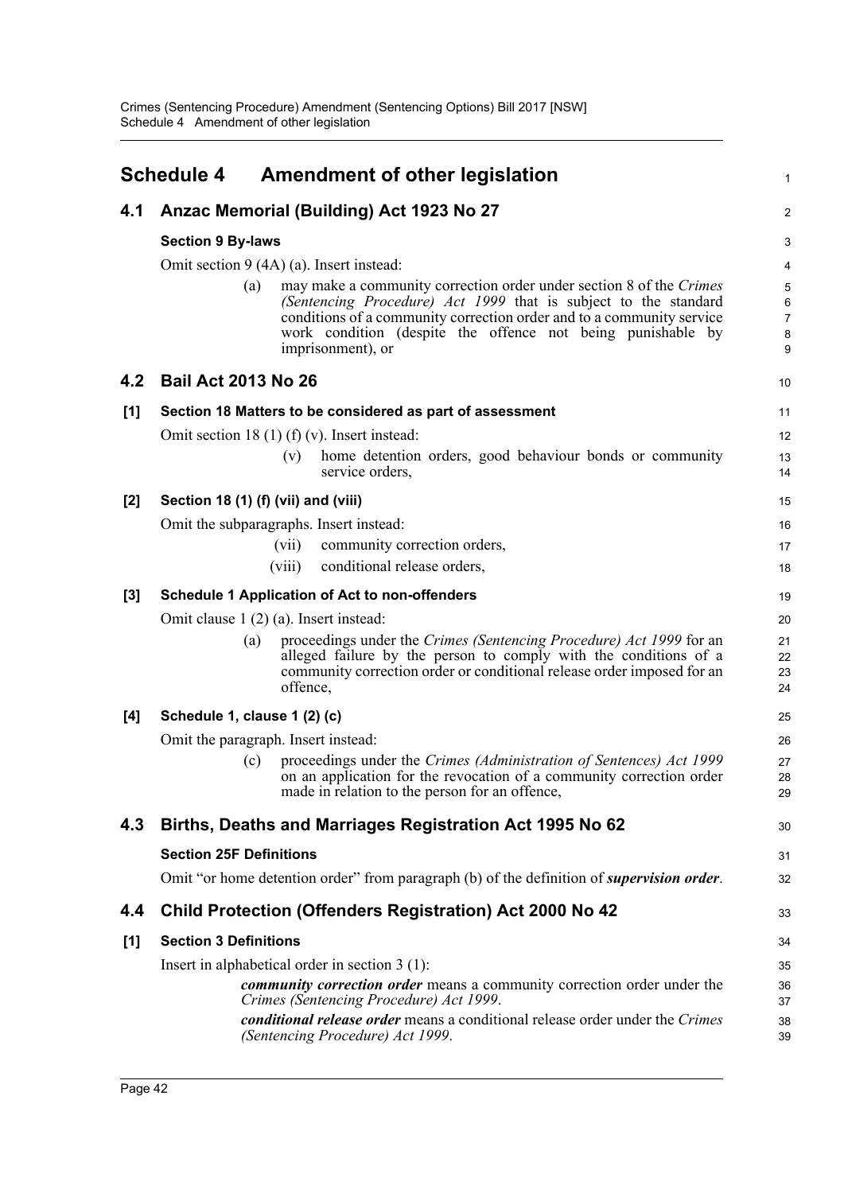# Schedule 4 Amendment of other legislation

## 4.1 Anzac Memorial (Building) Act 1923 No 27

### Section 9 By-laws

Omit section 9 (4A) (a). Insert instead:

(a) may make a community correction order under section 8 of the *Crimes (Sentencing Procedure) Act 1999* that is subject to the standard conditions of a community correction order and to a community service work condition (despite the offence not being punishable by imprisonment), or

## 4.2 Bail Act 2013 No 26

### [1] Section 18 Matters to be considered as part of assessment

Omit section 18 (1) (f) (v). Insert instead:

(v) home detention orders, good behaviour bonds or community service orders,

### [2] Section 18 (1) (f) (vii) and (viii)

Omit the subparagraphs. Insert instead:

(vii) community correction orders,

(viii) conditional release orders,

### [3] Schedule 1 Application of Act to non-offenders

Omit clause 1 (2) (a). Insert instead:

(a) proceedings under the *Crimes (Sentencing Procedure) Act 1999* for an alleged failure by the person to comply with the conditions of a community correction order or conditional release order imposed for an offence,

### [4] Schedule 1, clause 1 (2) (c)

Omit the paragraph. Insert instead:

(c) proceedings under the *Crimes (Administration of Sentences) Act 1999* on an application for the revocation of a community correction order made in relation to the person for an offence,

## 4.3 Births, Deaths and Marriages Registration Act 1995 No 62

### Section 25F Definitions

Omit "or home detention order" from paragraph (b) of the definition of ***supervision order***.

## 4.4 Child Protection (Offenders Registration) Act 2000 No 42

### [1] Section 3 Definitions

Insert in alphabetical order in section 3 (1):

***community correction order*** means a community correction order under the *Crimes (Sentencing Procedure) Act 1999*.

***conditional release order*** means a conditional release order under the *Crimes (Sentencing Procedure) Act 1999*.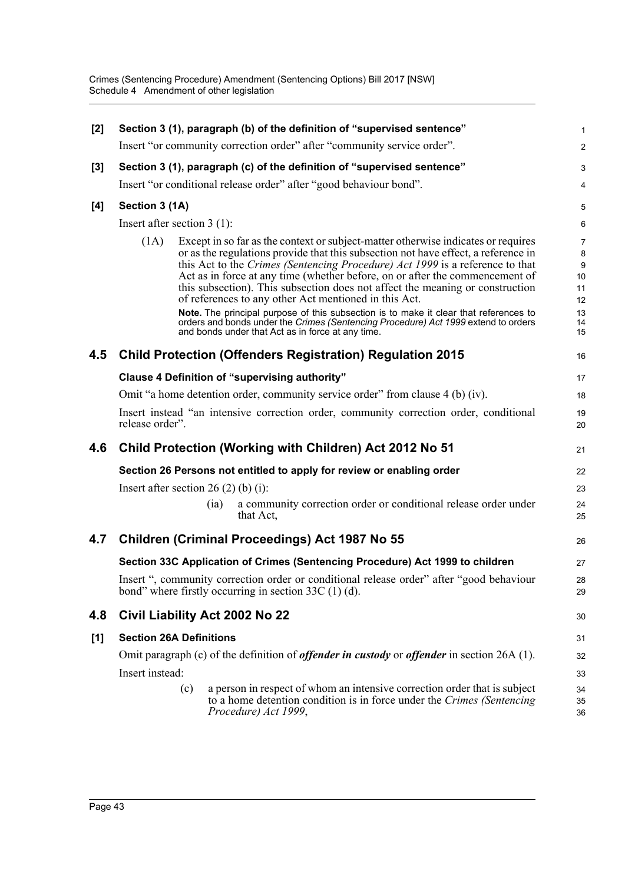**[2] Section 3 (1), paragraph (b) of the definition of "supervised sentence"**

Insert "or community correction order" after "community service order".

**[3] Section 3 (1), paragraph (c) of the definition of "supervised sentence"**

Insert "or conditional release order" after "good behaviour bond".

**[4] Section 3 (1A)**

Insert after section 3 (1):

(1A) Except in so far as the context or subject-matter otherwise indicates or requires or as the regulations provide that this subsection not have effect, a reference in this Act to the *Crimes (Sentencing Procedure) Act 1999* is a reference to that Act as in force at any time (whether before, on or after the commencement of this subsection). This subsection does not affect the meaning or construction of references to any other Act mentioned in this Act.

**Note.** The principal purpose of this subsection is to make it clear that references to orders and bonds under the *Crimes (Sentencing Procedure) Act 1999* extend to orders and bonds under that Act as in force at any time.

## 4.5 Child Protection (Offenders Registration) Regulation 2015

**Clause 4 Definition of "supervising authority"**

Omit "a home detention order, community service order" from clause 4 (b) (iv).

Insert instead "an intensive correction order, community correction order, conditional release order".

## 4.6 Child Protection (Working with Children) Act 2012 No 51

**Section 26 Persons not entitled to apply for review or enabling order**

Insert after section 26 (2) (b) (i):

(ia) a community correction order or conditional release order under that Act,

## 4.7 Children (Criminal Proceedings) Act 1987 No 55

**Section 33C Application of Crimes (Sentencing Procedure) Act 1999 to children**

Insert ", community correction order or conditional release order" after "good behaviour bond" where firstly occurring in section 33C (1) (d).

## 4.8 Civil Liability Act 2002 No 22

**[1] Section 26A Definitions**

Omit paragraph (c) of the definition of ***offender in custody*** or ***offender*** in section 26A (1).

Insert instead:

(c) a person in respect of whom an intensive correction order that is subject to a home detention condition is in force under the *Crimes (Sentencing Procedure) Act 1999*,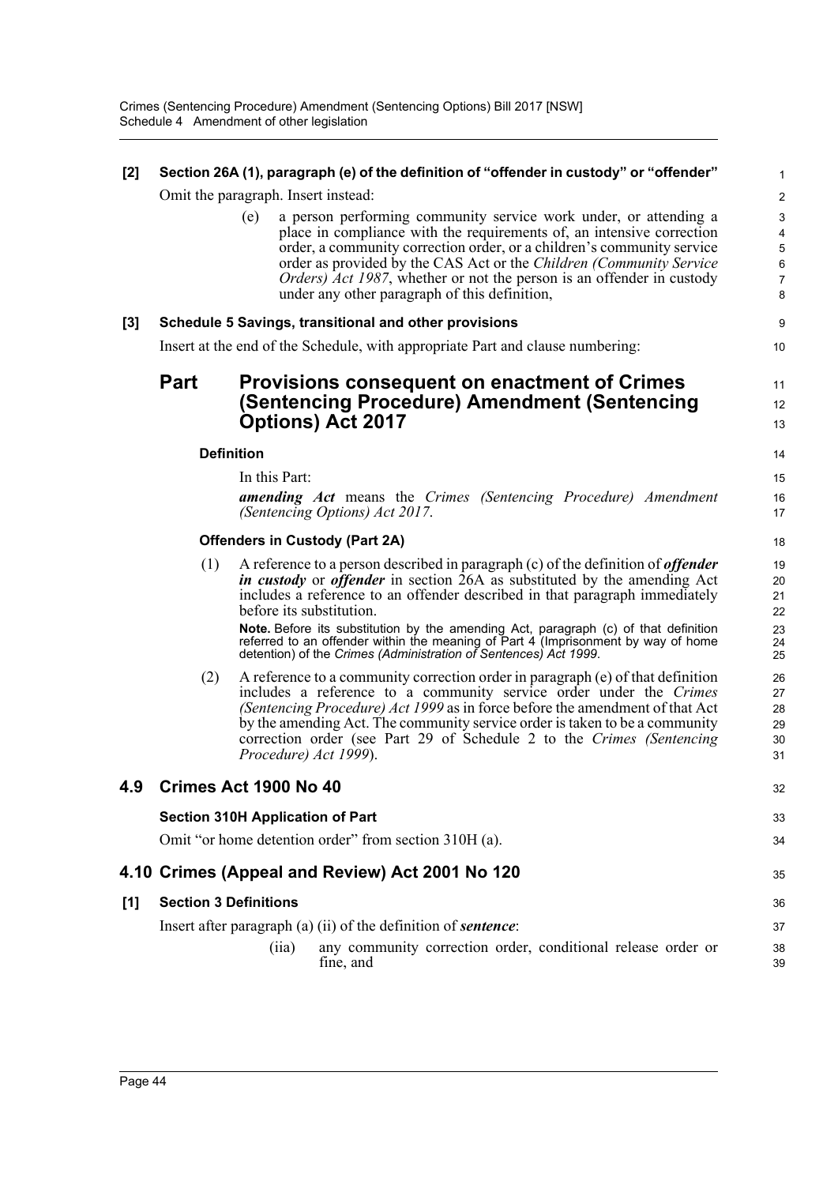**[2] Section 26A (1), paragraph (e) of the definition of "offender in custody" or "offender"**

Omit the paragraph. Insert instead:

> (e) a person performing community service work under, or attending a place in compliance with the requirements of, an intensive correction order, a community correction order, or a children's community service order as provided by the CAS Act or the *Children (Community Service Orders) Act 1987*, whether or not the person is an offender in custody under any other paragraph of this definition,

**[3] Schedule 5 Savings, transitional and other provisions**

Insert at the end of the Schedule, with appropriate Part and clause numbering:

## Part Provisions consequent on enactment of Crimes (Sentencing Procedure) Amendment (Sentencing Options) Act 2017

**Definition**

In this Part:

***amending Act*** means the *Crimes (Sentencing Procedure) Amendment (Sentencing Options) Act 2017*.

**Offenders in Custody (Part 2A)**

(1) A reference to a person described in paragraph (c) of the definition of ***offender in custody*** or ***offender*** in section 26A as substituted by the amending Act includes a reference to an offender described in that paragraph immediately before its substitution.

**Note.** Before its substitution by the amending Act, paragraph (c) of that definition referred to an offender within the meaning of Part 4 (Imprisonment by way of home detention) of the *Crimes (Administration of Sentences) Act 1999*.

(2) A reference to a community correction order in paragraph (e) of that definition includes a reference to a community service order under the *Crimes (Sentencing Procedure) Act 1999* as in force before the amendment of that Act by the amending Act. The community service order is taken to be a community correction order (see Part 29 of Schedule 2 to the *Crimes (Sentencing Procedure) Act 1999*).

## 4.9 Crimes Act 1900 No 40

**Section 310H Application of Part**

Omit "or home detention order" from section 310H (a).

## 4.10 Crimes (Appeal and Review) Act 2001 No 120

**[1] Section 3 Definitions**

Insert after paragraph (a) (ii) of the definition of ***sentence***:

> (iia) any community correction order, conditional release order or fine, and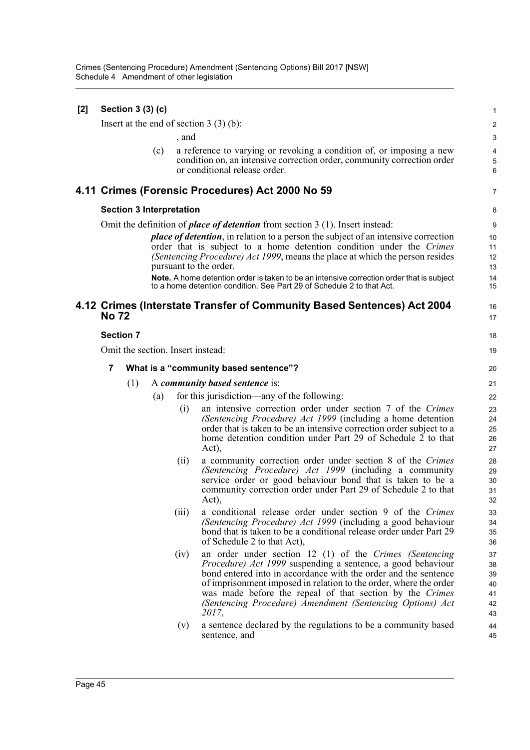**[2] Section 3 (3) (c)**

Insert at the end of section 3 (3) (b):

, and

(c) a reference to varying or revoking a condition of, or imposing a new condition on, an intensive correction order, community correction order or conditional release order.

## 4.11 Crimes (Forensic Procedures) Act 2000 No 59

### Section 3 Interpretation

Omit the definition of ***place of detention*** from section 3 (1). Insert instead:

> ***place of detention***, in relation to a person the subject of an intensive correction order that is subject to a home detention condition under the *Crimes (Sentencing Procedure) Act 1999*, means the place at which the person resides pursuant to the order.
>
> **Note.** A home detention order is taken to be an intensive correction order that is subject to a home detention condition. See Part 29 of Schedule 2 to that Act.

## 4.12 Crimes (Interstate Transfer of Community Based Sentences) Act 2004 No 72

### Section 7

Omit the section. Insert instead:

**7 What is a "community based sentence"?**

(1) A ***community based sentence*** is:

(a) for this jurisdiction—any of the following:

(i) an intensive correction order under section 7 of the *Crimes (Sentencing Procedure) Act 1999* (including a home detention order that is taken to be an intensive correction order subject to a home detention condition under Part 29 of Schedule 2 to that Act),

(ii) a community correction order under section 8 of the *Crimes (Sentencing Procedure) Act 1999* (including a community service order or good behaviour bond that is taken to be a community correction order under Part 29 of Schedule 2 to that Act),

(iii) a conditional release order under section 9 of the *Crimes (Sentencing Procedure) Act 1999* (including a good behaviour bond that is taken to be a conditional release order under Part 29 of Schedule 2 to that Act),

(iv) an order under section 12 (1) of the *Crimes (Sentencing Procedure) Act 1999* suspending a sentence, a good behaviour bond entered into in accordance with the order and the sentence of imprisonment imposed in relation to the order, where the order was made before the repeal of that section by the *Crimes (Sentencing Procedure) Amendment (Sentencing Options) Act 2017*,

(v) a sentence declared by the regulations to be a community based sentence, and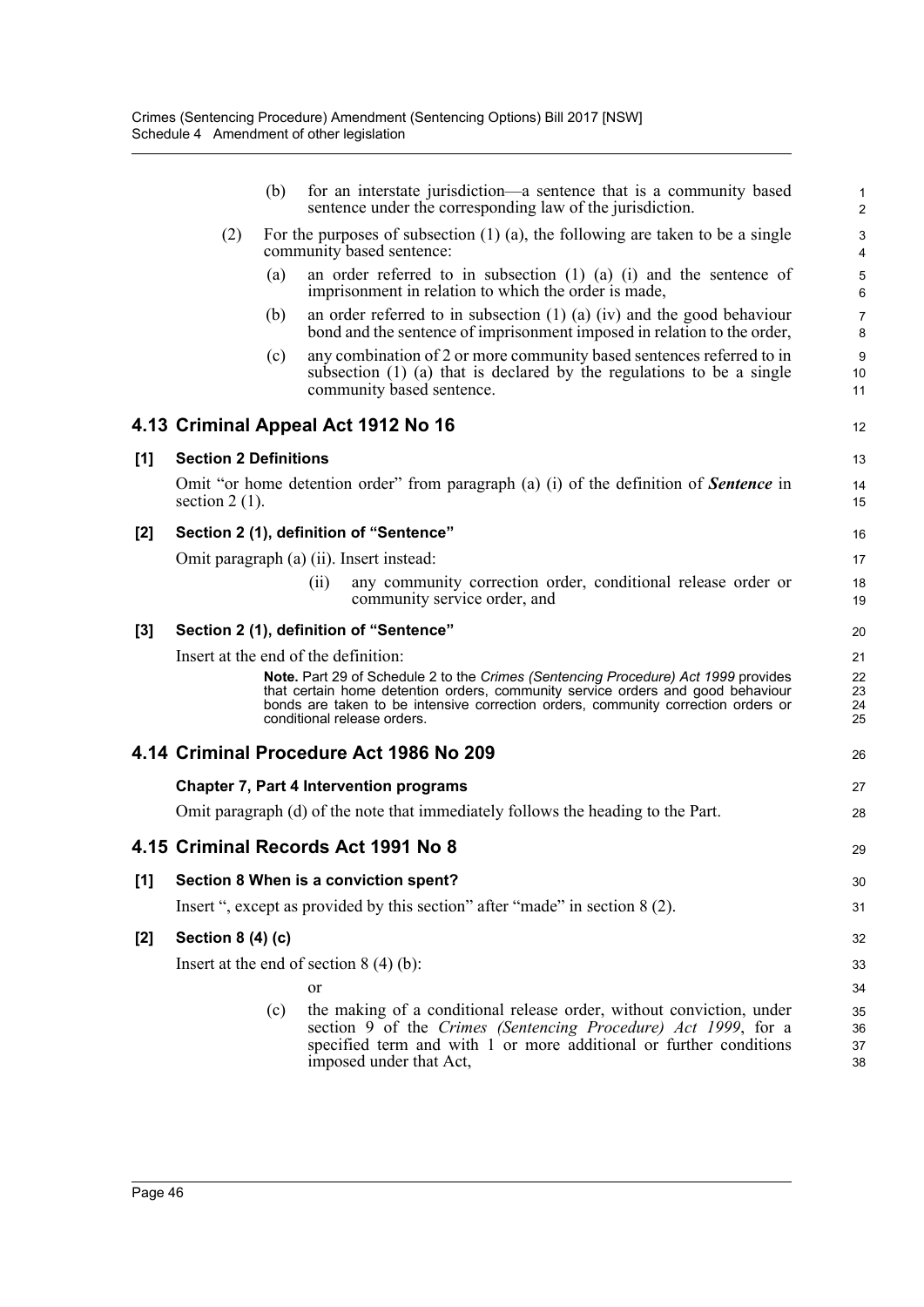(b) for an interstate jurisdiction—a sentence that is a community based sentence under the corresponding law of the jurisdiction.

(2) For the purposes of subsection (1) (a), the following are taken to be a single community based sentence:

(a) an order referred to in subsection (1) (a) (i) and the sentence of imprisonment in relation to which the order is made,

(b) an order referred to in subsection (1) (a) (iv) and the good behaviour bond and the sentence of imprisonment imposed in relation to the order,

(c) any combination of 2 or more community based sentences referred to in subsection (1) (a) that is declared by the regulations to be a single community based sentence.

## 4.13 Criminal Appeal Act 1912 No 16

**[1] Section 2 Definitions**

Omit "or home detention order" from paragraph (a) (i) of the definition of ***Sentence*** in section 2 (1).

**[2] Section 2 (1), definition of "Sentence"**

Omit paragraph (a) (ii). Insert instead:

(ii) any community correction order, conditional release order or community service order, and

**[3] Section 2 (1), definition of "Sentence"**

Insert at the end of the definition:

**Note.** Part 29 of Schedule 2 to the *Crimes (Sentencing Procedure) Act 1999* provides that certain home detention orders, community service orders and good behaviour bonds are taken to be intensive correction orders, community correction orders or conditional release orders.

## 4.14 Criminal Procedure Act 1986 No 209

**Chapter 7, Part 4 Intervention programs**

Omit paragraph (d) of the note that immediately follows the heading to the Part.

## 4.15 Criminal Records Act 1991 No 8

**[1] Section 8 When is a conviction spent?**

Insert ", except as provided by this section" after "made" in section 8 (2).

**[2] Section 8 (4) (c)**

Insert at the end of section 8 (4) (b):

or

(c) the making of a conditional release order, without conviction, under section 9 of the *Crimes (Sentencing Procedure) Act 1999*, for a specified term and with 1 or more additional or further conditions imposed under that Act,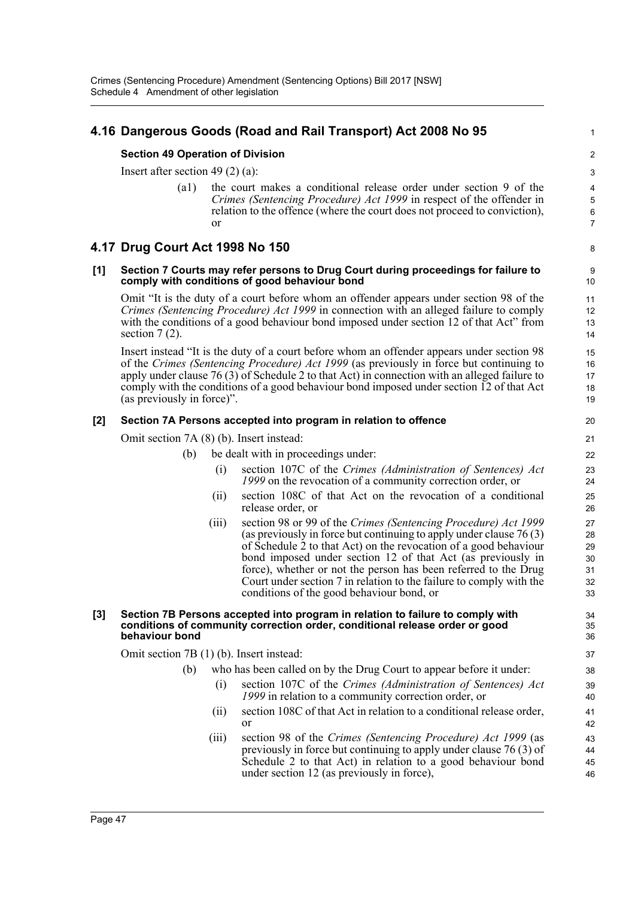## 4.16 Dangerous Goods (Road and Rail Transport) Act 2008 No 95

### Section 49 Operation of Division

Insert after section 49 (2) (a):

> (a1) the court makes a conditional release order under section 9 of the *Crimes (Sentencing Procedure) Act 1999* in respect of the offender in relation to the offence (where the court does not proceed to conviction), or

## 4.17 Drug Court Act 1998 No 150

### [1] Section 7 Courts may refer persons to Drug Court during proceedings for failure to comply with conditions of good behaviour bond

Omit "It is the duty of a court before whom an offender appears under section 98 of the *Crimes (Sentencing Procedure) Act 1999* in connection with an alleged failure to comply with the conditions of a good behaviour bond imposed under section 12 of that Act" from section 7 (2).

Insert instead "It is the duty of a court before whom an offender appears under section 98 of the *Crimes (Sentencing Procedure) Act 1999* (as previously in force but continuing to apply under clause 76 (3) of Schedule 2 to that Act) in connection with an alleged failure to comply with the conditions of a good behaviour bond imposed under section 12 of that Act (as previously in force)".

### [2] Section 7A Persons accepted into program in relation to offence

Omit section 7A (8) (b). Insert instead:

> (b) be dealt with in proceedings under:
>
> (i) section 107C of the *Crimes (Administration of Sentences) Act 1999* on the revocation of a community correction order, or
>
> (ii) section 108C of that Act on the revocation of a conditional release order, or
>
> (iii) section 98 or 99 of the *Crimes (Sentencing Procedure) Act 1999* (as previously in force but continuing to apply under clause 76 (3) of Schedule 2 to that Act) on the revocation of a good behaviour bond imposed under section 12 of that Act (as previously in force), whether or not the person has been referred to the Drug Court under section 7 in relation to the failure to comply with the conditions of the good behaviour bond, or

### [3] Section 7B Persons accepted into program in relation to failure to comply with conditions of community correction order, conditional release order or good behaviour bond

Omit section 7B (1) (b). Insert instead:

> (b) who has been called on by the Drug Court to appear before it under:
>
> (i) section 107C of the *Crimes (Administration of Sentences) Act 1999* in relation to a community correction order, or
>
> (ii) section 108C of that Act in relation to a conditional release order, or
>
> (iii) section 98 of the *Crimes (Sentencing Procedure) Act 1999* (as previously in force but continuing to apply under clause 76 (3) of Schedule 2 to that Act) in relation to a good behaviour bond under section 12 (as previously in force),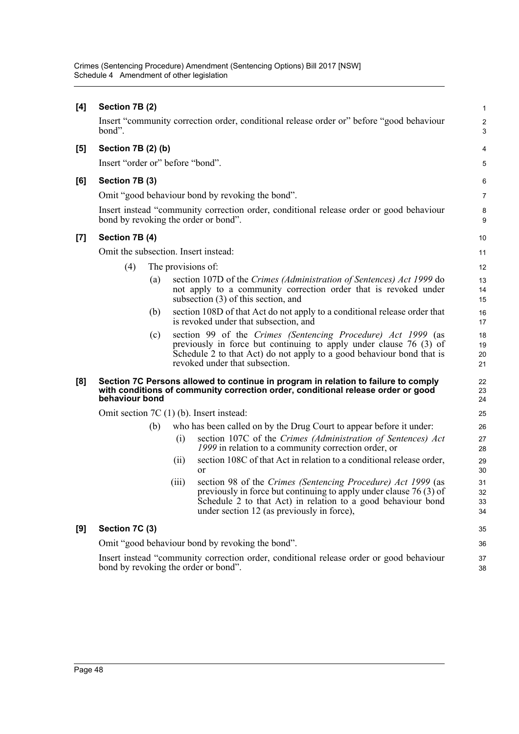**[4] Section 7B (2)**

Insert "community correction order, conditional release order or" before "good behaviour bond".

**[5] Section 7B (2) (b)**

Insert "order or" before "bond".

**[6] Section 7B (3)**

Omit "good behaviour bond by revoking the bond".

Insert instead "community correction order, conditional release order or good behaviour bond by revoking the order or bond".

**[7] Section 7B (4)**

Omit the subsection. Insert instead:

(4) The provisions of:

(a) section 107D of the *Crimes (Administration of Sentences) Act 1999* do not apply to a community correction order that is revoked under subsection (3) of this section, and

(b) section 108D of that Act do not apply to a conditional release order that is revoked under that subsection, and

(c) section 99 of the *Crimes (Sentencing Procedure) Act 1999* (as previously in force but continuing to apply under clause 76 (3) of Schedule 2 to that Act) do not apply to a good behaviour bond that is revoked under that subsection.

**[8] Section 7C Persons allowed to continue in program in relation to failure to comply with conditions of community correction order, conditional release order or good behaviour bond**

Omit section 7C (1) (b). Insert instead:

(b) who has been called on by the Drug Court to appear before it under:

(i) section 107C of the *Crimes (Administration of Sentences) Act 1999* in relation to a community correction order, or

(ii) section 108C of that Act in relation to a conditional release order, or

(iii) section 98 of the *Crimes (Sentencing Procedure) Act 1999* (as previously in force but continuing to apply under clause 76 (3) of Schedule 2 to that Act) in relation to a good behaviour bond under section 12 (as previously in force),

**[9] Section 7C (3)**

Omit "good behaviour bond by revoking the bond".

Insert instead "community correction order, conditional release order or good behaviour bond by revoking the order or bond".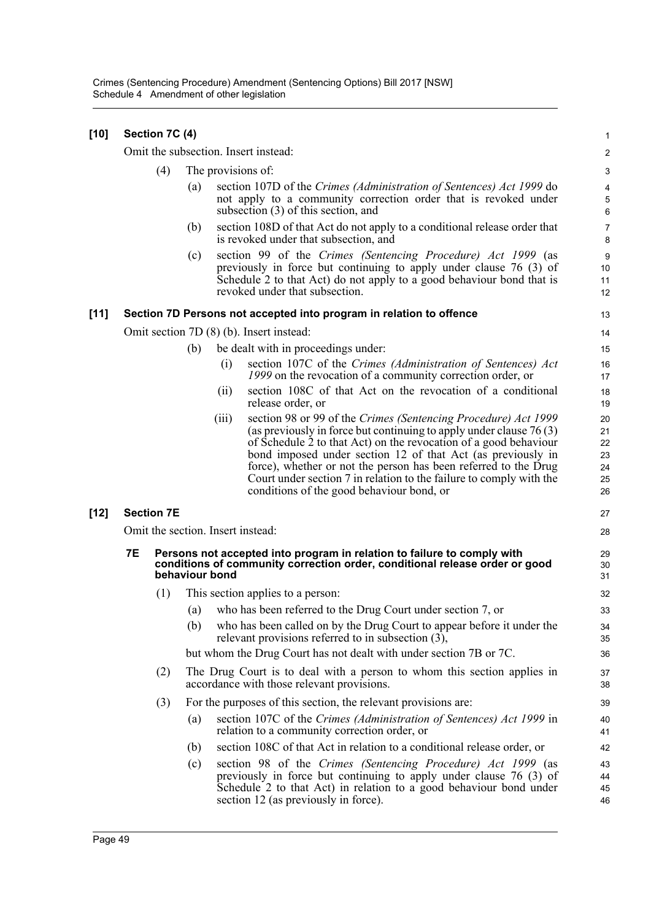**[10] Section 7C (4)**

Omit the subsection. Insert instead:

(4) The provisions of:

(a) section 107D of the *Crimes (Administration of Sentences) Act 1999* do not apply to a community correction order that is revoked under subsection (3) of this section, and

(b) section 108D of that Act do not apply to a conditional release order that is revoked under that subsection, and

(c) section 99 of the *Crimes (Sentencing Procedure) Act 1999* (as previously in force but continuing to apply under clause 76 (3) of Schedule 2 to that Act) do not apply to a good behaviour bond that is revoked under that subsection.

**[11] Section 7D Persons not accepted into program in relation to offence**

Omit section 7D (8) (b). Insert instead:

(b) be dealt with in proceedings under:

(i) section 107C of the *Crimes (Administration of Sentences) Act 1999* on the revocation of a community correction order, or

(ii) section 108C of that Act on the revocation of a conditional release order, or

(iii) section 98 or 99 of the *Crimes (Sentencing Procedure) Act 1999* (as previously in force but continuing to apply under clause 76 (3) of Schedule 2 to that Act) on the revocation of a good behaviour bond imposed under section 12 of that Act (as previously in force), whether or not the person has been referred to the Drug Court under section 7 in relation to the failure to comply with the conditions of the good behaviour bond, or

**[12] Section 7E**

Omit the section. Insert instead:

**7E Persons not accepted into program in relation to failure to comply with conditions of community correction order, conditional release order or good behaviour bond**

(1) This section applies to a person:

(a) who has been referred to the Drug Court under section 7, or

(b) who has been called on by the Drug Court to appear before it under the relevant provisions referred to in subsection (3),

but whom the Drug Court has not dealt with under section 7B or 7C.

(2) The Drug Court is to deal with a person to whom this section applies in accordance with those relevant provisions.

(3) For the purposes of this section, the relevant provisions are:

(a) section 107C of the *Crimes (Administration of Sentences) Act 1999* in relation to a community correction order, or

(b) section 108C of that Act in relation to a conditional release order, or

(c) section 98 of the *Crimes (Sentencing Procedure) Act 1999* (as previously in force but continuing to apply under clause 76 (3) of Schedule 2 to that Act) in relation to a good behaviour bond under section 12 (as previously in force).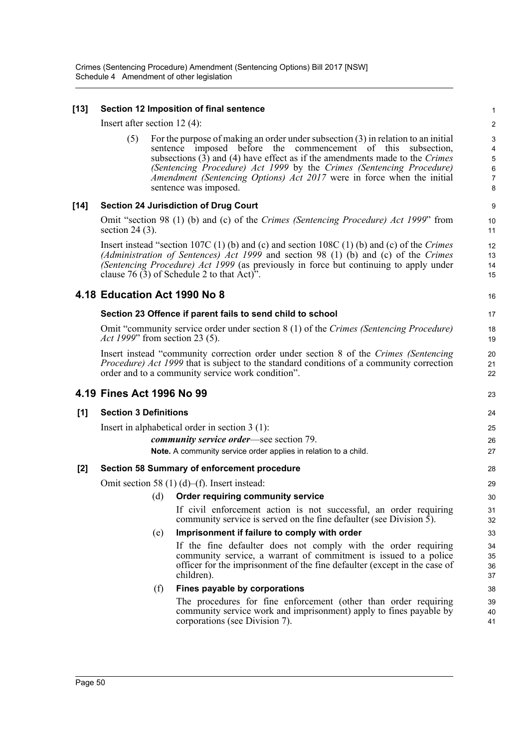**[13] Section 12 Imposition of final sentence**

Insert after section 12 (4):

> (5) For the purpose of making an order under subsection (3) in relation to an initial sentence imposed before the commencement of this subsection, subsections (3) and (4) have effect as if the amendments made to the *Crimes (Sentencing Procedure) Act 1999* by the *Crimes (Sentencing Procedure) Amendment (Sentencing Options) Act 2017* were in force when the initial sentence was imposed.

**[14] Section 24 Jurisdiction of Drug Court**

Omit "section 98 (1) (b) and (c) of the *Crimes (Sentencing Procedure) Act 1999*" from section 24 (3).

Insert instead "section 107C (1) (b) and (c) and section 108C (1) (b) and (c) of the *Crimes (Administration of Sentences) Act 1999* and section 98 (1) (b) and (c) of the *Crimes (Sentencing Procedure) Act 1999* (as previously in force but continuing to apply under clause 76 (3) of Schedule 2 to that Act)".

## 4.18 Education Act 1990 No 8

**Section 23 Offence if parent fails to send child to school**

Omit "community service order under section 8 (1) of the *Crimes (Sentencing Procedure) Act 1999*" from section 23 (5).

Insert instead "community correction order under section 8 of the *Crimes (Sentencing Procedure) Act 1999* that is subject to the standard conditions of a community correction order and to a community service work condition".

## 4.19 Fines Act 1996 No 99

**[1] Section 3 Definitions**

Insert in alphabetical order in section 3 (1):

> ***community service order***—see section 79.
>
> **Note.** A community service order applies in relation to a child.

**[2] Section 58 Summary of enforcement procedure**

Omit section 58 (1) (d)–(f). Insert instead:

> (d) **Order requiring community service**
>
> If civil enforcement action is not successful, an order requiring community service is served on the fine defaulter (see Division 5).
>
> (e) **Imprisonment if failure to comply with order**
>
> If the fine defaulter does not comply with the order requiring community service, a warrant of commitment is issued to a police officer for the imprisonment of the fine defaulter (except in the case of children).
>
> (f) **Fines payable by corporations**
>
> The procedures for fine enforcement (other than order requiring community service work and imprisonment) apply to fines payable by corporations (see Division 7).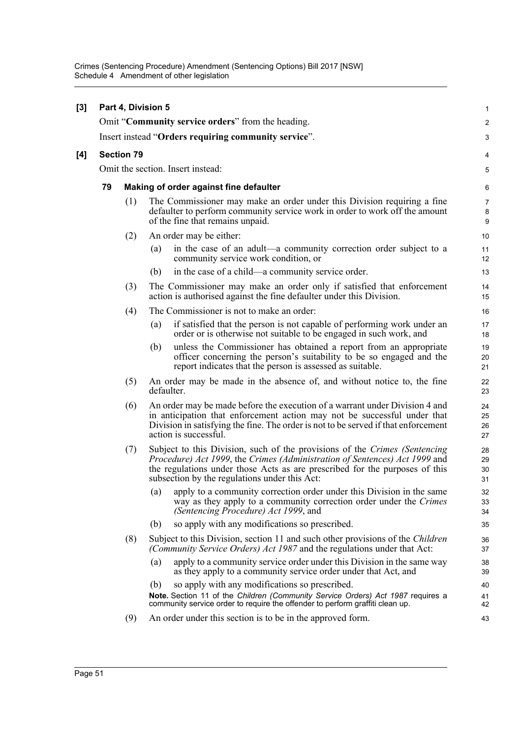**[3] Part 4, Division 5**

Omit "**Community service orders**" from the heading.

Insert instead "**Orders requiring community service**".

**[4] Section 79**

Omit the section. Insert instead:

**79 Making of order against fine defaulter**

(1) The Commissioner may make an order under this Division requiring a fine defaulter to perform community service work in order to work off the amount of the fine that remains unpaid.

(2) An order may be either:

- (a) in the case of an adult—a community correction order subject to a community service work condition, or
- (b) in the case of a child—a community service order.

(3) The Commissioner may make an order only if satisfied that enforcement action is authorised against the fine defaulter under this Division.

(4) The Commissioner is not to make an order:

- (a) if satisfied that the person is not capable of performing work under an order or is otherwise not suitable to be engaged in such work, and
- (b) unless the Commissioner has obtained a report from an appropriate officer concerning the person's suitability to be so engaged and the report indicates that the person is assessed as suitable.

(5) An order may be made in the absence of, and without notice to, the fine defaulter.

(6) An order may be made before the execution of a warrant under Division 4 and in anticipation that enforcement action may not be successful under that Division in satisfying the fine. The order is not to be served if that enforcement action is successful.

(7) Subject to this Division, such of the provisions of the *Crimes (Sentencing Procedure) Act 1999*, the *Crimes (Administration of Sentences) Act 1999* and the regulations under those Acts as are prescribed for the purposes of this subsection by the regulations under this Act:

- (a) apply to a community correction order under this Division in the same way as they apply to a community correction order under the *Crimes (Sentencing Procedure) Act 1999*, and
- (b) so apply with any modifications so prescribed.

(8) Subject to this Division, section 11 and such other provisions of the *Children (Community Service Orders) Act 1987* and the regulations under that Act:

- (a) apply to a community service order under this Division in the same way as they apply to a community service order under that Act, and
- (b) so apply with any modifications so prescribed.

**Note.** Section 11 of the *Children (Community Service Orders) Act 1987* requires a community service order to require the offender to perform graffiti clean up.

(9) An order under this section is to be in the approved form.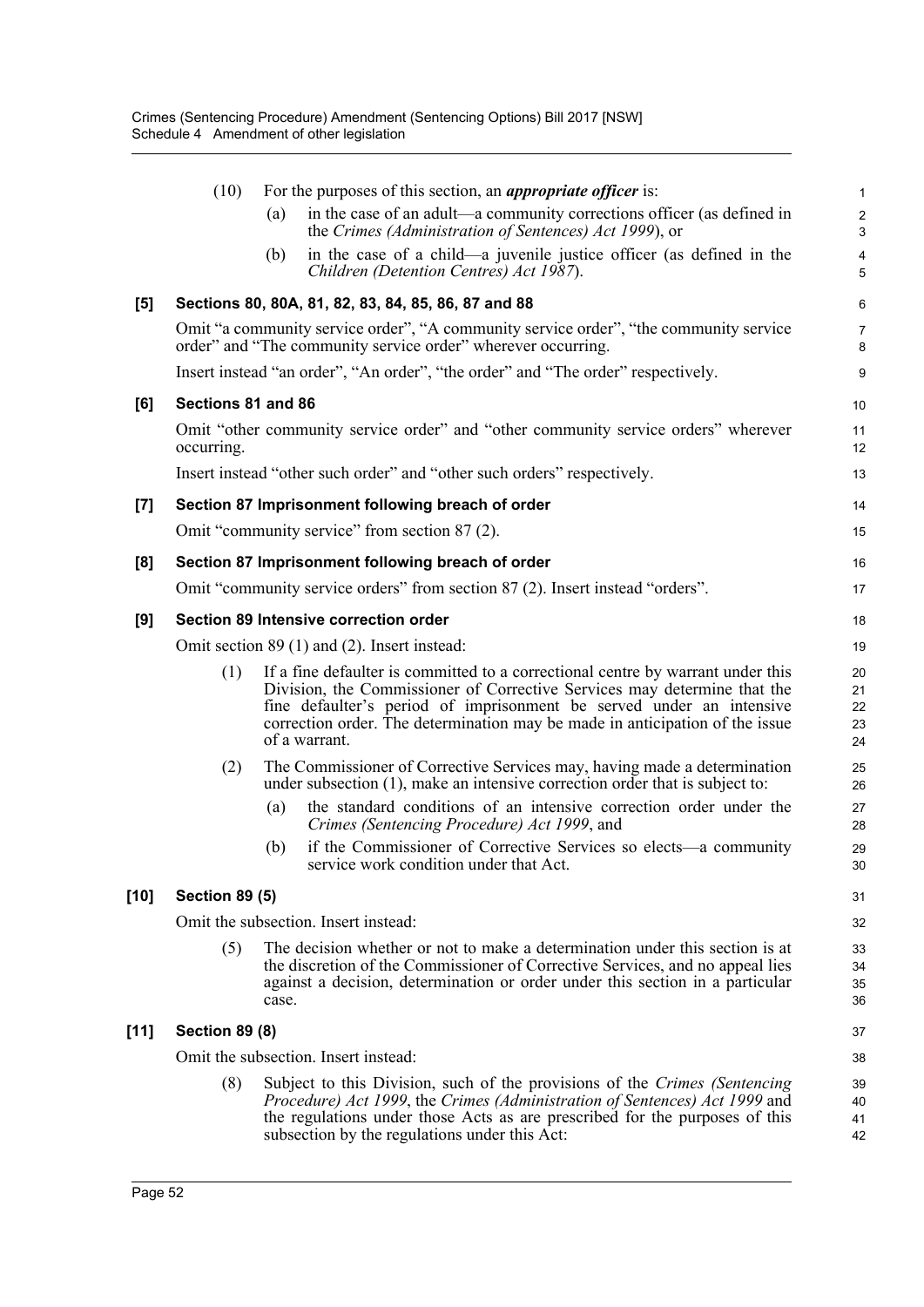(10) For the purposes of this section, an ***appropriate officer*** is:

(a) in the case of an adult—a community corrections officer (as defined in the *Crimes (Administration of Sentences) Act 1999*), or

(b) in the case of a child—a juvenile justice officer (as defined in the *Children (Detention Centres) Act 1987*).

**[5] Sections 80, 80A, 81, 82, 83, 84, 85, 86, 87 and 88**

Omit "a community service order", "A community service order", "the community service order" and "The community service order" wherever occurring.

Insert instead "an order", "An order", "the order" and "The order" respectively.

**[6] Sections 81 and 86**

Omit "other community service order" and "other community service orders" wherever occurring.

Insert instead "other such order" and "other such orders" respectively.

**[7] Section 87 Imprisonment following breach of order**

Omit "community service" from section 87 (2).

**[8] Section 87 Imprisonment following breach of order**

Omit "community service orders" from section 87 (2). Insert instead "orders".

**[9] Section 89 Intensive correction order**

Omit section 89 (1) and (2). Insert instead:

(1) If a fine defaulter is committed to a correctional centre by warrant under this Division, the Commissioner of Corrective Services may determine that the fine defaulter's period of imprisonment be served under an intensive correction order. The determination may be made in anticipation of the issue of a warrant.

(2) The Commissioner of Corrective Services may, having made a determination under subsection (1), make an intensive correction order that is subject to:

(a) the standard conditions of an intensive correction order under the *Crimes (Sentencing Procedure) Act 1999*, and

(b) if the Commissioner of Corrective Services so elects—a community service work condition under that Act.

**[10] Section 89 (5)**

Omit the subsection. Insert instead:

(5) The decision whether or not to make a determination under this section is at the discretion of the Commissioner of Corrective Services, and no appeal lies against a decision, determination or order under this section in a particular case.

**[11] Section 89 (8)**

Omit the subsection. Insert instead:

(8) Subject to this Division, such of the provisions of the *Crimes (Sentencing Procedure) Act 1999*, the *Crimes (Administration of Sentences) Act 1999* and the regulations under those Acts as are prescribed for the purposes of this subsection by the regulations under this Act: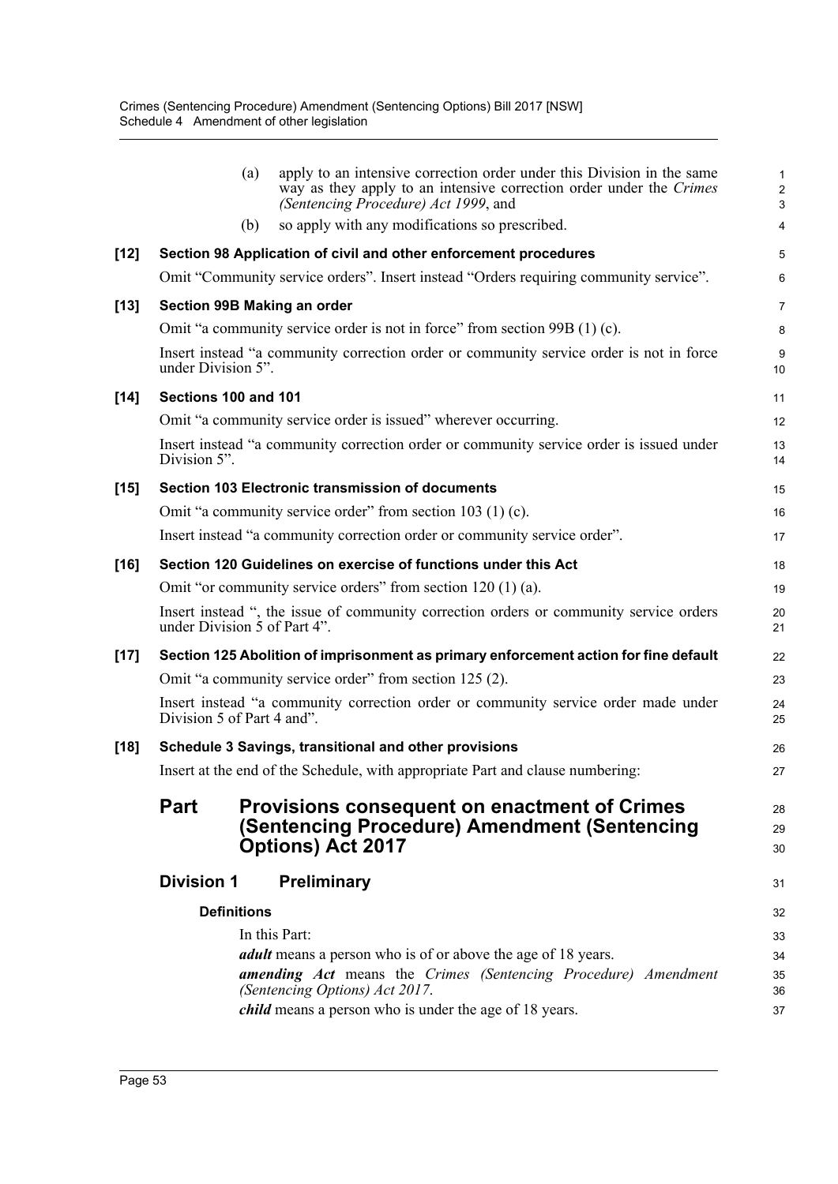(a) apply to an intensive correction order under this Division in the same way as they apply to an intensive correction order under the *Crimes (Sentencing Procedure) Act 1999*, and

(b) so apply with any modifications so prescribed.

**[12] Section 98 Application of civil and other enforcement procedures**

Omit "Community service orders". Insert instead "Orders requiring community service".

**[13] Section 99B Making an order**

Omit "a community service order is not in force" from section 99B (1) (c).

Insert instead "a community correction order or community service order is not in force under Division 5".

**[14] Sections 100 and 101**

Omit "a community service order is issued" wherever occurring.

Insert instead "a community correction order or community service order is issued under Division 5".

**[15] Section 103 Electronic transmission of documents**

Omit "a community service order" from section 103 (1) (c).

Insert instead "a community correction order or community service order".

**[16] Section 120 Guidelines on exercise of functions under this Act**

Omit "or community service orders" from section 120 (1) (a).

Insert instead ", the issue of community correction orders or community service orders under Division 5 of Part 4".

**[17] Section 125 Abolition of imprisonment as primary enforcement action for fine default**

Omit "a community service order" from section 125 (2).

Insert instead "a community correction order or community service order made under Division 5 of Part 4 and".

**[18] Schedule 3 Savings, transitional and other provisions**

Insert at the end of the Schedule, with appropriate Part and clause numbering:

# Part Provisions consequent on enactment of Crimes (Sentencing Procedure) Amendment (Sentencing Options) Act 2017

## Division 1 Preliminary

### Definitions

In this Part:

***adult*** means a person who is of or above the age of 18 years.

***amending Act*** means the *Crimes (Sentencing Procedure) Amendment (Sentencing Options) Act 2017*.

***child*** means a person who is under the age of 18 years.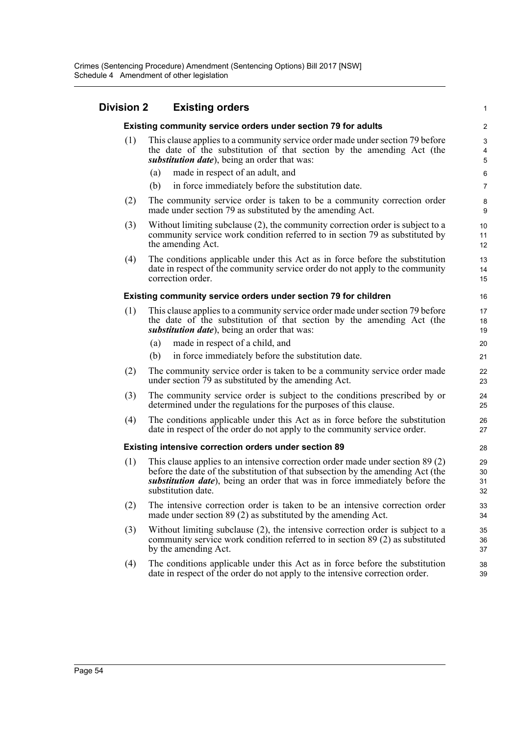## Division 2 Existing orders

### Existing community service orders under section 79 for adults

(1) This clause applies to a community service order made under section 79 before the date of the substitution of that section by the amending Act (the ***substitution date***), being an order that was:

(a) made in respect of an adult, and

(b) in force immediately before the substitution date.

(2) The community service order is taken to be a community correction order made under section 79 as substituted by the amending Act.

(3) Without limiting subclause (2), the community correction order is subject to a community service work condition referred to in section 79 as substituted by the amending Act.

(4) The conditions applicable under this Act as in force before the substitution date in respect of the community service order do not apply to the community correction order.

### Existing community service orders under section 79 for children

(1) This clause applies to a community service order made under section 79 before the date of the substitution of that section by the amending Act (the ***substitution date***), being an order that was:

(a) made in respect of a child, and

(b) in force immediately before the substitution date.

(2) The community service order is taken to be a community service order made under section 79 as substituted by the amending Act.

(3) The community service order is subject to the conditions prescribed by or determined under the regulations for the purposes of this clause.

(4) The conditions applicable under this Act as in force before the substitution date in respect of the order do not apply to the community service order.

### Existing intensive correction orders under section 89

(1) This clause applies to an intensive correction order made under section 89 (2) before the date of the substitution of that subsection by the amending Act (the ***substitution date***), being an order that was in force immediately before the substitution date.

(2) The intensive correction order is taken to be an intensive correction order made under section 89 (2) as substituted by the amending Act.

(3) Without limiting subclause (2), the intensive correction order is subject to a community service work condition referred to in section 89 (2) as substituted by the amending Act.

(4) The conditions applicable under this Act as in force before the substitution date in respect of the order do not apply to the intensive correction order.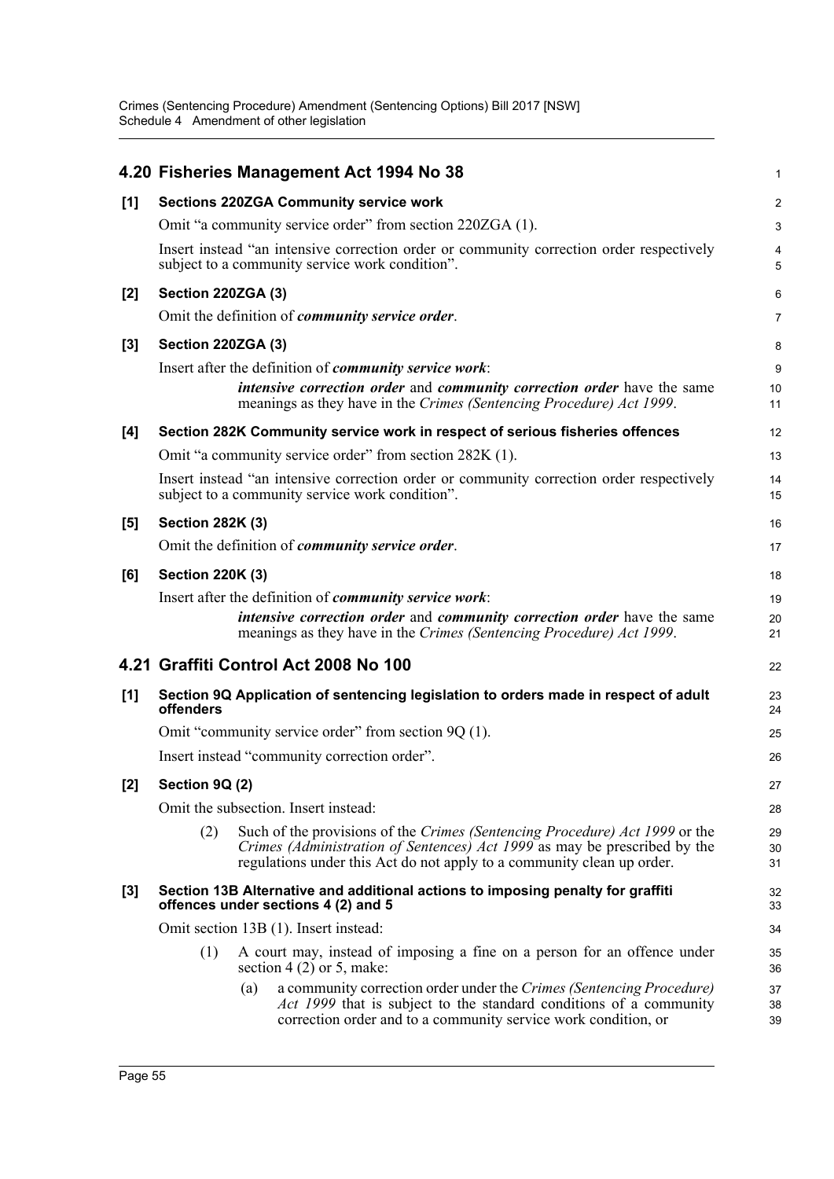## 4.20 Fisheries Management Act 1994 No 38

**[1] Sections 220ZGA Community service work**

Omit "a community service order" from section 220ZGA (1).

Insert instead "an intensive correction order or community correction order respectively subject to a community service work condition".

**[2] Section 220ZGA (3)**

Omit the definition of ***community service order***.

**[3] Section 220ZGA (3)**

Insert after the definition of ***community service work***:

> ***intensive correction order*** and ***community correction order*** have the same meanings as they have in the *Crimes (Sentencing Procedure) Act 1999*.

**[4] Section 282K Community service work in respect of serious fisheries offences**

Omit "a community service order" from section 282K (1).

Insert instead "an intensive correction order or community correction order respectively subject to a community service work condition".

**[5] Section 282K (3)**

Omit the definition of ***community service order***.

**[6] Section 220K (3)**

Insert after the definition of ***community service work***:

> ***intensive correction order*** and ***community correction order*** have the same meanings as they have in the *Crimes (Sentencing Procedure) Act 1999*.

## 4.21 Graffiti Control Act 2008 No 100

**[1] Section 9Q Application of sentencing legislation to orders made in respect of adult offenders**

Omit "community service order" from section 9Q (1).

Insert instead "community correction order".

**[2] Section 9Q (2)**

Omit the subsection. Insert instead:

> (2) Such of the provisions of the *Crimes (Sentencing Procedure) Act 1999* or the *Crimes (Administration of Sentences) Act 1999* as may be prescribed by the regulations under this Act do not apply to a community clean up order.

**[3] Section 13B Alternative and additional actions to imposing penalty for graffiti offences under sections 4 (2) and 5**

Omit section 13B (1). Insert instead:

> (1) A court may, instead of imposing a fine on a person for an offence under section 4 (2) or 5, make:
>
> (a) a community correction order under the *Crimes (Sentencing Procedure) Act 1999* that is subject to the standard conditions of a community correction order and to a community service work condition, or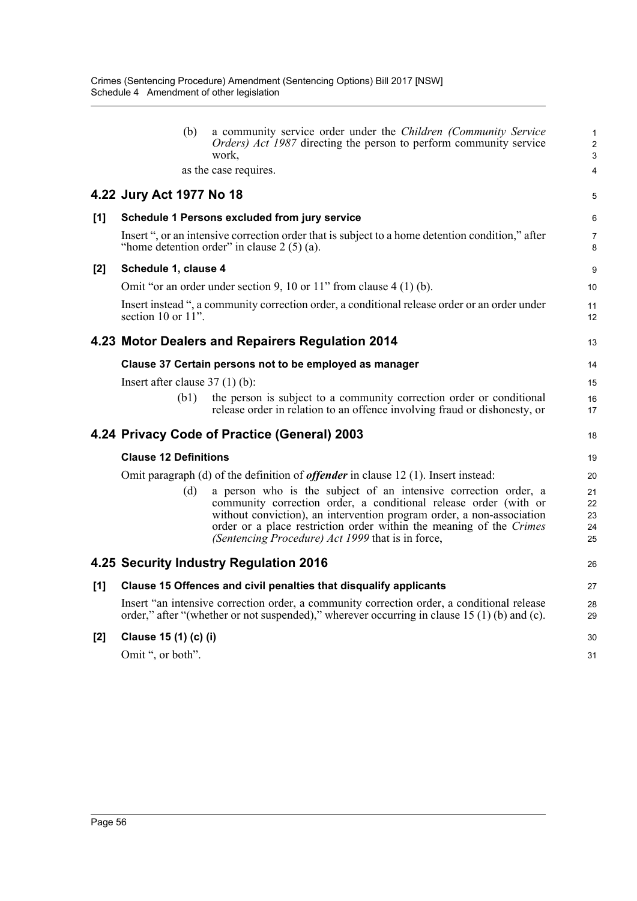(b) a community service order under the *Children (Community Service Orders) Act 1987* directing the person to perform community service work,

as the case requires.

## 4.22 Jury Act 1977 No 18

### [1] Schedule 1 Persons excluded from jury service

Insert ", or an intensive correction order that is subject to a home detention condition," after "home detention order" in clause 2 (5) (a).

### [2] Schedule 1, clause 4

Omit "or an order under section 9, 10 or 11" from clause 4 (1) (b).

Insert instead ", a community correction order, a conditional release order or an order under section 10 or 11".

## 4.23 Motor Dealers and Repairers Regulation 2014

### Clause 37 Certain persons not to be employed as manager

Insert after clause 37 (1) (b):

(b1) the person is subject to a community correction order or conditional release order in relation to an offence involving fraud or dishonesty, or

## 4.24 Privacy Code of Practice (General) 2003

### Clause 12 Definitions

Omit paragraph (d) of the definition of ***offender*** in clause 12 (1). Insert instead:

(d) a person who is the subject of an intensive correction order, a community correction order, a conditional release order (with or without conviction), an intervention program order, a non-association order or a place restriction order within the meaning of the *Crimes (Sentencing Procedure) Act 1999* that is in force,

## 4.25 Security Industry Regulation 2016

### [1] Clause 15 Offences and civil penalties that disqualify applicants

Insert "an intensive correction order, a community correction order, a conditional release order," after "(whether or not suspended)," wherever occurring in clause 15 (1) (b) and (c).

### [2] Clause 15 (1) (c) (i)

Omit ", or both".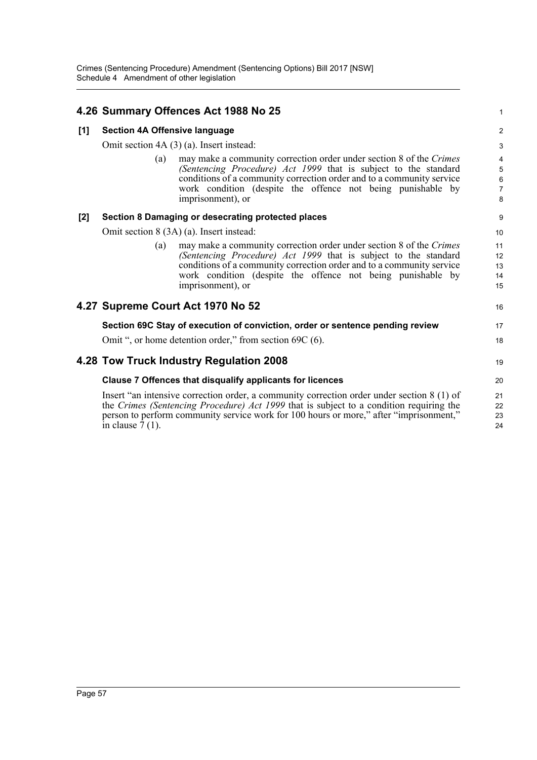## 4.26 Summary Offences Act 1988 No 25

**[1] Section 4A Offensive language**

Omit section 4A (3) (a). Insert instead:

(a) may make a community correction order under section 8 of the *Crimes (Sentencing Procedure) Act 1999* that is subject to the standard conditions of a community correction order and to a community service work condition (despite the offence not being punishable by imprisonment), or

**[2] Section 8 Damaging or desecrating protected places**

Omit section 8 (3A) (a). Insert instead:

(a) may make a community correction order under section 8 of the *Crimes (Sentencing Procedure) Act 1999* that is subject to the standard conditions of a community correction order and to a community service work condition (despite the offence not being punishable by imprisonment), or

## 4.27 Supreme Court Act 1970 No 52

**Section 69C Stay of execution of conviction, order or sentence pending review**

Omit ", or home detention order," from section 69C (6).

## 4.28 Tow Truck Industry Regulation 2008

**Clause 7 Offences that disqualify applicants for licences**

Insert "an intensive correction order, a community correction order under section 8 (1) of the *Crimes (Sentencing Procedure) Act 1999* that is subject to a condition requiring the person to perform community service work for 100 hours or more," after "imprisonment," in clause 7 (1).